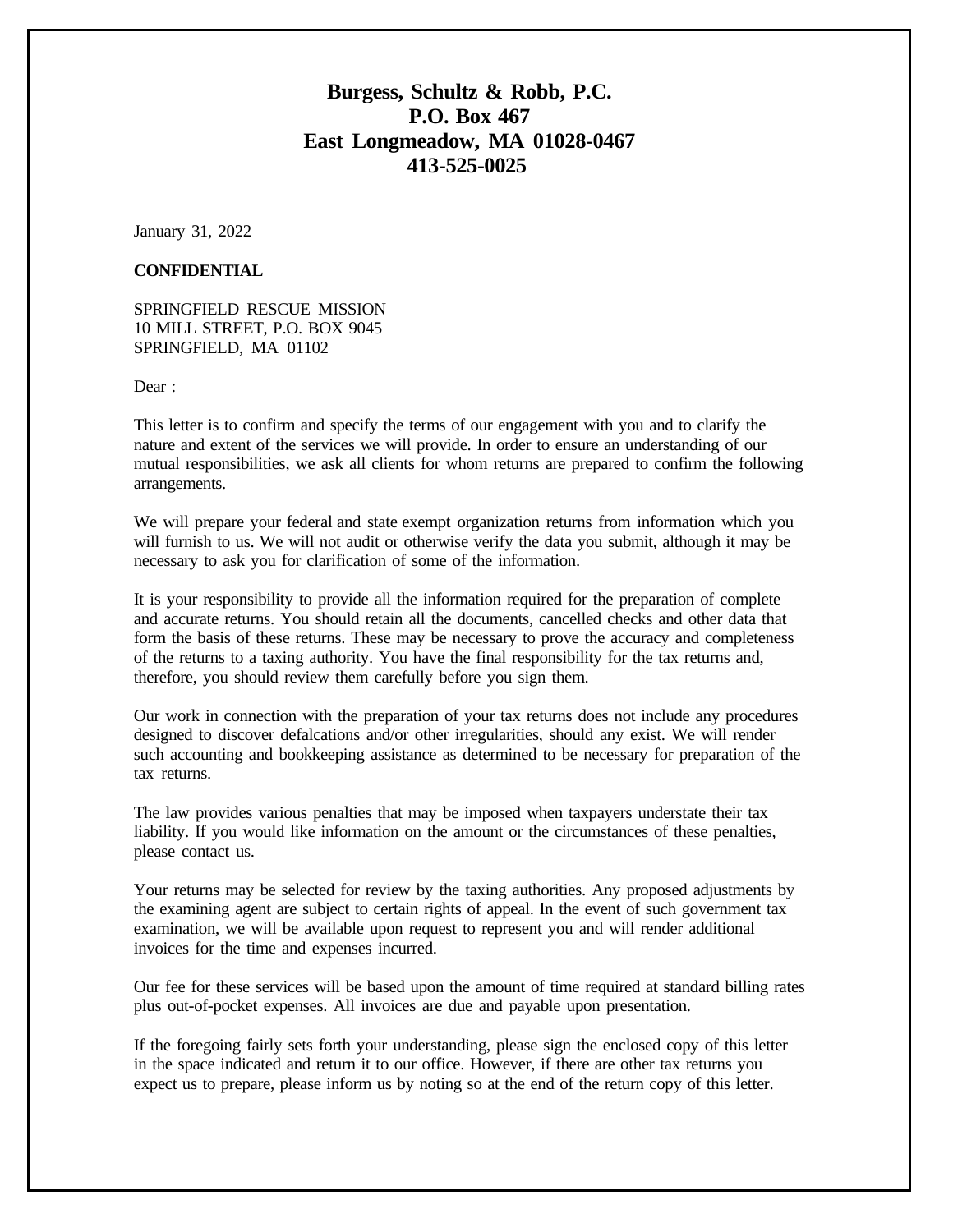**Burgess, Schultz & Robb, P.C.**
**P.O. Box 467**
**East Longmeadow, MA 01028-0467**
**413-525-0025**

January 31, 2022

**CONFIDENTIAL**

SPRINGFIELD RESCUE MISSION
10 MILL STREET, P.O. BOX 9045
SPRINGFIELD, MA 01102

Dear :

This letter is to confirm and specify the terms of our engagement with you and to clarify the nature and extent of the services we will provide. In order to ensure an understanding of our mutual responsibilities, we ask all clients for whom returns are prepared to confirm the following arrangements.

We will prepare your federal and state exempt organization returns from information which you will furnish to us. We will not audit or otherwise verify the data you submit, although it may be necessary to ask you for clarification of some of the information.

It is your responsibility to provide all the information required for the preparation of complete and accurate returns. You should retain all the documents, cancelled checks and other data that form the basis of these returns. These may be necessary to prove the accuracy and completeness of the returns to a taxing authority. You have the final responsibility for the tax returns and, therefore, you should review them carefully before you sign them.

Our work in connection with the preparation of your tax returns does not include any procedures designed to discover defalcations and/or other irregularities, should any exist. We will render such accounting and bookkeeping assistance as determined to be necessary for preparation of the tax returns.

The law provides various penalties that may be imposed when taxpayers understate their tax liability. If you would like information on the amount or the circumstances of these penalties, please contact us.

Your returns may be selected for review by the taxing authorities. Any proposed adjustments by the examining agent are subject to certain rights of appeal. In the event of such government tax examination, we will be available upon request to represent you and will render additional invoices for the time and expenses incurred.

Our fee for these services will be based upon the amount of time required at standard billing rates plus out-of-pocket expenses. All invoices are due and payable upon presentation.

If the foregoing fairly sets forth your understanding, please sign the enclosed copy of this letter in the space indicated and return it to our office. However, if there are other tax returns you expect us to prepare, please inform us by noting so at the end of the return copy of this letter.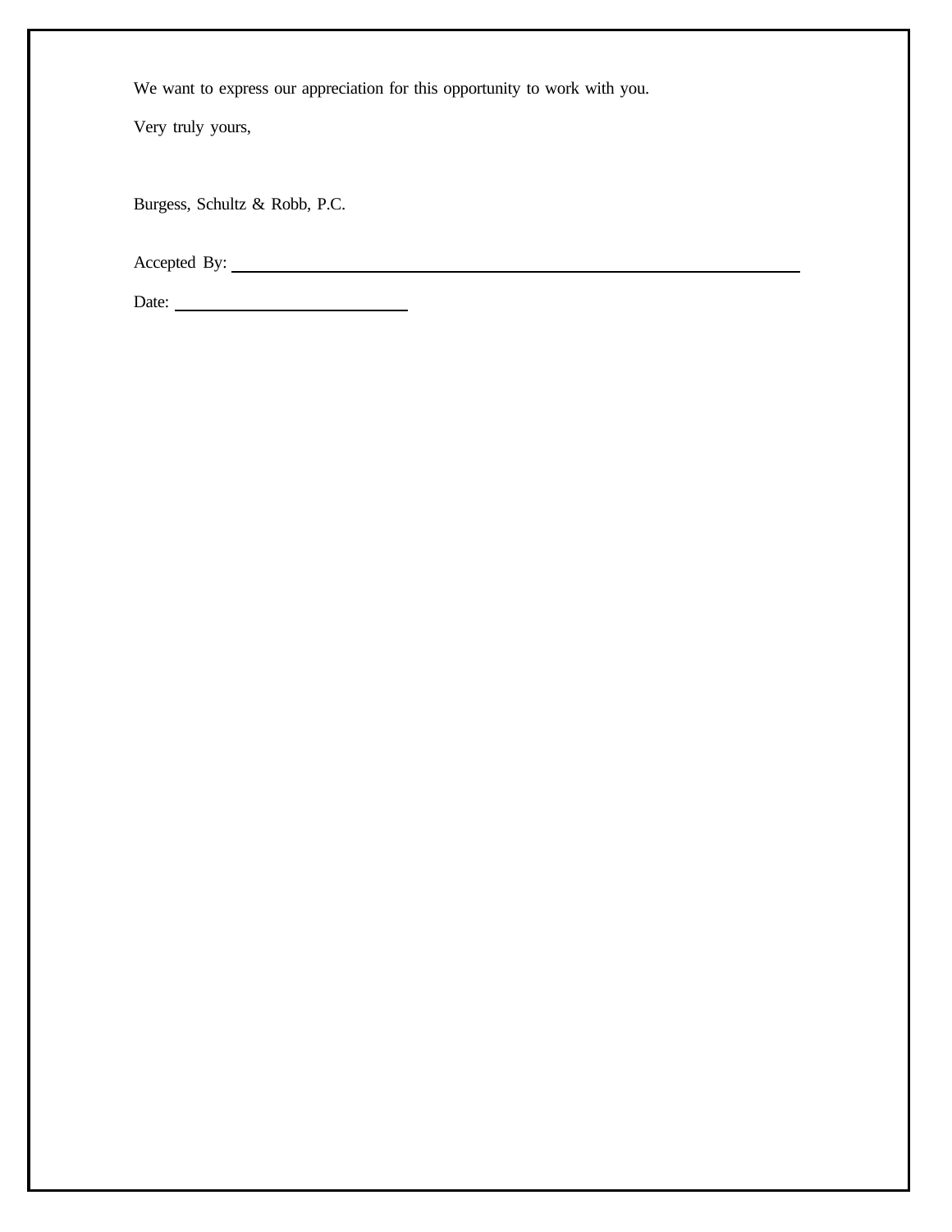We want to express our appreciation for this opportunity to work with you.

Very truly yours,

Burgess, Schultz & Robb, P.C.

Accepted By: ______________________________________________

Date: ____________________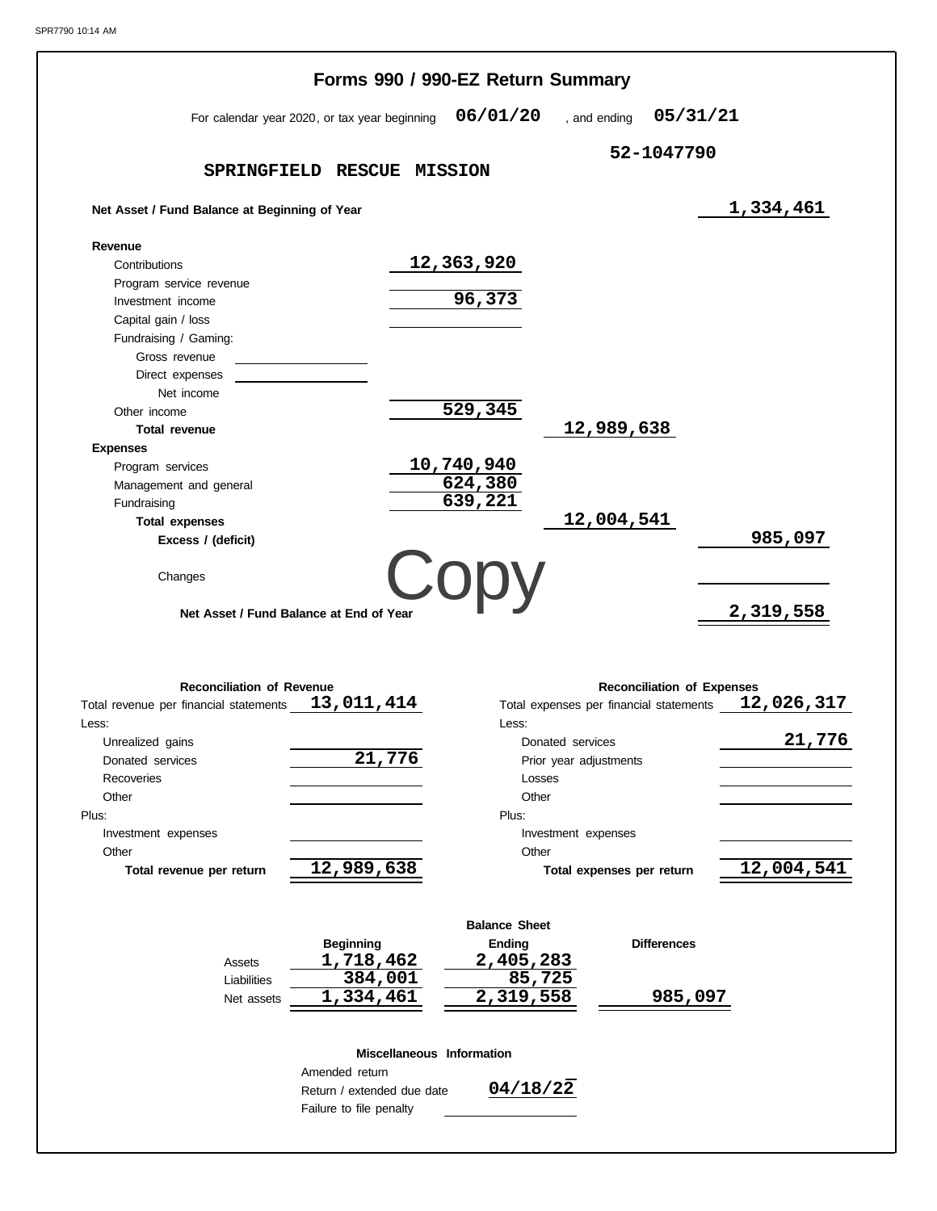# Forms 990 / 990-EZ Return Summary

For calendar year 2020, or tax year beginning **06/01/20** , and ending **05/31/21**

**52-1047790**

**SPRINGFIELD RESCUE MISSION**

**Net Asset / Fund Balance at Beginning of Year** **1,334,461**

| | | | |
|---|---|---|---|
| **Revenue** | | | |
| Contributions | 12,363,920 | | |
| Program service revenue | | | |
| Investment income | 96,373 | | |
| Capital gain / loss | | | |
| Fundraising / Gaming: | | | |
| Gross revenue | | | |
| Direct expenses | | | |
| Net income | | | |
| Other income | 529,345 | | |
| **Total revenue** | | 12,989,638 | |
| **Expenses** | | | |
| Program services | 10,740,940 | | |
| Management and general | 624,380 | | |
| Fundraising | 639,221 | | |
| **Total expenses** | | 12,004,541 | |
| **Excess / (deficit)** | | | 985,097 |
| Changes | | | |
| **Net Asset / Fund Balance at End of Year** | | | 2,319,558 |

Copy

| **Reconciliation of Revenue** | | **Reconciliation of Expenses** | |
|---|---|---|---|
| Total revenue per financial statements | 13,011,414 | Total expenses per financial statements | 12,026,317 |
| Less: | | Less: | |
| Unrealized gains | | Donated services | 21,776 |
| Donated services | 21,776 | Prior year adjustments | |
| Recoveries | | Losses | |
| Other | | Other | |
| Plus: | | Plus: | |
| Investment expenses | | Investment expenses | |
| Other | | Other | |
| **Total revenue per return** | 12,989,638 | **Total expenses per return** | 12,004,541 |

**Balance Sheet**

| | Beginning | Ending | Differences |
|---|---|---|---|
| Assets | 1,718,462 | 2,405,283 | |
| Liabilities | 384,001 | 85,725 | |
| Net assets | 1,334,461 | 2,319,558 | 985,097 |

**Miscellaneous Information**

| | |
|---|---|
| Amended return | |
| Return / extended due date | 04/18/22 |
| Failure to file penalty | |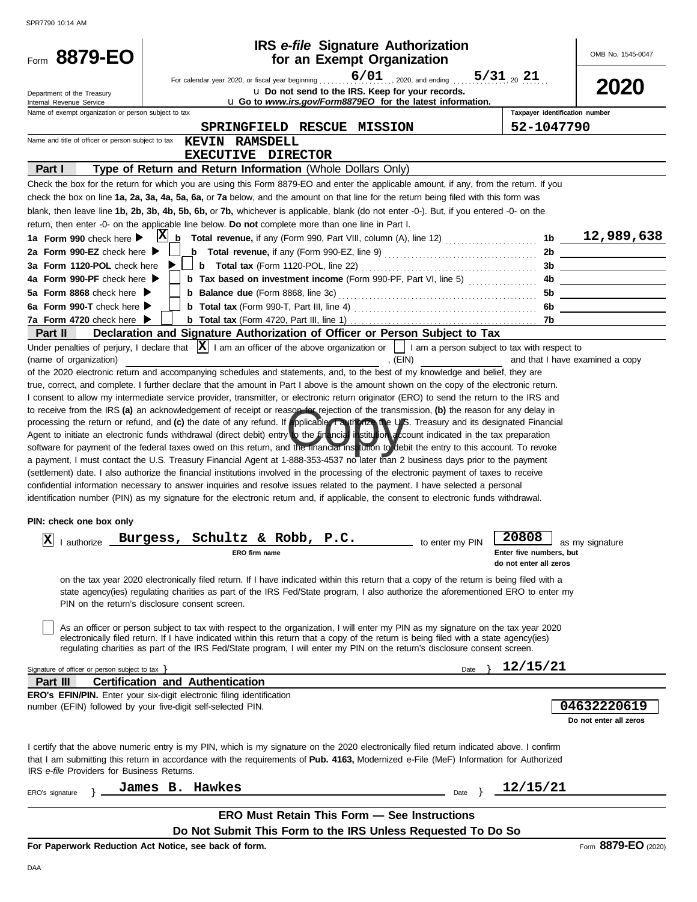# Form 8879-EO

## IRS *e-file* Signature Authorization for an Exempt Organization

OMB No. 1545-0047

For calendar year 2020, or fiscal year beginning 6/01, 2020, and ending 5/31, 20 21

u Do not send to the IRS. Keep for your records.

u Go to *www.irs.gov/Form8879EO* for the latest information.

**2020**

Department of the Treasury
Internal Revenue Service

Name of exempt organization or person subject to tax: **SPRINGFIELD RESCUE MISSION**

Taxpayer identification number: **52-1047790**

Name and title of officer or person subject to tax: **KEVIN RAMSDELL**
**EXECUTIVE DIRECTOR**

### Part I — Type of Return and Return Information (Whole Dollars Only)

Check the box for the return for which you are using this Form 8879-EO and enter the applicable amount, if any, from the return. If you check the box on line **1a, 2a, 3a, 4a, 5a, 6a,** or **7a** below, and the amount on that line for the return being filed with this form was blank, then leave line **1b, 2b, 3b, 4b, 5b, 6b,** or **7b,** whichever is applicable, blank (do not enter -0-). But, if you entered -0- on the return, then enter -0- on the applicable line below. **Do not** complete more than one line in Part I.

| | | | |
|---|---|---|---|
| **1a Form 990** check here ▶ [X] | **b Total revenue,** if any (Form 990, Part VIII, column (A), line 12) | 1b | 12,989,638 |
| **2a Form 990-EZ** check here ▶ [ ] | **b Total revenue,** if any (Form 990-EZ, line 9) | 2b | |
| **3a Form 1120-POL** check here ▶ [ ] | **b Total tax** (Form 1120-POL, line 22) | 3b | |
| **4a Form 990-PF** check here ▶ [ ] | **b Tax based on investment income** (Form 990-PF, Part VI, line 5) | 4b | |
| **5a Form 8868** check here ▶ [ ] | **b Balance due** (Form 8868, line 3c) | 5b | |
| **6a Form 990-T** check here ▶ [ ] | **b Total tax** (Form 990-T, Part III, line 4) | 6b | |
| **7a Form 4720** check here ▶ [ ] | **b Total tax** (Form 4720, Part III, line 1) | 7b | |

### Part II — Declaration and Signature Authorization of Officer or Person Subject to Tax

Under penalties of perjury, I declare that [X] I am an officer of the above organization or [ ] I am a person subject to tax with respect to (name of organization) ______, (EIN) ______ and that I have examined a copy of the 2020 electronic return and accompanying schedules and statements, and, to the best of my knowledge and belief, they are true, correct, and complete. I further declare that the amount in Part I above is the amount shown on the copy of the electronic return. I consent to allow my intermediate service provider, transmitter, or electronic return originator (ERO) to send the return to the IRS and to receive from the IRS **(a)** an acknowledgement of receipt or reason for rejection of the transmission, **(b)** the reason for any delay in processing the return or refund, and **(c)** the date of any refund. If applicable, I authorize the U.S. Treasury and its designated Financial Agent to initiate an electronic funds withdrawal (direct debit) entry to the financial institution account indicated in the tax preparation software for payment of the federal taxes owed on this return, and the financial institution to debit the entry to this account. To revoke a payment, I must contact the U.S. Treasury Financial Agent at 1-888-353-4537 no later than 2 business days prior to the payment (settlement) date. I also authorize the financial institutions involved in the processing of the electronic payment of taxes to receive confidential information necessary to answer inquiries and resolve issues related to the payment. I have selected a personal identification number (PIN) as my signature for the electronic return and, if applicable, the consent to electronic funds withdrawal.

**PIN: check one box only**

[X] I authorize **Burgess, Schultz & Robb, P.C.** (ERO firm name) to enter my PIN **20808** (Enter five numbers, but do not enter all zeros) as my signature on the tax year 2020 electronically filed return. If I have indicated within this return that a copy of the return is being filed with a state agency(ies) regulating charities as part of the IRS Fed/State program, I also authorize the aforementioned ERO to enter my PIN on the return's disclosure consent screen.

[ ] As an officer or person subject to tax with respect to the organization, I will enter my PIN as my signature on the tax year 2020 electronically filed return. If I have indicated within this return that a copy of the return is being filed with a state agency(ies) regulating charities as part of the IRS Fed/State program, I will enter my PIN on the return's disclosure consent screen.

Signature of officer or person subject to tax } ______ Date } **12/15/21**

### Part III — Certification and Authentication

**ERO's EFIN/PIN.** Enter your six-digit electronic filing identification number (EFIN) followed by your five-digit self-selected PIN. **04632220619** (Do not enter all zeros)

I certify that the above numeric entry is my PIN, which is my signature on the 2020 electronically filed return indicated above. I confirm that I am submitting this return in accordance with the requirements of **Pub. 4163,** Modernized e-File (MeF) Information for Authorized IRS *e-file* Providers for Business Returns.

ERO's signature } **James B. Hawkes** Date } **12/15/21**

**ERO Must Retain This Form — See Instructions**

**Do Not Submit This Form to the IRS Unless Requested To Do So**

**For Paperwork Reduction Act Notice, see back of form.** Form **8879-EO** (2020)

DAA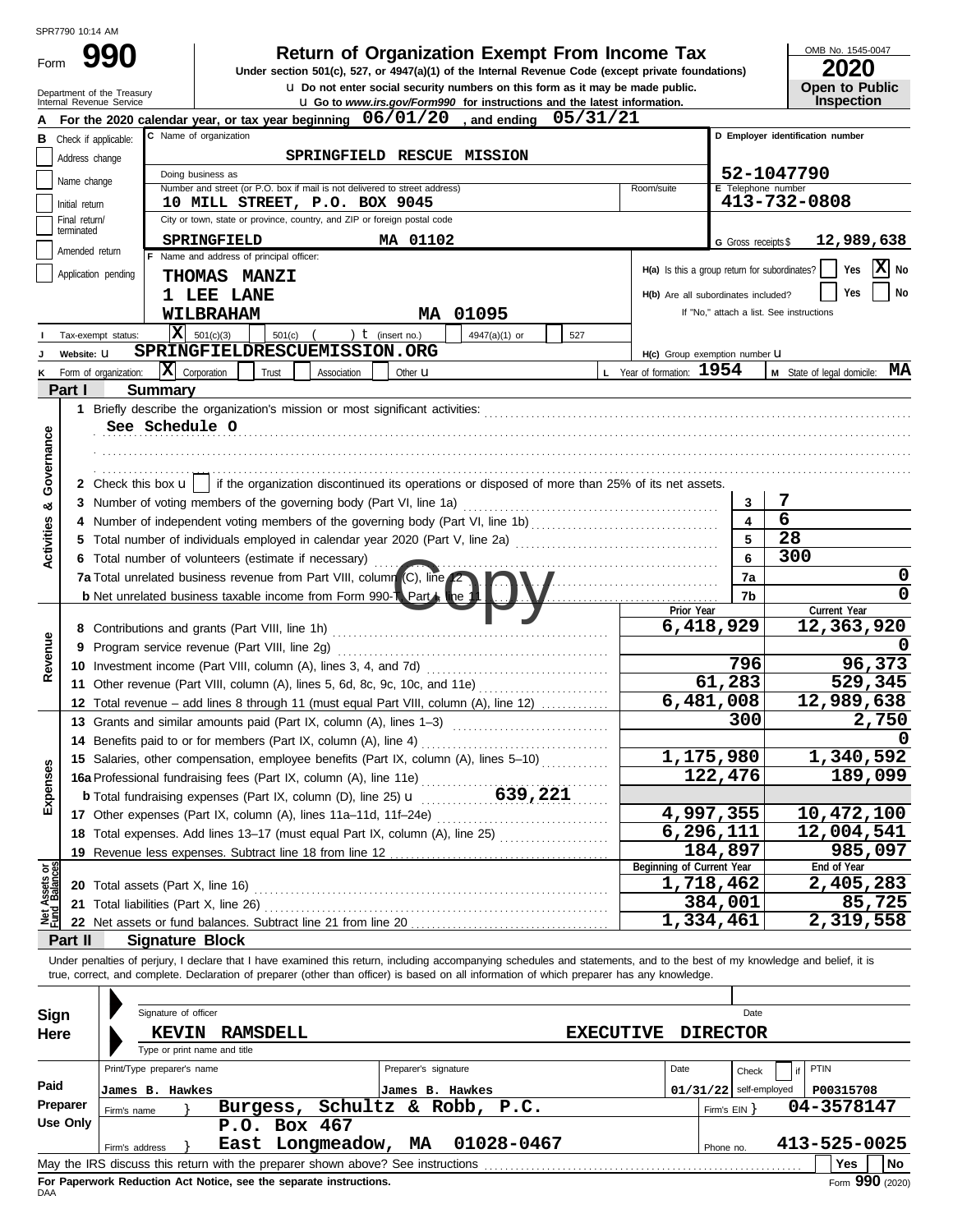SPR7790 10:14 AM

# Form 990 — Return of Organization Exempt From Income Tax

**2020**

Under section 501(c), 527, or 4947(a)(1) of the Internal Revenue Code (except private foundations)

u Do not enter social security numbers on this form as it may be made public.

u Go to *www.irs.gov/Form990* for instructions and the latest information.

Department of the Treasury
Internal Revenue Service

OMB No. 1545-0047

**Open to Public Inspection**

**A** For the 2020 calendar year, or tax year beginning **06/01/20**, and ending **05/31/21**

| | |
|---|---|
| **B** Check if applicable: Address change; Name change; Initial return; Final return/terminated; Amended return; Application pending | **C** Name of organization: **SPRINGFIELD RESCUE MISSION** |
| | Doing business as |
| | Number and street (or P.O. box if mail is not delivered to street address): **10 MILL STREET, P.O. BOX 9045** Room/suite |
| | City or town, state or province, country, and ZIP or foreign postal code: **SPRINGFIELD MA 01102** |
| | **F** Name and address of principal officer: **THOMAS MANZI, 1 LEE LANE, WILBRAHAM MA 01095** |

**D** Employer identification number: **52-1047790**

**E** Telephone number: **413-732-0808**

**G** Gross receipts $ **12,989,638**

**H(a)** Is this a group return for subordinates? Yes [ ] No [X]

**H(b)** Are all subordinates included? Yes [ ] No [ ]
If "No," attach a list. See instructions

**H(c)** Group exemption number u

**I** Tax-exempt status: [X] 501(c)(3) [ ] 501(c) ( ) t (insert no.) [ ] 4947(a)(1) or [ ] 527

**J** Website: u **SPRINGFIELDRESCUEMISSION.ORG**

**K** Form of organization: [X] Corporation [ ] Trust [ ] Association [ ] Other u

**L** Year of formation: **1954**

**M** State of legal domicile: **MA**

## Part I Summary

**Activities & Governance**

1 Briefly describe the organization's mission or most significant activities:
See Schedule O

2 Check this box u [ ] if the organization discontinued its operations or disposed of more than 25% of its net assets.

| | | | |
|---|---|---|---|
| 3 | Number of voting members of the governing body (Part VI, line 1a) | 3 | 7 |
| 4 | Number of independent voting members of the governing body (Part VI, line 1b) | 4 | 6 |
| 5 | Total number of individuals employed in calendar year 2020 (Part V, line 2a) | 5 | 28 |
| 6 | Total number of volunteers (estimate if necessary) | 6 | 300 |
| 7a | Total unrelated business revenue from Part VIII, column (C), line 12 | 7a | 0 |
| b | Net unrelated business taxable income from Form 990-T, Part I, line 11 | 7b | 0 |

| | | Prior Year | Current Year |
|---|---|---|---|
| **Revenue** | | | |
| 8 | Contributions and grants (Part VIII, line 1h) | 6,418,929 | 12,363,920 |
| 9 | Program service revenue (Part VIII, line 2g) | | 0 |
| 10 | Investment income (Part VIII, column (A), lines 3, 4, and 7d) | 796 | 96,373 |
| 11 | Other revenue (Part VIII, column (A), lines 5, 6d, 8c, 9c, 10c, and 11e) | 61,283 | 529,345 |
| 12 | Total revenue – add lines 8 through 11 (must equal Part VIII, column (A), line 12) | 6,481,008 | 12,989,638 |
| **Expenses** | | | |
| 13 | Grants and similar amounts paid (Part IX, column (A), lines 1–3) | 300 | 2,750 |
| 14 | Benefits paid to or for members (Part IX, column (A), line 4) | | 0 |
| 15 | Salaries, other compensation, employee benefits (Part IX, column (A), lines 5–10) | 1,175,980 | 1,340,592 |
| 16a | Professional fundraising fees (Part IX, column (A), line 11e) | 122,476 | 189,099 |
| b | Total fundraising expenses (Part IX, column (D), line 25) u 639,221 | | |
| 17 | Other expenses (Part IX, column (A), lines 11a–11d, 11f–24e) | 4,997,355 | 10,472,100 |
| 18 | Total expenses. Add lines 13–17 (must equal Part IX, column (A), line 25) | 6,296,111 | 12,004,541 |
| 19 | Revenue less expenses. Subtract line 18 from line 12 | 184,897 | 985,097 |
| **Net Assets or Fund Balances** | | **Beginning of Current Year** | **End of Year** |
| 20 | Total assets (Part X, line 16) | 1,718,462 | 2,405,283 |
| 21 | Total liabilities (Part X, line 26) | 384,001 | 85,725 |
| 22 | Net assets or fund balances. Subtract line 21 from line 20 | 1,334,461 | 2,319,558 |

## Part II Signature Block

Under penalties of perjury, I declare that I have examined this return, including accompanying schedules and statements, and to the best of my knowledge and belief, it is true, correct, and complete. Declaration of preparer (other than officer) is based on all information of which preparer has any knowledge.

**Sign Here**

Signature of officer | Date

**KEVIN RAMSDELL — EXECUTIVE DIRECTOR**
Type or print name and title

| | | | | | |
|---|---|---|---|---|---|
| **Paid Preparer Use Only** | Print/Type preparer's name: James B. Hawkes | Preparer's signature: James B. Hawkes | Date: 01/31/22 | Check [ ] if self-employed | PTIN: P00315708 |
| | Firm's name: Burgess, Schultz & Robb, P.C. | | | Firm's EIN: 04-3578147 | |
| | Firm's address: P.O. Box 467, East Longmeadow, MA 01028-0467 | | | Phone no.: 413-525-0025 | |

May the IRS discuss this return with the preparer shown above? See instructions [ ] Yes [ ] No

**For Paperwork Reduction Act Notice, see the separate instructions.**

DAA

Form **990** (2020)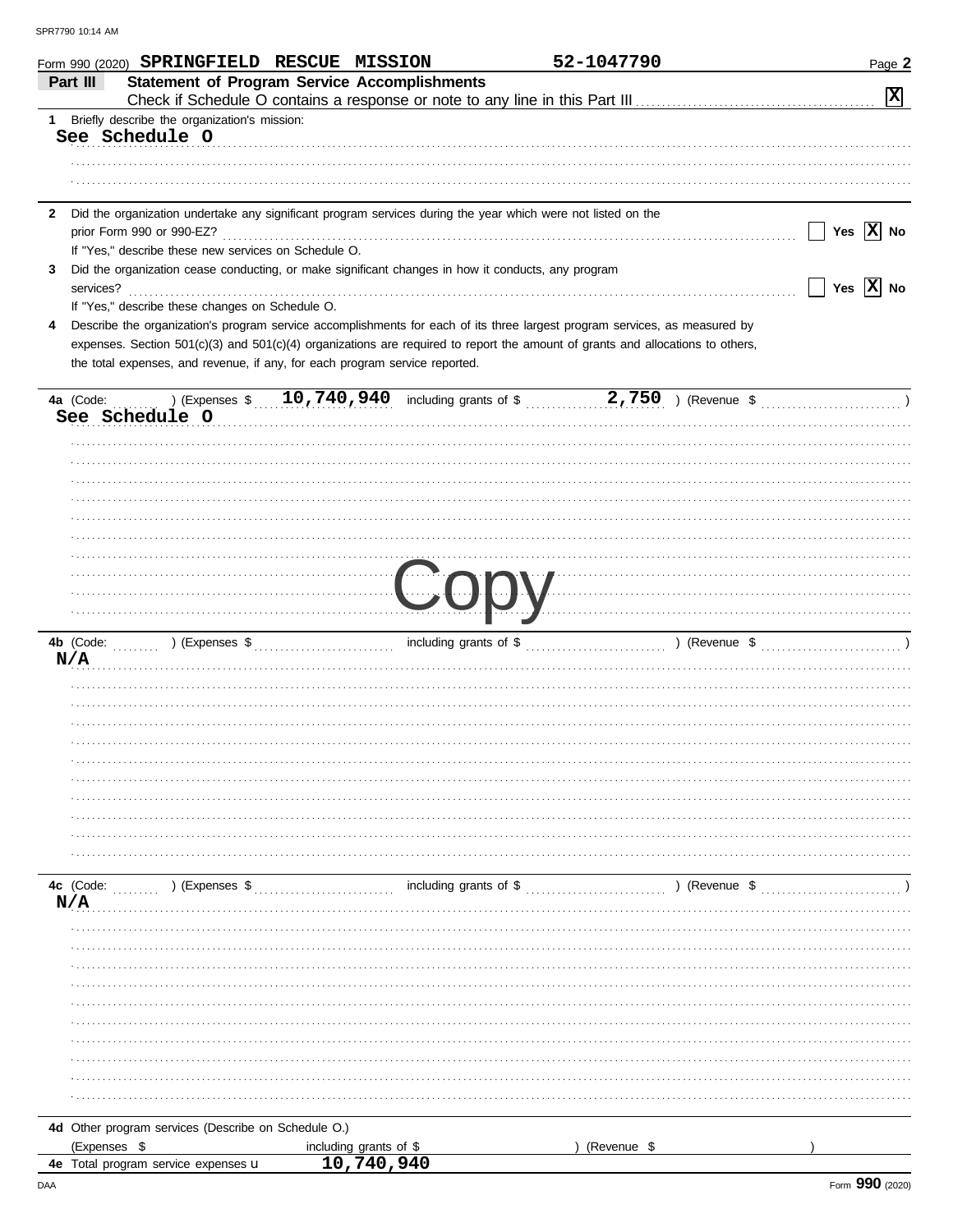Form 990 (2020) **SPRINGFIELD RESCUE MISSION** **52-1047790** Page **2**

## Part III — Statement of Program Service Accomplishments

Check if Schedule O contains a response or note to any line in this Part III ........ [X]

**1** Briefly describe the organization's mission:

See Schedule O

**2** Did the organization undertake any significant program services during the year which were not listed on the prior Form 990 or 990-EZ? ........ [ ] Yes [X] No

If "Yes," describe these new services on Schedule O.

**3** Did the organization cease conducting, or make significant changes in how it conducts, any program services? ........ [ ] Yes [X] No

If "Yes," describe these changes on Schedule O.

**4** Describe the organization's program service accomplishments for each of its three largest program services, as measured by expenses. Section 501(c)(3) and 501(c)(4) organizations are required to report the amount of grants and allocations to others, the total expenses, and revenue, if any, for each program service reported.

**4a** (Code: ) (Expenses $ **10,740,940** including grants of $ **2,750** ) (Revenue $ )

See Schedule O

Copy

**4b** (Code: ) (Expenses $ including grants of $ ) (Revenue $ )

N/A

**4c** (Code: ) (Expenses $ including grants of $ ) (Revenue $ )

N/A

**4d** Other program services (Describe on Schedule O.)

(Expenses $ including grants of $ ) (Revenue $ )

**4e** Total program service expenses **10,740,940**

DAA Form **990** (2020)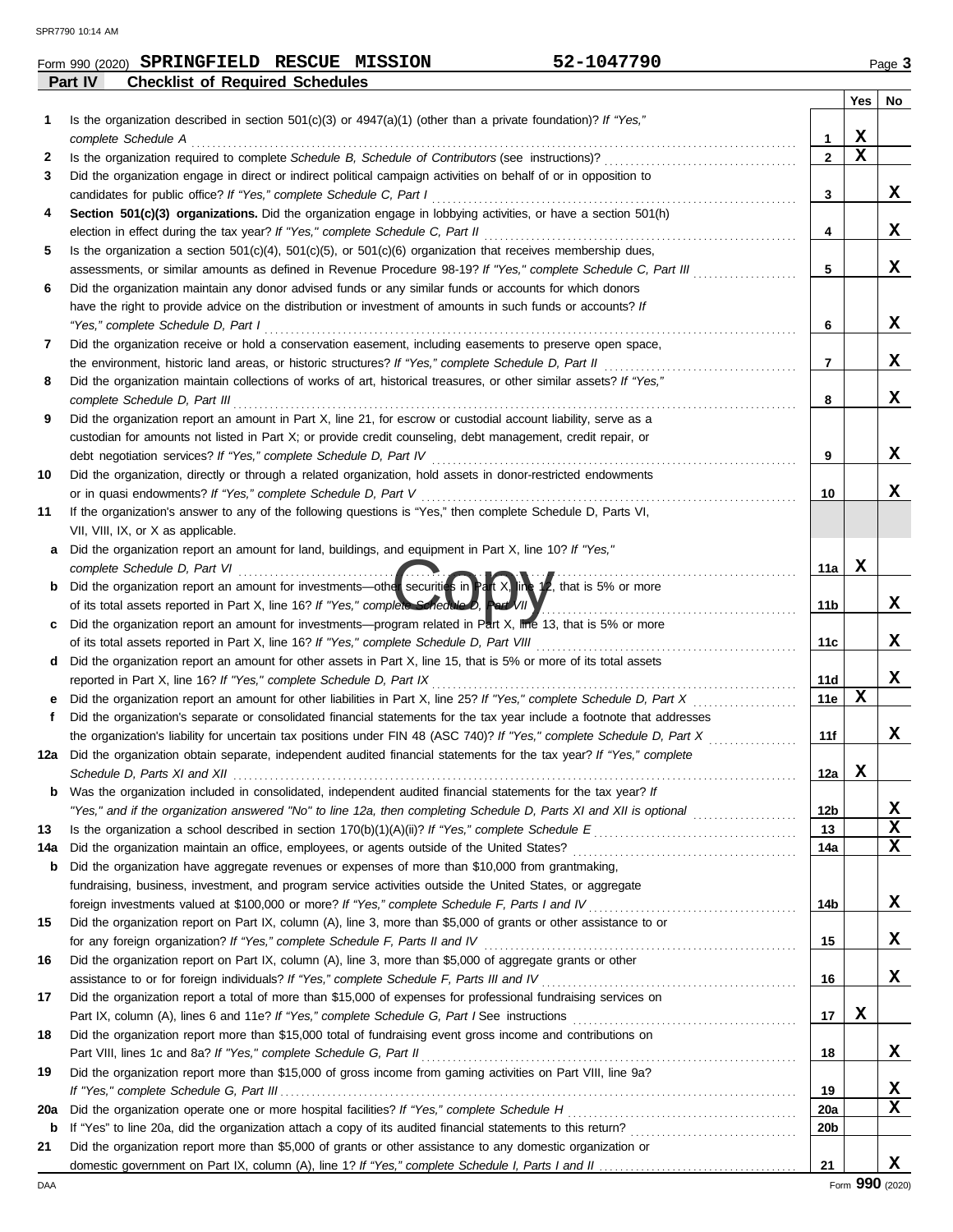Form 990 (2020) **SPRINGFIELD RESCUE MISSION** **52-1047790** Page **3**

**Part IV Checklist of Required Schedules**

| | | | Yes | No |
|---|---|---|---|---|
| **1** | Is the organization described in section 501(c)(3) or 4947(a)(1) (other than a private foundation)? *If "Yes," complete Schedule A* | 1 | X | |
| **2** | Is the organization required to complete *Schedule B, Schedule of Contributors* (see instructions)? | 2 | X | |
| **3** | Did the organization engage in direct or indirect political campaign activities on behalf of or in opposition to candidates for public office? *If "Yes," complete Schedule C, Part I* | 3 | | X |
| **4** | **Section 501(c)(3) organizations.** Did the organization engage in lobbying activities, or have a section 501(h) election in effect during the tax year? *If "Yes," complete Schedule C, Part II* | 4 | | X |
| **5** | Is the organization a section 501(c)(4), 501(c)(5), or 501(c)(6) organization that receives membership dues, assessments, or similar amounts as defined in Revenue Procedure 98-19? *If "Yes," complete Schedule C, Part III* | 5 | | X |
| **6** | Did the organization maintain any donor advised funds or any similar funds or accounts for which donors have the right to provide advice on the distribution or investment of amounts in such funds or accounts? *If "Yes," complete Schedule D, Part I* | 6 | | X |
| **7** | Did the organization receive or hold a conservation easement, including easements to preserve open space, the environment, historic land areas, or historic structures? *If "Yes," complete Schedule D, Part II* | 7 | | X |
| **8** | Did the organization maintain collections of works of art, historical treasures, or other similar assets? *If "Yes," complete Schedule D, Part III* | 8 | | X |
| **9** | Did the organization report an amount in Part X, line 21, for escrow or custodial account liability, serve as a custodian for amounts not listed in Part X; or provide credit counseling, debt management, credit repair, or debt negotiation services? *If "Yes," complete Schedule D, Part IV* | 9 | | X |
| **10** | Did the organization, directly or through a related organization, hold assets in donor-restricted endowments or in quasi endowments? *If "Yes," complete Schedule D, Part V* | 10 | | X |
| **11** | If the organization's answer to any of the following questions is "Yes," then complete Schedule D, Parts VI, VII, VIII, IX, or X as applicable. | | | |
| **a** | Did the organization report an amount for land, buildings, and equipment in Part X, line 10? *If "Yes," complete Schedule D, Part VI* | 11a | X | |
| **b** | Did the organization report an amount for investments—other securities in Part X, line 12, that is 5% or more of its total assets reported in Part X, line 16? *If "Yes," complete Schedule D, Part VII* | 11b | | X |
| **c** | Did the organization report an amount for investments—program related in Part X, line 13, that is 5% or more of its total assets reported in Part X, line 16? *If "Yes," complete Schedule D, Part VIII* | 11c | | X |
| **d** | Did the organization report an amount for other assets in Part X, line 15, that is 5% or more of its total assets reported in Part X, line 16? *If "Yes," complete Schedule D, Part IX* | 11d | | X |
| **e** | Did the organization report an amount for other liabilities in Part X, line 25? *If "Yes," complete Schedule D, Part X* | 11e | X | |
| **f** | Did the organization's separate or consolidated financial statements for the tax year include a footnote that addresses the organization's liability for uncertain tax positions under FIN 48 (ASC 740)? *If "Yes," complete Schedule D, Part X* | 11f | | X |
| **12a** | Did the organization obtain separate, independent audited financial statements for the tax year? *If "Yes," complete Schedule D, Parts XI and XII* | 12a | X | |
| **b** | Was the organization included in consolidated, independent audited financial statements for the tax year? *If "Yes," and if the organization answered "No" to line 12a, then completing Schedule D, Parts XI and XII is optional* | 12b | | X |
| **13** | Is the organization a school described in section 170(b)(1)(A)(ii)? *If "Yes," complete Schedule E* | 13 | | X |
| **14a** | Did the organization maintain an office, employees, or agents outside of the United States? | 14a | | X |
| **b** | Did the organization have aggregate revenues or expenses of more than $10,000 from grantmaking, fundraising, business, investment, and program service activities outside the United States, or aggregate foreign investments valued at $100,000 or more? *If "Yes," complete Schedule F, Parts I and IV* | 14b | | X |
| **15** | Did the organization report on Part IX, column (A), line 3, more than $5,000 of grants or other assistance to or for any foreign organization? *If "Yes," complete Schedule F, Parts II and IV* | 15 | | X |
| **16** | Did the organization report on Part IX, column (A), line 3, more than $5,000 of aggregate grants or other assistance to or for foreign individuals? *If "Yes," complete Schedule F, Parts III and IV* | 16 | | X |
| **17** | Did the organization report a total of more than $15,000 of expenses for professional fundraising services on Part IX, column (A), lines 6 and 11e? *If "Yes," complete Schedule G, Part I* See instructions | 17 | X | |
| **18** | Did the organization report more than $15,000 total of fundraising event gross income and contributions on Part VIII, lines 1c and 8a? *If "Yes," complete Schedule G, Part II* | 18 | | X |
| **19** | Did the organization report more than $15,000 of gross income from gaming activities on Part VIII, line 9a? *If "Yes," complete Schedule G, Part III* | 19 | | X |
| **20a** | Did the organization operate one or more hospital facilities? *If "Yes," complete Schedule H* | 20a | | X |
| **b** | If "Yes" to line 20a, did the organization attach a copy of its audited financial statements to this return? | 20b | | |
| **21** | Did the organization report more than $5,000 of grants or other assistance to any domestic organization or domestic government on Part IX, column (A), line 1? *If "Yes," complete Schedule I, Parts I and II* | 21 | | X |

Form **990** (2020)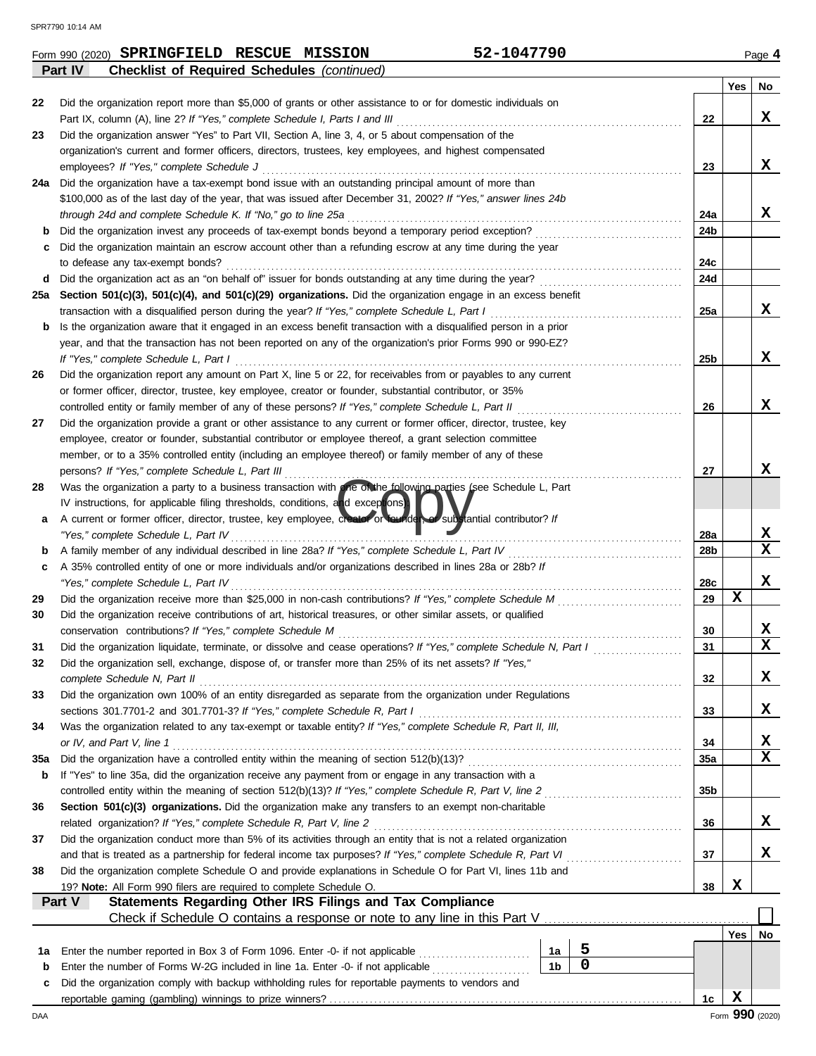Form 990 (2020) **SPRINGFIELD RESCUE MISSION** **52-1047790** Page **4**

## Part IV — Checklist of Required Schedules *(continued)*

| | | Line | Yes | No |
|---|---|---|---|---|
| 22 | Did the organization report more than $5,000 of grants or other assistance to or for domestic individuals on Part IX, column (A), line 2? *If "Yes," complete Schedule I, Parts I and III* | 22 | | X |
| 23 | Did the organization answer "Yes" to Part VII, Section A, line 3, 4, or 5 about compensation of the organization's current and former officers, directors, trustees, key employees, and highest compensated employees? *If "Yes," complete Schedule J* | 23 | | X |
| 24a | Did the organization have a tax-exempt bond issue with an outstanding principal amount of more than $100,000 as of the last day of the year, that was issued after December 31, 2002? *If "Yes," answer lines 24b through 24d and complete Schedule K. If "No," go to line 25a* | 24a | | X |
| b | Did the organization invest any proceeds of tax-exempt bonds beyond a temporary period exception? | 24b | | |
| c | Did the organization maintain an escrow account other than a refunding escrow at any time during the year to defease any tax-exempt bonds? | 24c | | |
| d | Did the organization act as an "on behalf of" issuer for bonds outstanding at any time during the year? | 24d | | |
| 25a | **Section 501(c)(3), 501(c)(4), and 501(c)(29) organizations.** Did the organization engage in an excess benefit transaction with a disqualified person during the year? *If "Yes," complete Schedule L, Part I* | 25a | | X |
| b | Is the organization aware that it engaged in an excess benefit transaction with a disqualified person in a prior year, and that the transaction has not been reported on any of the organization's prior Forms 990 or 990-EZ? *If "Yes," complete Schedule L, Part I* | 25b | | X |
| 26 | Did the organization report any amount on Part X, line 5 or 22, for receivables from or payables to any current or former officer, director, trustee, key employee, creator or founder, substantial contributor, or 35% controlled entity or family member of any of these persons? *If "Yes," complete Schedule L, Part II* | 26 | | X |
| 27 | Did the organization provide a grant or other assistance to any current or former officer, director, trustee, key employee, creator or founder, substantial contributor or employee thereof, a grant selection committee member, or to a 35% controlled entity (including an employee thereof) or family member of any of these persons? *If "Yes," complete Schedule L, Part III* | 27 | | X |
| 28 | Was the organization a party to a business transaction with one of the following parties (see Schedule L, Part IV instructions, for applicable filing thresholds, conditions, and exceptions): | | | |
| a | A current or former officer, director, trustee, key employee, creator or founder, or substantial contributor? *If "Yes," complete Schedule L, Part IV* | 28a | | X |
| b | A family member of any individual described in line 28a? *If "Yes," complete Schedule L, Part IV* | 28b | | X |
| c | A 35% controlled entity of one or more individuals and/or organizations described in lines 28a or 28b? *If "Yes," complete Schedule L, Part IV* | 28c | | X |
| 29 | Did the organization receive more than $25,000 in non-cash contributions? *If "Yes," complete Schedule M* | 29 | X | |
| 30 | Did the organization receive contributions of art, historical treasures, or other similar assets, or qualified conservation contributions? *If "Yes," complete Schedule M* | 30 | | X |
| 31 | Did the organization liquidate, terminate, or dissolve and cease operations? *If "Yes," complete Schedule N, Part I* | 31 | | X |
| 32 | Did the organization sell, exchange, dispose of, or transfer more than 25% of its net assets? *If "Yes," complete Schedule N, Part II* | 32 | | X |
| 33 | Did the organization own 100% of an entity disregarded as separate from the organization under Regulations sections 301.7701-2 and 301.7701-3? *If "Yes," complete Schedule R, Part I* | 33 | | X |
| 34 | Was the organization related to any tax-exempt or taxable entity? *If "Yes," complete Schedule R, Part II, III, or IV, and Part V, line 1* | 34 | | X |
| 35a | Did the organization have a controlled entity within the meaning of section 512(b)(13)? | 35a | | X |
| b | If "Yes" to line 35a, did the organization receive any payment from or engage in any transaction with a controlled entity within the meaning of section 512(b)(13)? *If "Yes," complete Schedule R, Part V, line 2* | 35b | | |
| 36 | **Section 501(c)(3) organizations.** Did the organization make any transfers to an exempt non-charitable related organization? *If "Yes," complete Schedule R, Part V, line 2* | 36 | | X |
| 37 | Did the organization conduct more than 5% of its activities through an entity that is not a related organization and that is treated as a partnership for federal income tax purposes? *If "Yes," complete Schedule R, Part VI* | 37 | | X |
| 38 | Did the organization complete Schedule O and provide explanations in Schedule O for Part VI, lines 11b and 19? **Note:** All Form 990 filers are required to complete Schedule O. | 38 | X | |

## Part V — Statements Regarding Other IRS Filings and Tax Compliance

Check if Schedule O contains a response or note to any line in this Part V ☐

| | | | | Line | Yes | No |
|---|---|---|---|---|---|---|
| 1a | Enter the number reported in Box 3 of Form 1096. Enter -0- if not applicable | 1a | 5 | | | |
| b | Enter the number of Forms W-2G included in line 1a. Enter -0- if not applicable | 1b | 0 | | | |
| c | Did the organization comply with backup withholding rules for reportable payments to vendors and reportable gaming (gambling) winnings to prize winners? | | | 1c | X | |

Form **990** (2020)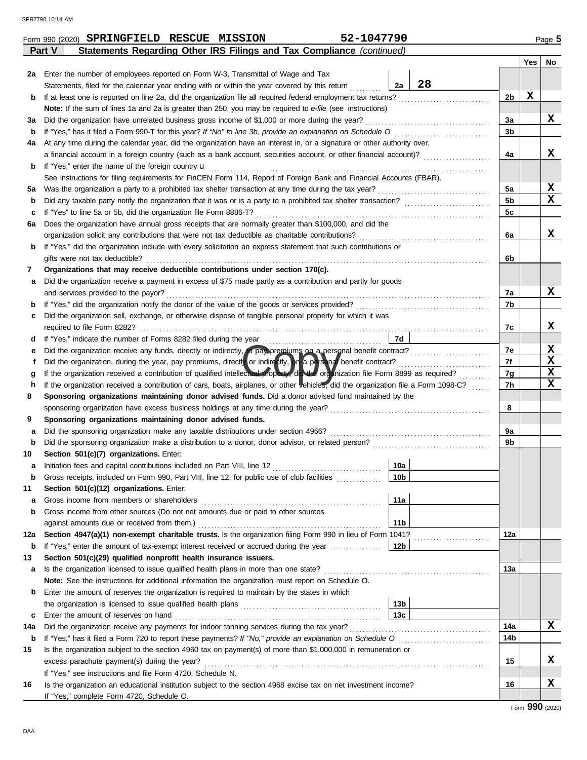Form 990 (2020) **SPRINGFIELD RESCUE MISSION** **52-1047790** Page **5**

**Part V** **Statements Regarding Other IRS Filings and Tax Compliance** *(continued)*

| | | | | Yes | No |
|---|---|---|---|---|---|
| **2a** | Enter the number of employees reported on Form W-3, Transmittal of Wage and Tax Statements, filed for the calendar year ending with or within the year covered by this return | 2a | 28 | | |
| **b** | If at least one is reported on line 2a, did the organization file all required federal employment tax returns? | | 2b | X | |
| | **Note:** If the sum of lines 1a and 2a is greater than 250, you may be required to *e-file* (see instructions) | | | | |
| **3a** | Did the organization have unrelated business gross income of $1,000 or more during the year? | | 3a | | X |
| **b** | If "Yes," has it filed a Form 990-T for this year? *If "No" to line 3b, provide an explanation on Schedule O* | | 3b | | |
| **4a** | At any time during the calendar year, did the organization have an interest in, or a signature or other authority over, a financial account in a foreign country (such as a bank account, securities account, or other financial account)? | | 4a | | X |
| **b** | If "Yes," enter the name of the foreign country u | | | | |
| | See instructions for filing requirements for FinCEN Form 114, Report of Foreign Bank and Financial Accounts (FBAR). | | | | |
| **5a** | Was the organization a party to a prohibited tax shelter transaction at any time during the tax year? | | 5a | | X |
| **b** | Did any taxable party notify the organization that it was or is a party to a prohibited tax shelter transaction? | | 5b | | X |
| **c** | If "Yes" to line 5a or 5b, did the organization file Form 8886-T? | | 5c | | |
| **6a** | Does the organization have annual gross receipts that are normally greater than $100,000, and did the organization solicit any contributions that were not tax deductible as charitable contributions? | | 6a | | X |
| **b** | If "Yes," did the organization include with every solicitation an express statement that such contributions or gifts were not tax deductible? | | 6b | | |
| **7** | **Organizations that may receive deductible contributions under section 170(c).** | | | | |
| **a** | Did the organization receive a payment in excess of $75 made partly as a contribution and partly for goods and services provided to the payor? | | 7a | | X |
| **b** | If "Yes," did the organization notify the donor of the value of the goods or services provided? | | 7b | | |
| **c** | Did the organization sell, exchange, or otherwise dispose of tangible personal property for which it was required to file Form 8282? | | 7c | | X |
| **d** | If "Yes," indicate the number of Forms 8282 filed during the year | 7d | | | |
| **e** | Did the organization receive any funds, directly or indirectly, to pay premiums on a personal benefit contract? | | 7e | | X |
| **f** | Did the organization, during the year, pay premiums, directly or indirectly, on a personal benefit contract? | | 7f | | X |
| **g** | If the organization received a contribution of qualified intellectual property, did the organization file Form 8899 as required? | | 7g | | X |
| **h** | If the organization received a contribution of cars, boats, airplanes, or other vehicles, did the organization file a Form 1098-C? | | 7h | | X |
| **8** | **Sponsoring organizations maintaining donor advised funds.** Did a donor advised fund maintained by the sponsoring organization have excess business holdings at any time during the year? | | 8 | | |
| **9** | **Sponsoring organizations maintaining donor advised funds.** | | | | |
| **a** | Did the sponsoring organization make any taxable distributions under section 4966? | | 9a | | |
| **b** | Did the sponsoring organization make a distribution to a donor, donor advisor, or related person? | | 9b | | |
| **10** | **Section 501(c)(7) organizations.** Enter: | | | | |
| **a** | Initiation fees and capital contributions included on Part VIII, line 12 | 10a | | | |
| **b** | Gross receipts, included on Form 990, Part VIII, line 12, for public use of club facilities | 10b | | | |
| **11** | **Section 501(c)(12) organizations.** Enter: | | | | |
| **a** | Gross income from members or shareholders | 11a | | | |
| **b** | Gross income from other sources (Do not net amounts due or paid to other sources against amounts due or received from them.) | 11b | | | |
| **12a** | **Section 4947(a)(1) non-exempt charitable trusts.** Is the organization filing Form 990 in lieu of Form 1041? | | 12a | | |
| **b** | If "Yes," enter the amount of tax-exempt interest received or accrued during the year | 12b | | | |
| **13** | **Section 501(c)(29) qualified nonprofit health insurance issuers.** | | | | |
| **a** | Is the organization licensed to issue qualified health plans in more than one state? | | 13a | | |
| | **Note:** See the instructions for additional information the organization must report on Schedule O. | | | | |
| **b** | Enter the amount of reserves the organization is required to maintain by the states in which the organization is licensed to issue qualified health plans | 13b | | | |
| **c** | Enter the amount of reserves on hand | 13c | | | |
| **14a** | Did the organization receive any payments for indoor tanning services during the tax year? | | 14a | | X |
| **b** | If "Yes," has it filed a Form 720 to report these payments? *If "No," provide an explanation on Schedule O* | | 14b | | |
| **15** | Is the organization subject to the section 4960 tax on payment(s) of more than $1,000,000 in remuneration or excess parachute payment(s) during the year? | | 15 | | X |
| | If "Yes," see instructions and file Form 4720, Schedule N. | | | | |
| **16** | Is the organization an educational institution subject to the section 4968 excise tax on net investment income? | | 16 | | X |
| | If "Yes," complete Form 4720, Schedule O. | | | | |

Form **990** (2020)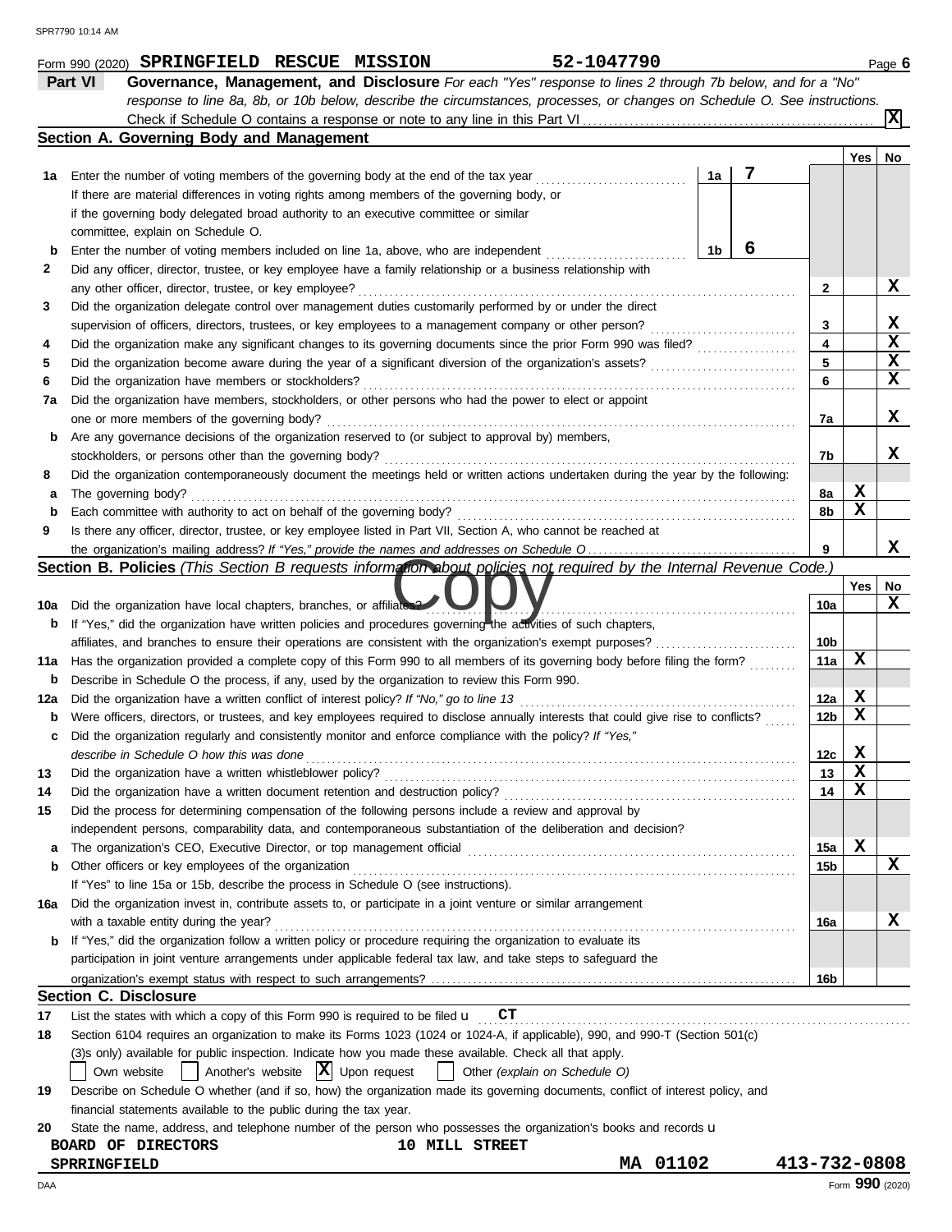Form 990 (2020) **SPRINGFIELD RESCUE MISSION** **52-1047790** Page **6**

## Part VI Governance, Management, and Disclosure

*For each "Yes" response to lines 2 through 7b below, and for a "No" response to line 8a, 8b, or 10b below, describe the circumstances, processes, or changes on Schedule O. See instructions.*

Check if Schedule O contains a response or note to any line in this Part VI ..... **X**

### Section A. Governing Body and Management

| | | | | Yes | No |
|---|---|---|---|---|---|
| **1a** | Enter the number of voting members of the governing body at the end of the tax year ..... **1a** | 7 | | | |
| | If there are material differences in voting rights among members of the governing body, or if the governing body delegated broad authority to an executive committee or similar committee, explain on Schedule O. | | | | |
| **b** | Enter the number of voting members included on line 1a, above, who are independent ..... **1b** | 6 | | | |
| **2** | Did any officer, director, trustee, or key employee have a family relationship or a business relationship with any other officer, director, trustee, or key employee? | | **2** | | X |
| **3** | Did the organization delegate control over management duties customarily performed by or under the direct supervision of officers, directors, trustees, or key employees to a management company or other person? | | **3** | | X |
| **4** | Did the organization make any significant changes to its governing documents since the prior Form 990 was filed? | | **4** | | X |
| **5** | Did the organization become aware during the year of a significant diversion of the organization's assets? | | **5** | | X |
| **6** | Did the organization have members or stockholders? | | **6** | | X |
| **7a** | Did the organization have members, stockholders, or other persons who had the power to elect or appoint one or more members of the governing body? | | **7a** | | X |
| **b** | Are any governance decisions of the organization reserved to (or subject to approval by) members, stockholders, or persons other than the governing body? | | **7b** | | X |
| **8** | Did the organization contemporaneously document the meetings held or written actions undertaken during the year by the following: | | | | |
| **a** | The governing body? | | **8a** | X | |
| **b** | Each committee with authority to act on behalf of the governing body? | | **8b** | X | |
| **9** | Is there any officer, director, trustee, or key employee listed in Part VII, Section A, who cannot be reached at the organization's mailing address? *If "Yes," provide the names and addresses on Schedule O* | | **9** | | X |

### Section B. Policies *(This Section B requests information about policies not required by the Internal Revenue Code.)*

| | | | Yes | No |
|---|---|---|---|---|
| **10a** | Did the organization have local chapters, branches, or affiliates? | **10a** | | X |
| **b** | If "Yes," did the organization have written policies and procedures governing the activities of such chapters, affiliates, and branches to ensure their operations are consistent with the organization's exempt purposes? | **10b** | | |
| **11a** | Has the organization provided a complete copy of this Form 990 to all members of its governing body before filing the form? | **11a** | X | |
| **b** | Describe in Schedule O the process, if any, used by the organization to review this Form 990. | | | |
| **12a** | Did the organization have a written conflict of interest policy? *If "No," go to line 13* | **12a** | X | |
| **b** | Were officers, directors, or trustees, and key employees required to disclose annually interests that could give rise to conflicts? | **12b** | X | |
| **c** | Did the organization regularly and consistently monitor and enforce compliance with the policy? *If "Yes," describe in Schedule O how this was done* | **12c** | X | |
| **13** | Did the organization have a written whistleblower policy? | **13** | X | |
| **14** | Did the organization have a written document retention and destruction policy? | **14** | X | |
| **15** | Did the process for determining compensation of the following persons include a review and approval by independent persons, comparability data, and contemporaneous substantiation of the deliberation and decision? | | | |
| **a** | The organization's CEO, Executive Director, or top management official | **15a** | X | |
| **b** | Other officers or key employees of the organization | **15b** | | X |
| | If "Yes" to line 15a or 15b, describe the process in Schedule O (see instructions). | | | |
| **16a** | Did the organization invest in, contribute assets to, or participate in a joint venture or similar arrangement with a taxable entity during the year? | **16a** | | X |
| **b** | If "Yes," did the organization follow a written policy or procedure requiring the organization to evaluate its participation in joint venture arrangements under applicable federal tax law, and take steps to safeguard the organization's exempt status with respect to such arrangements? | **16b** | | |

### Section C. Disclosure

**17** List the states with which a copy of this Form 990 is required to be filed u **CT**

**18** Section 6104 requires an organization to make its Forms 1023 (1024 or 1024-A, if applicable), 990, and 990-T (Section 501(c)(3)s only) available for public inspection. Indicate how you made these available. Check all that apply.

☐ Own website ☐ Another's website ☒ Upon request ☐ Other *(explain on Schedule O)*

**19** Describe on Schedule O whether (and if so, how) the organization made its governing documents, conflict of interest policy, and financial statements available to the public during the tax year.

**20** State the name, address, and telephone number of the person who possesses the organization's books and records u

BOARD OF DIRECTORS 10 MILL STREET
SPRRINGFIELD MA 01102 413-732-0808

Form **990** (2020)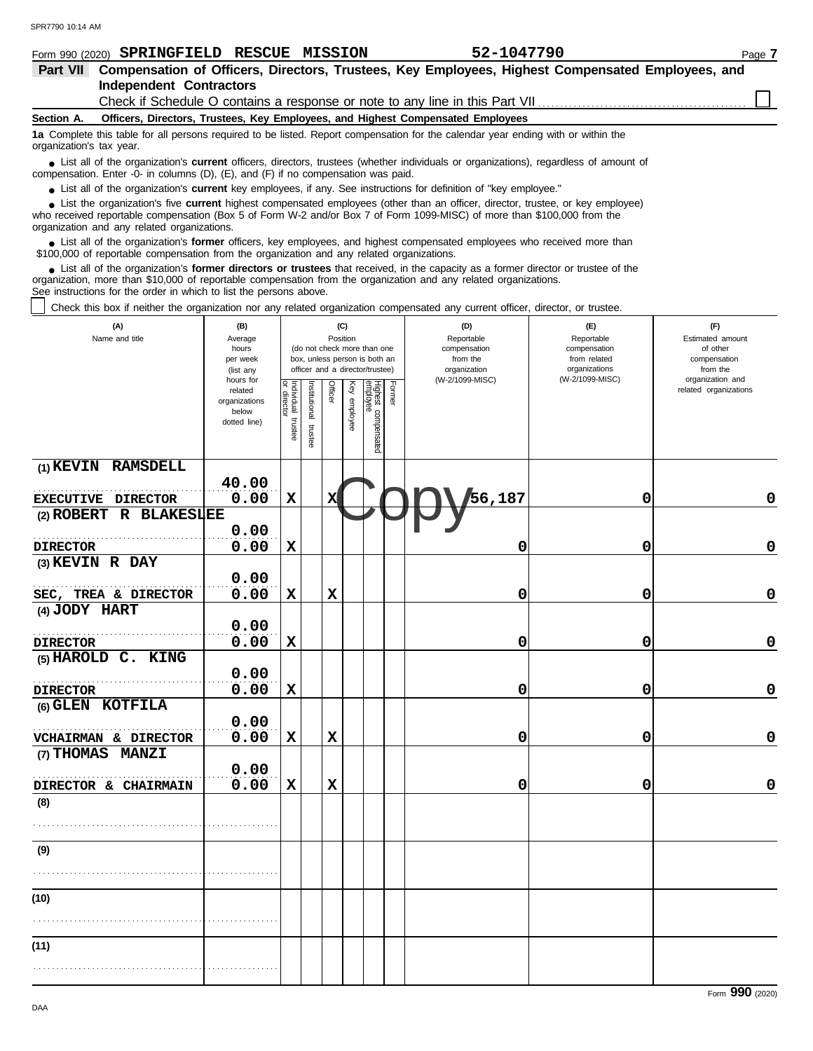Form 990 (2020) **SPRINGFIELD RESCUE MISSION** **52-1047790**

## Part VII Compensation of Officers, Directors, Trustees, Key Employees, Highest Compensated Employees, and Independent Contractors

Check if Schedule O contains a response or note to any line in this Part VII ☐

**Section A. Officers, Directors, Trustees, Key Employees, and Highest Compensated Employees**

**1a** Complete this table for all persons required to be listed. Report compensation for the calendar year ending with or within the organization's tax year.

- List all of the organization's **current** officers, directors, trustees (whether individuals or organizations), regardless of amount of compensation. Enter -0- in columns (D), (E), and (F) if no compensation was paid.
- List all of the organization's **current** key employees, if any. See instructions for definition of "key employee."
- List the organization's five **current** highest compensated employees (other than an officer, director, trustee, or key employee) who received reportable compensation (Box 5 of Form W-2 and/or Box 7 of Form 1099-MISC) of more than $100,000 from the organization and any related organizations.
- List all of the organization's **former** officers, key employees, and highest compensated employees who received more than $100,000 of reportable compensation from the organization and any related organizations.
- List all of the organization's **former directors or trustees** that received, in the capacity as a former director or trustee of the organization, more than $10,000 of reportable compensation from the organization and any related organizations.

See instructions for the order in which to list the persons above.

☐ Check this box if neither the organization nor any related organization compensated any current officer, director, or trustee.

| (A) Name and title | (B) Average hours per week (list any hours for related organizations below dotted line) | (C) Position: Individual trustee or director | Institutional trustee | Officer | Key employee | Highest compensated employee | Former | (D) Reportable compensation from the organization (W-2/1099-MISC) | (E) Reportable compensation from related organizations (W-2/1099-MISC) | (F) Estimated amount of other compensation from the organization and related organizations |
|---|---|---|---|---|---|---|---|---|---|---|
| (1) KEVIN RAMSDELL<br>EXECUTIVE DIRECTOR | 40.00<br>0.00 | X | | X | | | | 56,187 | 0 | 0 |
| (2) ROBERT R BLAKESLEE<br>DIRECTOR | 0.00<br>0.00 | X | | | | | | 0 | 0 | 0 |
| (3) KEVIN R DAY<br>SEC, TREA & DIRECTOR | 0.00<br>0.00 | X | | X | | | | 0 | 0 | 0 |
| (4) JODY HART<br>DIRECTOR | 0.00<br>0.00 | X | | | | | | 0 | 0 | 0 |
| (5) HAROLD C. KING<br>DIRECTOR | 0.00<br>0.00 | X | | | | | | 0 | 0 | 0 |
| (6) GLEN KOTFILA<br>VCHAIRMAN & DIRECTOR | 0.00<br>0.00 | X | | X | | | | 0 | 0 | 0 |
| (7) THOMAS MANZI<br>DIRECTOR & CHAIRMAIN | 0.00<br>0.00 | X | | X | | | | 0 | 0 | 0 |
| (8) | | | | | | | | | | |
| (9) | | | | | | | | | | |
| (10) | | | | | | | | | | |
| (11) | | | | | | | | | | |

Form **990** (2020)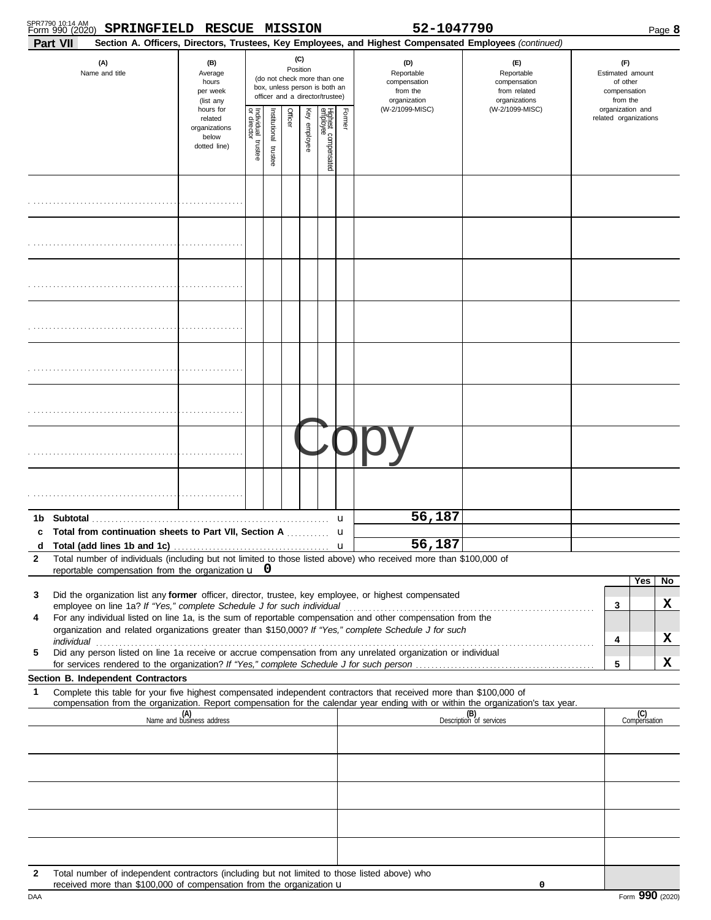Form 990 (2020) **SPRINGFIELD RESCUE MISSION** **52-1047790**

**Part VII** **Section A. Officers, Directors, Trustees, Key Employees, and Highest Compensated Employees** *(continued)*

| (A) Name and title | (B) Average hours per week (list any hours for related organizations below dotted line) | (C) Position (do not check more than one box, unless person is both an officer and a director/trustee) | | | | | | (D) Reportable compensation from the organization (W-2/1099-MISC) | (E) Reportable compensation from related organizations (W-2/1099-MISC) | (F) Estimated amount of other compensation from the organization and related organizations |
|---|---|---|---|---|---|---|---|---|---|---|
| | | Individual trustee or director | Institutional trustee | Officer | Key employee | Highest compensated employee | Former | | | |
| | | | | | | | | | | |
| | | | | | | | | | | |
| | | | | | | | | | | |
| | | | | | | | | | | |
| | | | | | | | | | | |
| | | | | | | | | | | |
| | | | | | | | | | | |
| | | | | | | | | | | |
| **1b Subtotal** | | | | | | | u | 56,187 | | |
| **c Total from continuation sheets to Part VII, Section A** | | | | | | | u | | | |
| **d Total (add lines 1b and 1c)** | | | | | | | u | 56,187 | | |

**2** Total number of individuals (including but not limited to those listed above) who received more than $100,000 of reportable compensation from the organization u **0**

| | | | Yes | No |
|---|---|---|---|---|
| **3** | Did the organization list any **former** officer, director, trustee, key employee, or highest compensated employee on line 1a? *If "Yes," complete Schedule J for such individual* | 3 | | X |
| **4** | For any individual listed on line 1a, is the sum of reportable compensation and other compensation from the organization and related organizations greater than $150,000? *If "Yes," complete Schedule J for such individual* | 4 | | X |
| **5** | Did any person listed on line 1a receive or accrue compensation from any unrelated organization or individual for services rendered to the organization? *If "Yes," complete Schedule J for such person* | 5 | | X |

**Section B. Independent Contractors**

**1** Complete this table for your five highest compensated independent contractors that received more than $100,000 of compensation from the organization. Report compensation for the calendar year ending with or within the organization's tax year.

| (A) Name and business address | (B) Description of services | (C) Compensation |
|---|---|---|
| | | |
| | | |
| | | |
| | | |
| | | |

**2** Total number of independent contractors (including but not limited to those listed above) who received more than $100,000 of compensation from the organization u **0**

DAA Form **990** (2020)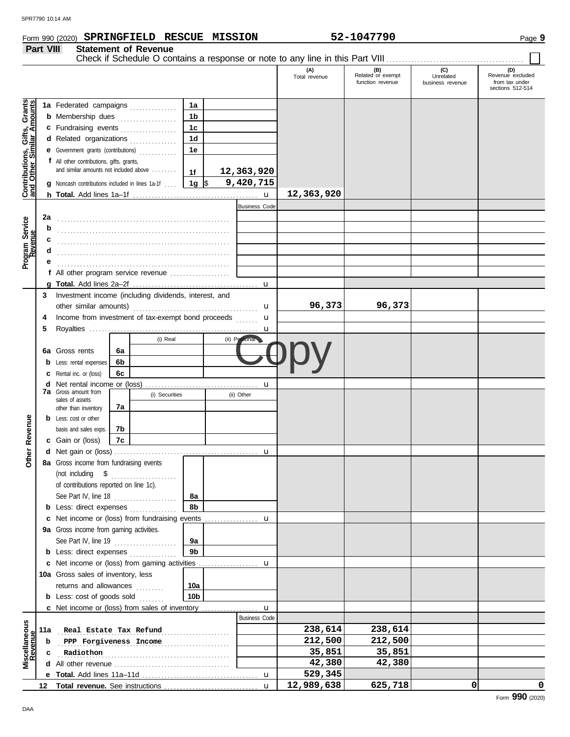Form 990 (2020) **SPRINGFIELD RESCUE MISSION** **52-1047790**

## Part VIII Statement of Revenue

Check if Schedule O contains a response or note to any line in this Part VIII ☐

| | | | (A) Total revenue | (B) Related or exempt function revenue | (C) Unrelated business revenue | (D) Revenue excluded from tax under sections 512-514 |
|---|---|---|---|---|---|---|
| **Contributions, Gifts, Grants and Other Similar Amounts** | | | | | | |
| 1a | Federated campaigns | 1a | | | | |
| b | Membership dues | 1b | | | | |
| c | Fundraising events | 1c | | | | |
| d | Related organizations | 1d | | | | |
| e | Government grants (contributions) | 1e | | | | |
| f | All other contributions, gifts, grants, and similar amounts not included above | 1f 12,363,920 | | | | |
| g | Noncash contributions included in lines 1a-1f | 1g $ 9,420,715 | | | | |
| h | **Total.** Add lines 1a–1f | | 12,363,920 | | | |
| **Program Service Revenue** | | Business Code | | | | |
| 2a | | | | | | |
| b | | | | | | |
| c | | | | | | |
| d | | | | | | |
| e | | | | | | |
| f | All other program service revenue | | | | | |
| g | **Total.** Add lines 2a–2f | | | | | |
| **Other Revenue** | | | | | | |
| 3 | Investment income (including dividends, interest, and other similar amounts) | | 96,373 | 96,373 | | |
| 4 | Income from investment of tax-exempt bond proceeds | | | | | |
| 5 | Royalties | | | | | |
| | | (i) Real / (ii) Personal | | | | |
| 6a | Gross rents | 6a | | | | |
| b | Less: rental expenses | 6b | | | | |
| c | Rental inc. or (loss) | 6c | | | | |
| d | Net rental income or (loss) | | | | | |
| 7a | Gross amount from sales of assets other than inventory | 7a (i) Securities / (ii) Other | | | | |
| b | Less: cost or other basis and sales exps. | 7b | | | | |
| c | Gain or (loss) | 7c | | | | |
| d | Net gain or (loss) | | | | | |
| 8a | Gross income from fundraising events (not including $ of contributions reported on line 1c). See Part IV, line 18 | 8a | | | | |
| b | Less: direct expenses | 8b | | | | |
| c | Net income or (loss) from fundraising events | | | | | |
| 9a | Gross income from gaming activities. See Part IV, line 19 | 9a | | | | |
| b | Less: direct expenses | 9b | | | | |
| c | Net income or (loss) from gaming activities | | | | | |
| 10a | Gross sales of inventory, less returns and allowances | 10a | | | | |
| b | Less: cost of goods sold | 10b | | | | |
| c | Net income or (loss) from sales of inventory | | | | | |
| **Miscellaneous Revenue** | | Business Code | | | | |
| 11a | Real Estate Tax Refund | | 238,614 | 238,614 | | |
| b | PPP Forgiveness Income | | 212,500 | 212,500 | | |
| c | Radiothon | | 35,851 | 35,851 | | |
| d | All other revenue | | 42,380 | 42,380 | | |
| e | **Total.** Add lines 11a–11d | | 529,345 | | | |
| 12 | **Total revenue.** See instructions | | 12,989,638 | 625,718 | 0 | 0 |

Form **990** (2020)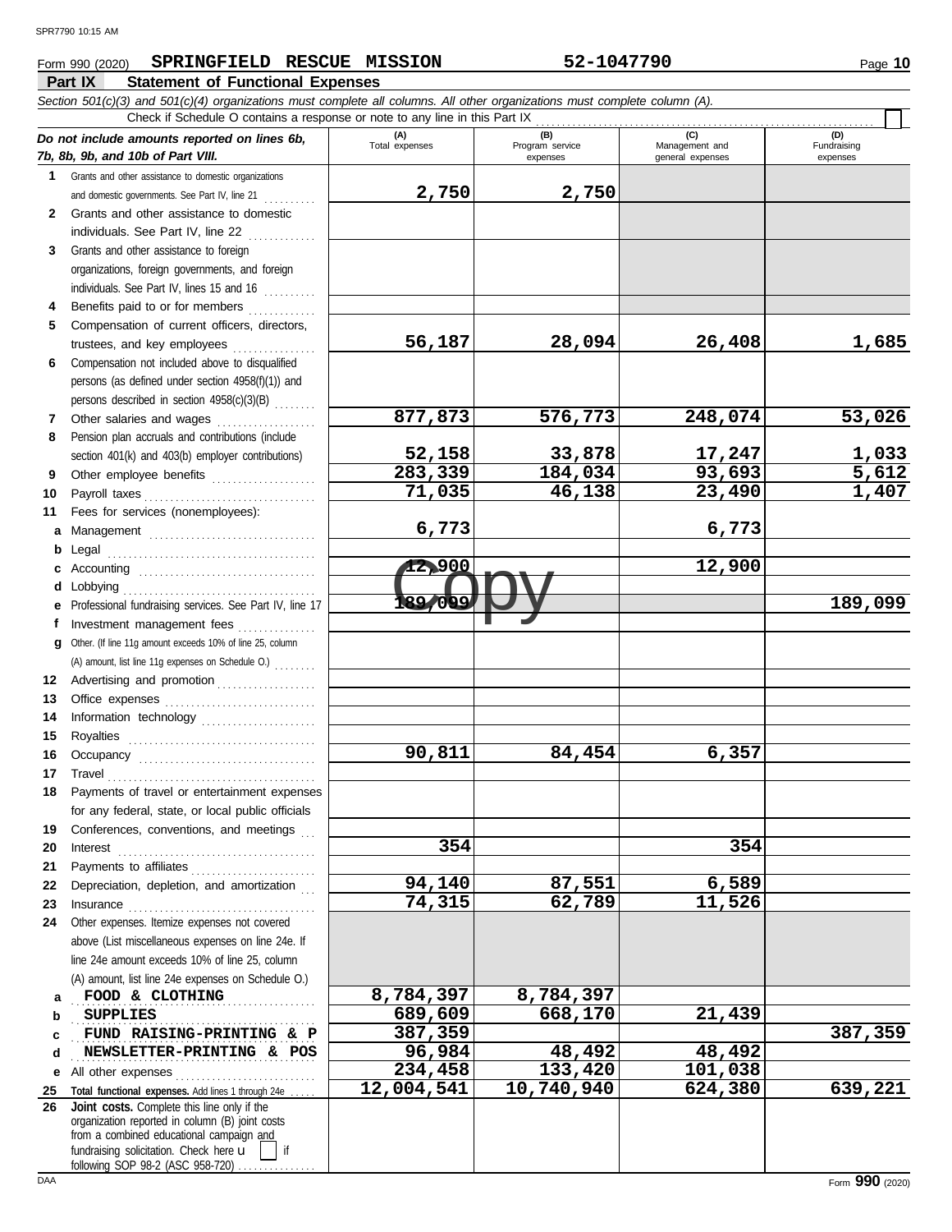SPR7790 10:15 AM

Form 990 (2020) **SPRINGFIELD RESCUE MISSION** **52-1047790**

## Part IX Statement of Functional Expenses

*Section 501(c)(3) and 501(c)(4) organizations must complete all columns. All other organizations must complete column (A).*

Check if Schedule O contains a response or note to any line in this Part IX ☐

| *Do not include amounts reported on lines 6b, 7b, 8b, 9b, and 10b of Part VIII.* | (A) Total expenses | (B) Program service expenses | (C) Management and general expenses | (D) Fundraising expenses |
|---|---|---|---|---|
| **1** Grants and other assistance to domestic organizations and domestic governments. See Part IV, line 21 | 2,750 | 2,750 | | |
| **2** Grants and other assistance to domestic individuals. See Part IV, line 22 | | | | |
| **3** Grants and other assistance to foreign organizations, foreign governments, and foreign individuals. See Part IV, lines 15 and 16 | | | | |
| **4** Benefits paid to or for members | | | | |
| **5** Compensation of current officers, directors, trustees, and key employees | 56,187 | 28,094 | 26,408 | 1,685 |
| **6** Compensation not included above to disqualified persons (as defined under section 4958(f)(1)) and persons described in section 4958(c)(3)(B) | | | | |
| **7** Other salaries and wages | 877,873 | 576,773 | 248,074 | 53,026 |
| **8** Pension plan accruals and contributions (include section 401(k) and 403(b) employer contributions) | 52,158 | 33,878 | 17,247 | 1,033 |
| **9** Other employee benefits | 283,339 | 184,034 | 93,693 | 5,612 |
| **10** Payroll taxes | 71,035 | 46,138 | 23,490 | 1,407 |
| **11** Fees for services (nonemployees): | | | | |
| **a** Management | 6,773 | | 6,773 | |
| **b** Legal | | | | |
| **c** Accounting | 12,900 | | 12,900 | |
| **d** Lobbying | | | | |
| **e** Professional fundraising services. See Part IV, line 17 | 189,099 | | | 189,099 |
| **f** Investment management fees | | | | |
| **g** Other. (If line 11g amount exceeds 10% of line 25, column (A) amount, list line 11g expenses on Schedule O.) | | | | |
| **12** Advertising and promotion | | | | |
| **13** Office expenses | | | | |
| **14** Information technology | | | | |
| **15** Royalties | | | | |
| **16** Occupancy | 90,811 | 84,454 | 6,357 | |
| **17** Travel | | | | |
| **18** Payments of travel or entertainment expenses for any federal, state, or local public officials | | | | |
| **19** Conferences, conventions, and meetings | | | | |
| **20** Interest | 354 | | 354 | |
| **21** Payments to affiliates | | | | |
| **22** Depreciation, depletion, and amortization | 94,140 | 87,551 | 6,589 | |
| **23** Insurance | 74,315 | 62,789 | 11,526 | |
| **24** Other expenses. Itemize expenses not covered above (List miscellaneous expenses on line 24e. If line 24e amount exceeds 10% of line 25, column (A) amount, list line 24e expenses on Schedule O.) | | | | |
| **a** FOOD & CLOTHING | 8,784,397 | 8,784,397 | | |
| **b** SUPPLIES | 689,609 | 668,170 | 21,439 | |
| **c** FUND RAISING-PRINTING & P | 387,359 | | | 387,359 |
| **d** NEWSLETTER-PRINTING & POS | 96,984 | 48,492 | 48,492 | |
| **e** All other expenses | 234,458 | 133,420 | 101,038 | |
| **25 Total functional expenses.** Add lines 1 through 24e | 12,004,541 | 10,740,940 | 624,380 | 639,221 |
| **26 Joint costs.** Complete this line only if the organization reported in column (B) joint costs from a combined educational campaign and fundraising solicitation. Check here ☐ if following SOP 98-2 (ASC 958-720) | | | | |

DAA Form **990** (2020)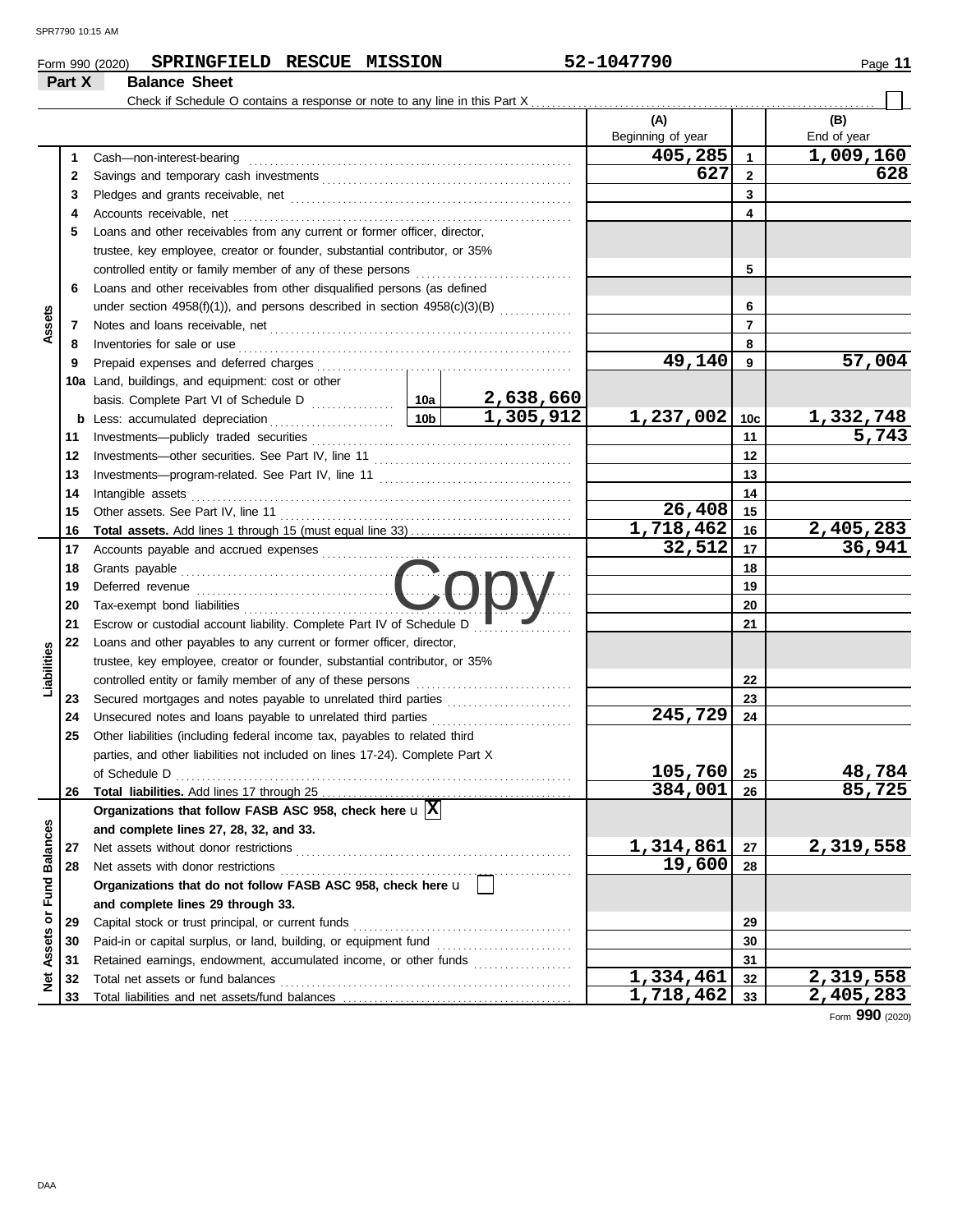Form 990 (2020) **SPRINGFIELD RESCUE MISSION** 52-1047790

## Part X Balance Sheet

Check if Schedule O contains a response or note to any line in this Part X . . . . . ☐

| | | Description | | (A) Beginning of year | | (B) End of year |
|---|---|---|---|---|---|---|
| **Assets** | 1 | Cash—non-interest-bearing | | 405,285 | 1 | 1,009,160 |
| | 2 | Savings and temporary cash investments | | 627 | 2 | 628 |
| | 3 | Pledges and grants receivable, net | | | 3 | |
| | 4 | Accounts receivable, net | | | 4 | |
| | 5 | Loans and other receivables from any current or former officer, director, trustee, key employee, creator or founder, substantial contributor, or 35% controlled entity or family member of any of these persons | | | 5 | |
| | 6 | Loans and other receivables from other disqualified persons (as defined under section 4958(f)(1)), and persons described in section 4958(c)(3)(B) | | | 6 | |
| | 7 | Notes and loans receivable, net | | | 7 | |
| | 8 | Inventories for sale or use | | | 8 | |
| | 9 | Prepaid expenses and deferred charges | | 49,140 | 9 | 57,004 |
| | 10a | Land, buildings, and equipment: cost or other basis. Complete Part VI of Schedule D | 10a 2,638,660 | | | |
| | b | Less: accumulated depreciation | 10b 1,305,912 | 1,237,002 | 10c | 1,332,748 |
| | 11 | Investments—publicly traded securities | | | 11 | 5,743 |
| | 12 | Investments—other securities. See Part IV, line 11 | | | 12 | |
| | 13 | Investments—program-related. See Part IV, line 11 | | | 13 | |
| | 14 | Intangible assets | | | 14 | |
| | 15 | Other assets. See Part IV, line 11 | | 26,408 | 15 | |
| | 16 | **Total assets.** Add lines 1 through 15 (must equal line 33) | | 1,718,462 | 16 | 2,405,283 |
| **Liabilities** | 17 | Accounts payable and accrued expenses | | 32,512 | 17 | 36,941 |
| | 18 | Grants payable | | | 18 | |
| | 19 | Deferred revenue | | | 19 | |
| | 20 | Tax-exempt bond liabilities | | | 20 | |
| | 21 | Escrow or custodial account liability. Complete Part IV of Schedule D | | | 21 | |
| | 22 | Loans and other payables to any current or former officer, director, trustee, key employee, creator or founder, substantial contributor, or 35% controlled entity or family member of any of these persons | | | 22 | |
| | 23 | Secured mortgages and notes payable to unrelated third parties | | | 23 | |
| | 24 | Unsecured notes and loans payable to unrelated third parties | | 245,729 | 24 | |
| | 25 | Other liabilities (including federal income tax, payables to related third parties, and other liabilities not included on lines 17-24). Complete Part X of Schedule D | | 105,760 | 25 | 48,784 |
| | 26 | **Total liabilities.** Add lines 17 through 25 | | 384,001 | 26 | 85,725 |
| **Net Assets or Fund Balances** | | **Organizations that follow FASB ASC 958, check here** ☒ **and complete lines 27, 28, 32, and 33.** | | | | |
| | 27 | Net assets without donor restrictions | | 1,314,861 | 27 | 2,319,558 |
| | 28 | Net assets with donor restrictions | | 19,600 | 28 | |
| | | **Organizations that do not follow FASB ASC 958, check here** ☐ **and complete lines 29 through 33.** | | | | |
| | 29 | Capital stock or trust principal, or current funds | | | 29 | |
| | 30 | Paid-in or capital surplus, or land, building, or equipment fund | | | 30 | |
| | 31 | Retained earnings, endowment, accumulated income, or other funds | | | 31 | |
| | 32 | Total net assets or fund balances | | 1,334,461 | 32 | 2,319,558 |
| | 33 | Total liabilities and net assets/fund balances | | 1,718,462 | 33 | 2,405,283 |

Form **990** (2020)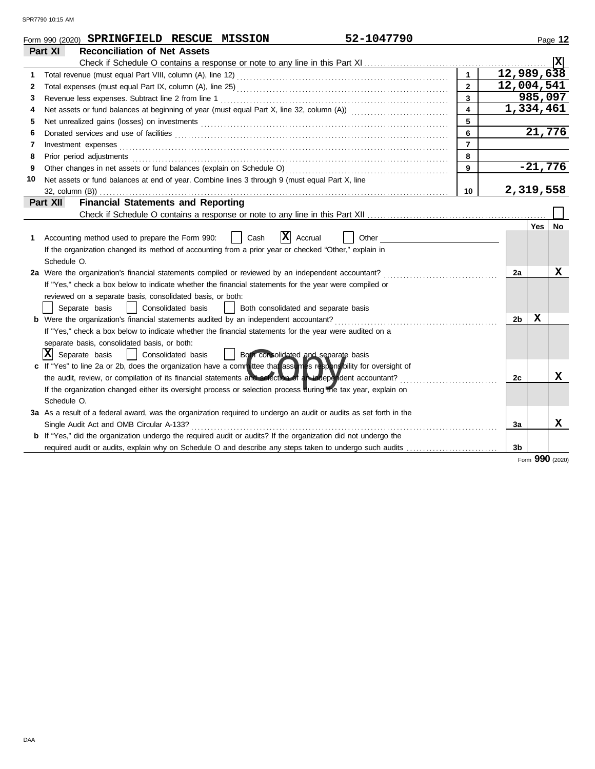Form 990 (2020) **SPRINGFIELD RESCUE MISSION** 52-1047790

## Part XI Reconciliation of Net Assets

Check if Schedule O contains a response or note to any line in this Part XI ........ [X]

| | | | |
|---|---|---|---|
| 1 | Total revenue (must equal Part VIII, column (A), line 12) | 1 | 12,989,638 |
| 2 | Total expenses (must equal Part IX, column (A), line 25) | 2 | 12,004,541 |
| 3 | Revenue less expenses. Subtract line 2 from line 1 | 3 | 985,097 |
| 4 | Net assets or fund balances at beginning of year (must equal Part X, line 32, column (A)) | 4 | 1,334,461 |
| 5 | Net unrealized gains (losses) on investments | 5 | |
| 6 | Donated services and use of facilities | 6 | 21,776 |
| 7 | Investment expenses | 7 | |
| 8 | Prior period adjustments | 8 | |
| 9 | Other changes in net assets or fund balances (explain on Schedule O) | 9 | -21,776 |
| 10 | Net assets or fund balances at end of year. Combine lines 3 through 9 (must equal Part X, line 32, column (B)) | 10 | 2,319,558 |

## Part XII Financial Statements and Reporting

Check if Schedule O contains a response or note to any line in this Part XII ........ [ ]

| | | | Yes | No |
|---|---|---|---|---|
| 1 | Accounting method used to prepare the Form 990: [ ] Cash [X] Accrual [ ] Other<br>If the organization changed its method of accounting from a prior year or checked "Other," explain in Schedule O. | | | |
| 2a | Were the organization's financial statements compiled or reviewed by an independent accountant?<br>If "Yes," check a box below to indicate whether the financial statements for the year were compiled or reviewed on a separate basis, consolidated basis, or both:<br>[ ] Separate basis [ ] Consolidated basis [ ] Both consolidated and separate basis | 2a | | X |
| b | Were the organization's financial statements audited by an independent accountant?<br>If "Yes," check a box below to indicate whether the financial statements for the year were audited on a separate basis, consolidated basis, or both:<br>[X] Separate basis [ ] Consolidated basis [ ] Both consolidated and separate basis | 2b | X | |
| c | If "Yes" to line 2a or 2b, does the organization have a committee that assumes responsibility for oversight of the audit, review, or compilation of its financial statements and selection of an independent accountant?<br>If the organization changed either its oversight process or selection process during the tax year, explain on Schedule O. | 2c | | X |
| 3a | As a result of a federal award, was the organization required to undergo an audit or audits as set forth in the Single Audit Act and OMB Circular A-133? | 3a | | X |
| b | If "Yes," did the organization undergo the required audit or audits? If the organization did not undergo the required audit or audits, explain why on Schedule O and describe any steps taken to undergo such audits | 3b | | |

Form **990** (2020)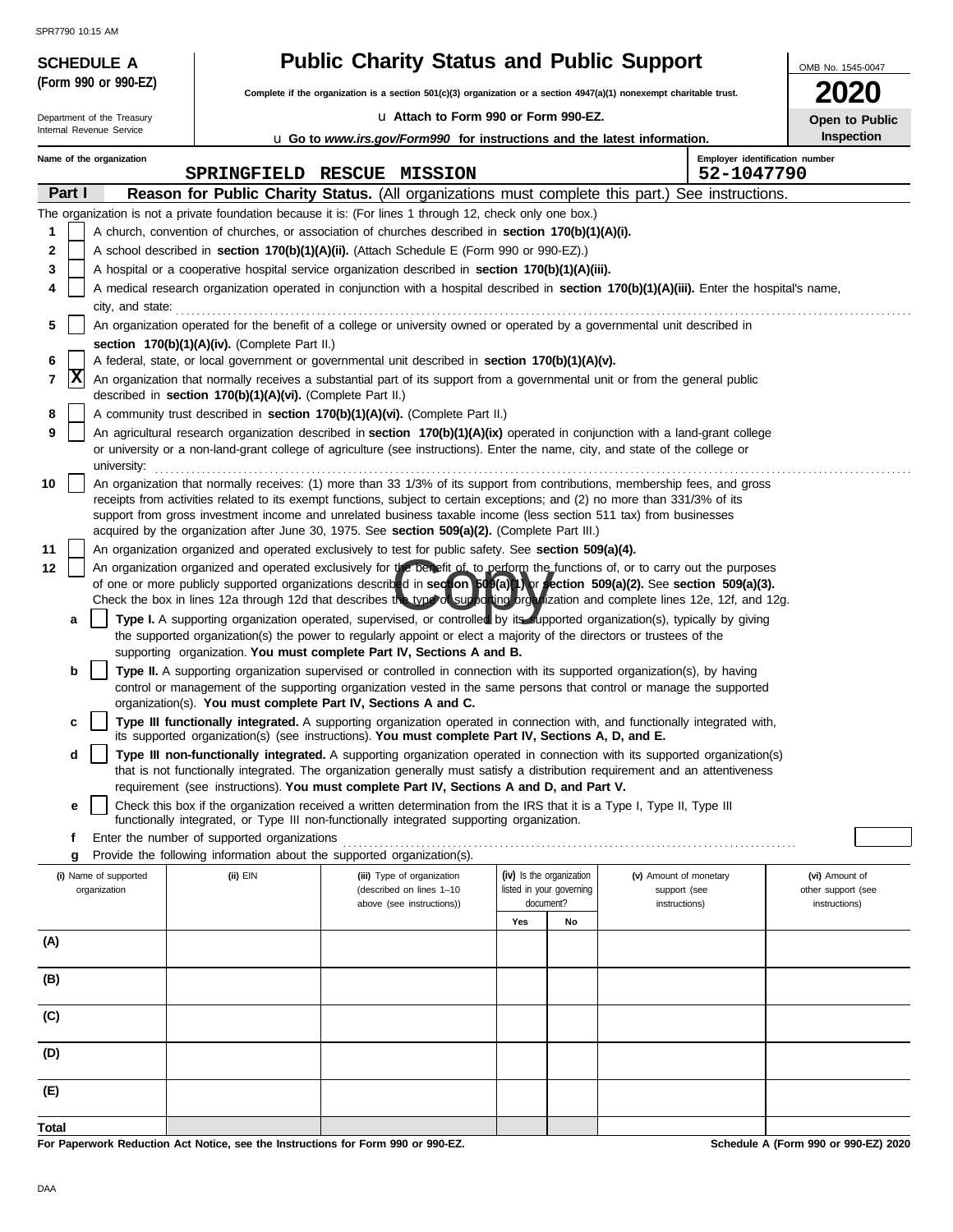SPR7790 10:15 AM

**SCHEDULE A (Form 990 or 990-EZ)**

Department of the Treasury
Internal Revenue Service

# Public Charity Status and Public Support

**Complete if the organization is a section 501(c)(3) organization or a section 4947(a)(1) nonexempt charitable trust.**

u **Attach to Form 990 or Form 990-EZ.**

u **Go to *www.irs.gov/Form990* for instructions and the latest information.**

OMB No. 1545-0047

**2020**

**Open to Public Inspection**

**Name of the organization:** SPRINGFIELD RESCUE MISSION

**Employer identification number:** 52-1047790

**Part I** **Reason for Public Charity Status.** (All organizations must complete this part.) See instructions.

The organization is not a private foundation because it is: (For lines 1 through 12, check only one box.)

1. [ ] A church, convention of churches, or association of churches described in **section 170(b)(1)(A)(i).**
2. [ ] A school described in **section 170(b)(1)(A)(ii).** (Attach Schedule E (Form 990 or 990-EZ).)
3. [ ] A hospital or a cooperative hospital service organization described in **section 170(b)(1)(A)(iii).**
4. [ ] A medical research organization operated in conjunction with a hospital described in **section 170(b)(1)(A)(iii).** Enter the hospital's name, city, and state:
5. [ ] An organization operated for the benefit of a college or university owned or operated by a governmental unit described in **section 170(b)(1)(A)(iv).** (Complete Part II.)
6. [ ] A federal, state, or local government or governmental unit described in **section 170(b)(1)(A)(v).**
7. [X] An organization that normally receives a substantial part of its support from a governmental unit or from the general public described in **section 170(b)(1)(A)(vi).** (Complete Part II.)
8. [ ] A community trust described in **section 170(b)(1)(A)(vi).** (Complete Part II.)
9. [ ] An agricultural research organization described in **section 170(b)(1)(A)(ix)** operated in conjunction with a land-grant college or university or a non-land-grant college of agriculture (see instructions). Enter the name, city, and state of the college or university:
10. [ ] An organization that normally receives: (1) more than 33 1/3% of its support from contributions, membership fees, and gross receipts from activities related to its exempt functions, subject to certain exceptions; and (2) no more than 331/3% of its support from gross investment income and unrelated business taxable income (less section 511 tax) from businesses acquired by the organization after June 30, 1975. See **section 509(a)(2).** (Complete Part III.)
11. [ ] An organization organized and operated exclusively to test for public safety. See **section 509(a)(4).**
12. [ ] An organization organized and operated exclusively for the benefit of, to perform the functions of, or to carry out the purposes of one or more publicly supported organizations described in **section 509(a)(1)** or **section 509(a)(2).** See **section 509(a)(3).** Check the box in lines 12a through 12d that describes the type of supporting organization and complete lines 12e, 12f, and 12g.
   - **a** [ ] **Type I.** A supporting organization operated, supervised, or controlled by its supported organization(s), typically by giving the supported organization(s) the power to regularly appoint or elect a majority of the directors or trustees of the supporting organization. **You must complete Part IV, Sections A and B.**
   - **b** [ ] **Type II.** A supporting organization supervised or controlled in connection with its supported organization(s), by having control or management of the supporting organization vested in the same persons that control or manage the supported organization(s). **You must complete Part IV, Sections A and C.**
   - **c** [ ] **Type III functionally integrated.** A supporting organization operated in connection with, and functionally integrated with, its supported organization(s) (see instructions). **You must complete Part IV, Sections A, D, and E.**
   - **d** [ ] **Type III non-functionally integrated.** A supporting organization operated in connection with its supported organization(s) that is not functionally integrated. The organization generally must satisfy a distribution requirement and an attentiveness requirement (see instructions). **You must complete Part IV, Sections A and D, and Part V.**
   - **e** [ ] Check this box if the organization received a written determination from the IRS that it is a Type I, Type II, Type III functionally integrated, or Type III non-functionally integrated supporting organization.
   - **f** Enter the number of supported organizations
   - **g** Provide the following information about the supported organization(s).

| (i) Name of supported organization | (ii) EIN | (iii) Type of organization (described on lines 1–10 above (see instructions)) | (iv) Is the organization listed in your governing document? Yes | No | (v) Amount of monetary support (see instructions) | (vi) Amount of other support (see instructions) |
|---|---|---|---|---|---|---|
| (A) | | | | | | |
| (B) | | | | | | |
| (C) | | | | | | |
| (D) | | | | | | |
| (E) | | | | | | |
| **Total** | | | | | | |

**For Paperwork Reduction Act Notice, see the Instructions for Form 990 or 990-EZ.**

**Schedule A (Form 990 or 990-EZ) 2020**

DAA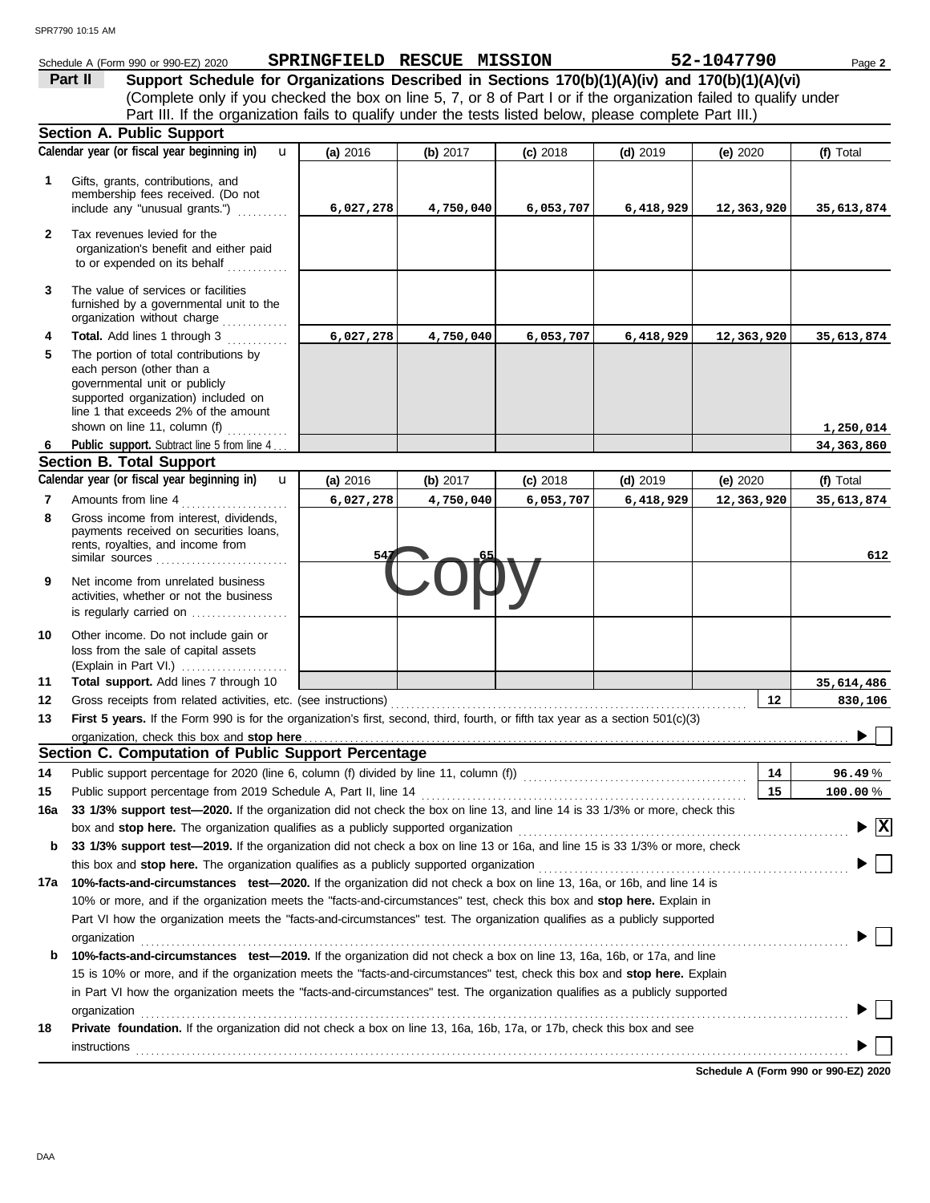Schedule A (Form 990 or 990-EZ) 2020 **SPRINGFIELD RESCUE MISSION** **52-1047790** Page **2**

**Part II** **Support Schedule for Organizations Described in Sections 170(b)(1)(A)(iv) and 170(b)(1)(A)(vi)**
(Complete only if you checked the box on line 5, 7, or 8 of Part I or if the organization failed to qualify under Part III. If the organization fails to qualify under the tests listed below, please complete Part III.)

## Section A. Public Support

| | Calendar year (or fiscal year beginning in) | (a) 2016 | (b) 2017 | (c) 2018 | (d) 2019 | (e) 2020 | (f) Total |
|---|---|---|---|---|---|---|---|
| 1 | Gifts, grants, contributions, and membership fees received. (Do not include any "unusual grants.") | 6,027,278 | 4,750,040 | 6,053,707 | 6,418,929 | 12,363,920 | 35,613,874 |
| 2 | Tax revenues levied for the organization's benefit and either paid to or expended on its behalf | | | | | | |
| 3 | The value of services or facilities furnished by a governmental unit to the organization without charge | | | | | | |
| 4 | **Total.** Add lines 1 through 3 | 6,027,278 | 4,750,040 | 6,053,707 | 6,418,929 | 12,363,920 | 35,613,874 |
| 5 | The portion of total contributions by each person (other than a governmental unit or publicly supported organization) included on line 1 that exceeds 2% of the amount shown on line 11, column (f) | | | | | | 1,250,014 |
| 6 | **Public support.** Subtract line 5 from line 4 | | | | | | 34,363,860 |

## Section B. Total Support

| | Calendar year (or fiscal year beginning in) | (a) 2016 | (b) 2017 | (c) 2018 | (d) 2019 | (e) 2020 | (f) Total |
|---|---|---|---|---|---|---|---|
| 7 | Amounts from line 4 | 6,027,278 | 4,750,040 | 6,053,707 | 6,418,929 | 12,363,920 | 35,613,874 |
| 8 | Gross income from interest, dividends, payments received on securities loans, rents, royalties, and income from similar sources | 547 | 65 | | | | 612 |
| 9 | Net income from unrelated business activities, whether or not the business is regularly carried on | | | | | | |
| 10 | Other income. Do not include gain or loss from the sale of capital assets (Explain in Part VI.) | | | | | | |
| 11 | **Total support.** Add lines 7 through 10 | | | | | | 35,614,486 |
| 12 | Gross receipts from related activities, etc. (see instructions) | | | | | 12 | 830,106 |

**13** **First 5 years.** If the Form 990 is for the organization's first, second, third, fourth, or fifth tax year as a section 501(c)(3) organization, check this box and **stop here** ☐

## Section C. Computation of Public Support Percentage

| | | | |
|---|---|---|---|
| 14 | Public support percentage for 2020 (line 6, column (f) divided by line 11, column (f)) | 14 | 96.49 % |
| 15 | Public support percentage from 2019 Schedule A, Part II, line 14 | 15 | 100.00 % |

**16a** **33 1/3% support test—2020.** If the organization did not check the box on line 13, and line 14 is 33 1/3% or more, check this box and **stop here.** The organization qualifies as a publicly supported organization ☒

**b** **33 1/3% support test—2019.** If the organization did not check a box on line 13 or 16a, and line 15 is 33 1/3% or more, check this box and **stop here.** The organization qualifies as a publicly supported organization ☐

**17a** **10%-facts-and-circumstances test—2020.** If the organization did not check a box on line 13, 16a, or 16b, and line 14 is 10% or more, and if the organization meets the "facts-and-circumstances" test, check this box and **stop here.** Explain in Part VI how the organization meets the "facts-and-circumstances" test. The organization qualifies as a publicly supported organization ☐

**b** **10%-facts-and-circumstances test—2019.** If the organization did not check a box on line 13, 16a, 16b, or 17a, and line 15 is 10% or more, and if the organization meets the "facts-and-circumstances" test, check this box and **stop here.** Explain in Part VI how the organization meets the "facts-and-circumstances" test. The organization qualifies as a publicly supported organization ☐

**18** **Private foundation.** If the organization did not check a box on line 13, 16a, 16b, 17a, or 17b, check this box and see instructions ☐

**Schedule A (Form 990 or 990-EZ) 2020**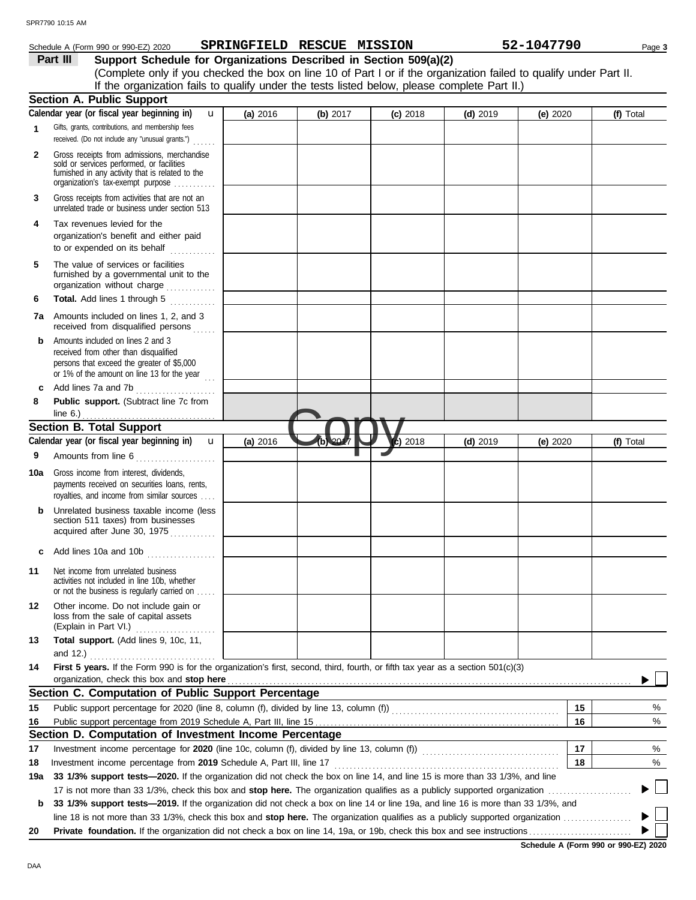Schedule A (Form 990 or 990-EZ) 2020 **SPRINGFIELD RESCUE MISSION** **52-1047790** Page **3**

## Part III Support Schedule for Organizations Described in Section 509(a)(2)

(Complete only if you checked the box on line 10 of Part I or if the organization failed to qualify under Part II. If the organization fails to qualify under the tests listed below, please complete Part II.)

### Section A. Public Support

| Calendar year (or fiscal year beginning in) | (a) 2016 | (b) 2017 | (c) 2018 | (d) 2019 | (e) 2020 | (f) Total |
|---|---|---|---|---|---|---|
| 1 Gifts, grants, contributions, and membership fees received. (Do not include any "unusual grants.") | | | | | | |
| 2 Gross receipts from admissions, merchandise sold or services performed, or facilities furnished in any activity that is related to the organization's tax-exempt purpose | | | | | | |
| 3 Gross receipts from activities that are not an unrelated trade or business under section 513 | | | | | | |
| 4 Tax revenues levied for the organization's benefit and either paid to or expended on its behalf | | | | | | |
| 5 The value of services or facilities furnished by a governmental unit to the organization without charge | | | | | | |
| 6 **Total.** Add lines 1 through 5 | | | | | | |
| 7a Amounts included on lines 1, 2, and 3 received from disqualified persons | | | | | | |
| b Amounts included on lines 2 and 3 received from other than disqualified persons that exceed the greater of $5,000 or 1% of the amount on line 13 for the year | | | | | | |
| c Add lines 7a and 7b | | | | | | |
| 8 **Public support.** (Subtract line 7c from line 6.) | | | | | | |

### Section B. Total Support

| Calendar year (or fiscal year beginning in) | (a) 2016 | (b) 2017 | (c) 2018 | (d) 2019 | (e) 2020 | (f) Total |
|---|---|---|---|---|---|---|
| 9 Amounts from line 6 | | | | | | |
| 10a Gross income from interest, dividends, payments received on securities loans, rents, royalties, and income from similar sources | | | | | | |
| b Unrelated business taxable income (less section 511 taxes) from businesses acquired after June 30, 1975 | | | | | | |
| c Add lines 10a and 10b | | | | | | |
| 11 Net income from unrelated business activities not included in line 10b, whether or not the business is regularly carried on | | | | | | |
| 12 Other income. Do not include gain or loss from the sale of capital assets (Explain in Part VI.) | | | | | | |
| 13 **Total support.** (Add lines 9, 10c, 11, and 12.) | | | | | | |

**14** **First 5 years.** If the Form 990 is for the organization's first, second, third, fourth, or fifth tax year as a section 501(c)(3) organization, check this box and **stop here** ▶ ☐

### Section C. Computation of Public Support Percentage

| | | | |
|---|---|---|---|
| 15 | Public support percentage for 2020 (line 8, column (f), divided by line 13, column (f)) | 15 | % |
| 16 | Public support percentage from 2019 Schedule A, Part III, line 15 | 16 | % |

### Section D. Computation of Investment Income Percentage

| | | | |
|---|---|---|---|
| 17 | Investment income percentage for **2020** (line 10c, column (f), divided by line 13, column (f)) | 17 | % |
| 18 | Investment income percentage from **2019** Schedule A, Part III, line 17 | 18 | % |

**19a** **33 1/3% support tests—2020.** If the organization did not check the box on line 14, and line 15 is more than 33 1/3%, and line 17 is not more than 33 1/3%, check this box and **stop here.** The organization qualifies as a publicly supported organization ▶ ☐

**b** **33 1/3% support tests—2019.** If the organization did not check a box on line 14 or line 19a, and line 16 is more than 33 1/3%, and line 18 is not more than 33 1/3%, check this box and **stop here.** The organization qualifies as a publicly supported organization ▶ ☐

**20** **Private foundation.** If the organization did not check a box on line 14, 19a, or 19b, check this box and see instructions ▶ ☐

**Schedule A (Form 990 or 990-EZ) 2020**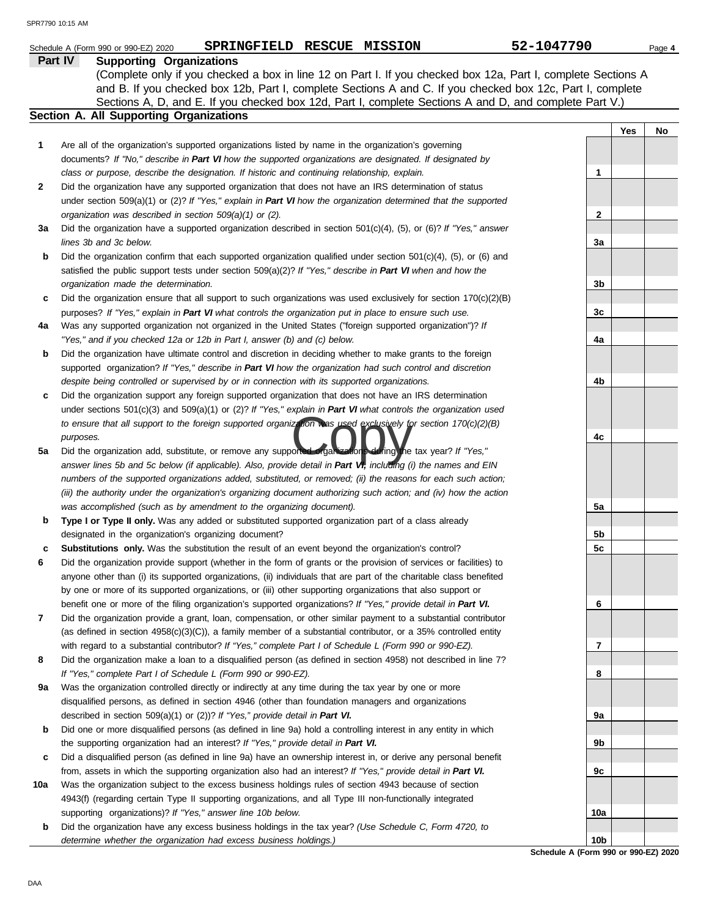Schedule A (Form 990 or 990-EZ) 2020 **SPRINGFIELD RESCUE MISSION** 52-1047790

## Part IV Supporting Organizations

(Complete only if you checked a box in line 12 on Part I. If you checked box 12a, Part I, complete Sections A and B. If you checked box 12b, Part I, complete Sections A and C. If you checked box 12c, Part I, complete Sections A, D, and E. If you checked box 12d, Part I, complete Sections A and D, and complete Part V.)

### Section A. All Supporting Organizations

| | | | Yes | No |
|---|---|---|---|---|
| **1** | Are all of the organization's supported organizations listed by name in the organization's governing documents? *If "No," describe in **Part VI** how the supported organizations are designated. If designated by class or purpose, describe the designation. If historic and continuing relationship, explain.* | 1 | | |
| **2** | Did the organization have any supported organization that does not have an IRS determination of status under section 509(a)(1) or (2)? *If "Yes," explain in **Part VI** how the organization determined that the supported organization was described in section 509(a)(1) or (2).* | 2 | | |
| **3a** | Did the organization have a supported organization described in section 501(c)(4), (5), or (6)? *If "Yes," answer lines 3b and 3c below.* | 3a | | |
| **b** | Did the organization confirm that each supported organization qualified under section 501(c)(4), (5), or (6) and satisfied the public support tests under section 509(a)(2)? *If "Yes," describe in **Part VI** when and how the organization made the determination.* | 3b | | |
| **c** | Did the organization ensure that all support to such organizations was used exclusively for section 170(c)(2)(B) purposes? *If "Yes," explain in **Part VI** what controls the organization put in place to ensure such use.* | 3c | | |
| **4a** | Was any supported organization not organized in the United States ("foreign supported organization")? *If "Yes," and if you checked 12a or 12b in Part I, answer (b) and (c) below.* | 4a | | |
| **b** | Did the organization have ultimate control and discretion in deciding whether to make grants to the foreign supported organization? *If "Yes," describe in **Part VI** how the organization had such control and discretion despite being controlled or supervised by or in connection with its supported organizations.* | 4b | | |
| **c** | Did the organization support any foreign supported organization that does not have an IRS determination under sections 501(c)(3) and 509(a)(1) or (2)? *If "Yes," explain in **Part VI** what controls the organization used to ensure that all support to the foreign supported organization was used exclusively for section 170(c)(2)(B) purposes.* | 4c | | |
| **5a** | Did the organization add, substitute, or remove any supported organizations during the tax year? *If "Yes," answer lines 5b and 5c below (if applicable). Also, provide detail in **Part VI,** including (i) the names and EIN numbers of the supported organizations added, substituted, or removed; (ii) the reasons for each such action; (iii) the authority under the organization's organizing document authorizing such action; and (iv) how the action was accomplished (such as by amendment to the organizing document).* | 5a | | |
| **b** | **Type I or Type II only.** Was any added or substituted supported organization part of a class already designated in the organization's organizing document? | 5b | | |
| **c** | **Substitutions only.** Was the substitution the result of an event beyond the organization's control? | 5c | | |
| **6** | Did the organization provide support (whether in the form of grants or the provision of services or facilities) to anyone other than (i) its supported organizations, (ii) individuals that are part of the charitable class benefited by one or more of its supported organizations, or (iii) other supporting organizations that also support or benefit one or more of the filing organization's supported organizations? *If "Yes," provide detail in **Part VI.*** | 6 | | |
| **7** | Did the organization provide a grant, loan, compensation, or other similar payment to a substantial contributor (as defined in section 4958(c)(3)(C)), a family member of a substantial contributor, or a 35% controlled entity with regard to a substantial contributor? *If "Yes," complete Part I of Schedule L (Form 990 or 990-EZ).* | 7 | | |
| **8** | Did the organization make a loan to a disqualified person (as defined in section 4958) not described in line 7? *If "Yes," complete Part I of Schedule L (Form 990 or 990-EZ).* | 8 | | |
| **9a** | Was the organization controlled directly or indirectly at any time during the tax year by one or more disqualified persons, as defined in section 4946 (other than foundation managers and organizations described in section 509(a)(1) or (2))? *If "Yes," provide detail in **Part VI.*** | 9a | | |
| **b** | Did one or more disqualified persons (as defined in line 9a) hold a controlling interest in any entity in which the supporting organization had an interest? *If "Yes," provide detail in **Part VI.*** | 9b | | |
| **c** | Did a disqualified person (as defined in line 9a) have an ownership interest in, or derive any personal benefit from, assets in which the supporting organization also had an interest? *If "Yes," provide detail in **Part VI.*** | 9c | | |
| **10a** | Was the organization subject to the excess business holdings rules of section 4943 because of section 4943(f) (regarding certain Type II supporting organizations, and all Type III non-functionally integrated supporting organizations)? *If "Yes," answer line 10b below.* | 10a | | |
| **b** | Did the organization have any excess business holdings in the tax year? *(Use Schedule C, Form 4720, to determine whether the organization had excess business holdings.)* | 10b | | |

Copy

**Schedule A (Form 990 or 990-EZ) 2020**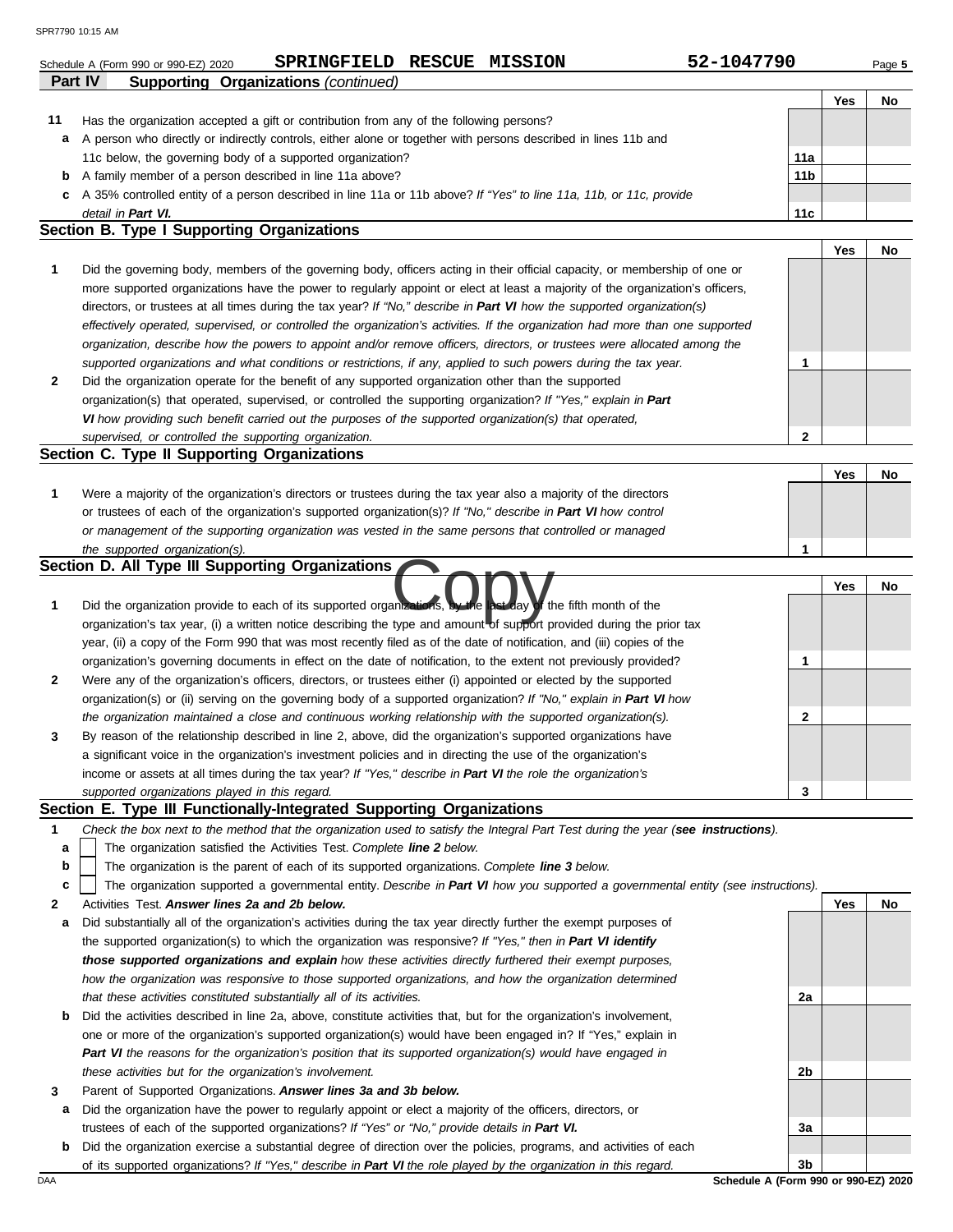Schedule A (Form 990 or 990-EZ) 2020 **SPRINGFIELD RESCUE MISSION** **52-1047790**

**Part IV Supporting Organizations** *(continued)*

| | | | Yes | No |
|---|---|---|---|---|
| **11** | Has the organization accepted a gift or contribution from any of the following persons? | | | |
| **a** | A person who directly or indirectly controls, either alone or together with persons described in lines 11b and 11c below, the governing body of a supported organization? | 11a | | |
| **b** | A family member of a person described in line 11a above? | 11b | | |
| **c** | A 35% controlled entity of a person described in line 11a or 11b above? *If "Yes" to line 11a, 11b, or 11c, provide detail in **Part VI.*** | 11c | | |

## Section B. Type I Supporting Organizations

| | | | Yes | No |
|---|---|---|---|---|
| **1** | Did the governing body, members of the governing body, officers acting in their official capacity, or membership of one or more supported organizations have the power to regularly appoint or elect at least a majority of the organization's officers, directors, or trustees at all times during the tax year? *If "No," describe in **Part VI** how the supported organization(s) effectively operated, supervised, or controlled the organization's activities. If the organization had more than one supported organization, describe how the powers to appoint and/or remove officers, directors, or trustees were allocated among the supported organizations and what conditions or restrictions, if any, applied to such powers during the tax year.* | 1 | | |
| **2** | Did the organization operate for the benefit of any supported organization other than the supported organization(s) that operated, supervised, or controlled the supporting organization? *If "Yes," explain in **Part VI** how providing such benefit carried out the purposes of the supported organization(s) that operated, supervised, or controlled the supporting organization.* | 2 | | |

## Section C. Type II Supporting Organizations

| | | | Yes | No |
|---|---|---|---|---|
| **1** | Were a majority of the organization's directors or trustees during the tax year also a majority of the directors or trustees of each of the organization's supported organization(s)? *If "No," describe in **Part VI** how control or management of the supporting organization was vested in the same persons that controlled or managed the supported organization(s).* | 1 | | |

## Section D. All Type III Supporting Organizations

| | | | Yes | No |
|---|---|---|---|---|
| **1** | Did the organization provide to each of its supported organizations, by the last day of the fifth month of the organization's tax year, (i) a written notice describing the type and amount of support provided during the prior tax year, (ii) a copy of the Form 990 that was most recently filed as of the date of notification, and (iii) copies of the organization's governing documents in effect on the date of notification, to the extent not previously provided? | 1 | | |
| **2** | Were any of the organization's officers, directors, or trustees either (i) appointed or elected by the supported organization(s) or (ii) serving on the governing body of a supported organization? *If "No," explain in **Part VI** how the organization maintained a close and continuous working relationship with the supported organization(s).* | 2 | | |
| **3** | By reason of the relationship described in line 2, above, did the organization's supported organizations have a significant voice in the organization's investment policies and in directing the use of the organization's income or assets at all times during the tax year? *If "Yes," describe in **Part VI** the role the organization's supported organizations played in this regard.* | 3 | | |

## Section E. Type III Functionally-Integrated Supporting Organizations

**1** *Check the box next to the method that the organization used to satisfy the Integral Part Test during the year (**see instructions**).*

- **a** ☐ The organization satisfied the Activities Test. *Complete **line 2** below.*
- **b** ☐ The organization is the parent of each of its supported organizations. *Complete **line 3** below.*
- **c** ☐ The organization supported a governmental entity. *Describe in **Part VI** how you supported a governmental entity (see instructions).*

| | | | Yes | No |
|---|---|---|---|---|
| **2** | Activities Test. ***Answer lines 2a and 2b below.*** | | | |
| **a** | Did substantially all of the organization's activities during the tax year directly further the exempt purposes of the supported organization(s) to which the organization was responsive? *If "Yes," then in **Part VI identify those supported organizations and explain** how these activities directly furthered their exempt purposes, how the organization was responsive to those supported organizations, and how the organization determined that these activities constituted substantially all of its activities.* | 2a | | |
| **b** | Did the activities described in line 2a, above, constitute activities that, but for the organization's involvement, one or more of the organization's supported organization(s) would have been engaged in? If "Yes," explain in ***Part VI** the reasons for the organization's position that its supported organization(s) would have engaged in these activities but for the organization's involvement.* | 2b | | |
| **3** | Parent of Supported Organizations. ***Answer lines 3a and 3b below.*** | | | |
| **a** | Did the organization have the power to regularly appoint or elect a majority of the officers, directors, or trustees of each of the supported organizations? *If "Yes" or "No," provide details in **Part VI.*** | 3a | | |
| **b** | Did the organization exercise a substantial degree of direction over the policies, programs, and activities of each of its supported organizations? *If "Yes," describe in **Part VI** the role played by the organization in this regard.* | 3b | | |

DAA **Schedule A (Form 990 or 990-EZ) 2020**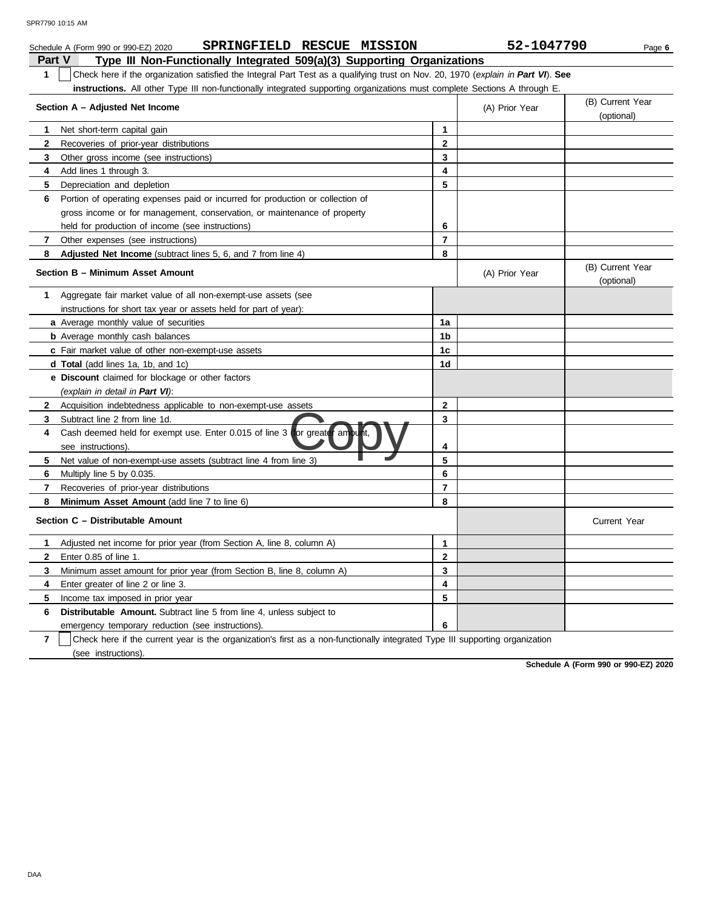Schedule A (Form 990 or 990-EZ) 2020 **SPRINGFIELD RESCUE MISSION** **52-1047790**

## Part V Type III Non-Functionally Integrated 509(a)(3) Supporting Organizations

**1** ☐ Check here if the organization satisfied the Integral Part Test as a qualifying trust on Nov. 20, 1970 (*explain in **Part VI***). **See instructions.** All other Type III non-functionally integrated supporting organizations must complete Sections A through E.

| **Section A – Adjusted Net Income** | | (A) Prior Year | (B) Current Year (optional) |
|---|---|---|---|
| **1** Net short-term capital gain | 1 | | |
| **2** Recoveries of prior-year distributions | 2 | | |
| **3** Other gross income (see instructions) | 3 | | |
| **4** Add lines 1 through 3. | 4 | | |
| **5** Depreciation and depletion | 5 | | |
| **6** Portion of operating expenses paid or incurred for production or collection of gross income or for management, conservation, or maintenance of property held for production of income (see instructions) | 6 | | |
| **7** Other expenses (see instructions) | 7 | | |
| **8** **Adjusted Net Income** (subtract lines 5, 6, and 7 from line 4) | 8 | | |

| **Section B – Minimum Asset Amount** | | (A) Prior Year | (B) Current Year (optional) |
|---|---|---|---|
| **1** Aggregate fair market value of all non-exempt-use assets (see instructions for short tax year or assets held for part of year): | | | |
| **a** Average monthly value of securities | 1a | | |
| **b** Average monthly cash balances | 1b | | |
| **c** Fair market value of other non-exempt-use assets | 1c | | |
| **d** **Total** (add lines 1a, 1b, and 1c) | 1d | | |
| **e** **Discount** claimed for blockage or other factors (*explain in detail in **Part VI***): | | | |
| **2** Acquisition indebtedness applicable to non-exempt-use assets | 2 | | |
| **3** Subtract line 2 from line 1d. | 3 | | |
| **4** Cash deemed held for exempt use. Enter 0.015 of line 3 (for greater amount, see instructions). | 4 | | |
| **5** Net value of non-exempt-use assets (subtract line 4 from line 3) | 5 | | |
| **6** Multiply line 5 by 0.035. | 6 | | |
| **7** Recoveries of prior-year distributions | 7 | | |
| **8** **Minimum Asset Amount** (add line 7 to line 6) | 8 | | |

| **Section C – Distributable Amount** | | | Current Year |
|---|---|---|---|
| **1** Adjusted net income for prior year (from Section A, line 8, column A) | 1 | | |
| **2** Enter 0.85 of line 1. | 2 | | |
| **3** Minimum asset amount for prior year (from Section B, line 8, column A) | 3 | | |
| **4** Enter greater of line 2 or line 3. | 4 | | |
| **5** Income tax imposed in prior year | 5 | | |
| **6** **Distributable Amount.** Subtract line 5 from line 4, unless subject to emergency temporary reduction (see instructions). | 6 | | |

**7** ☐ Check here if the current year is the organization's first as a non-functionally integrated Type III supporting organization (see instructions).

**Schedule A (Form 990 or 990-EZ) 2020**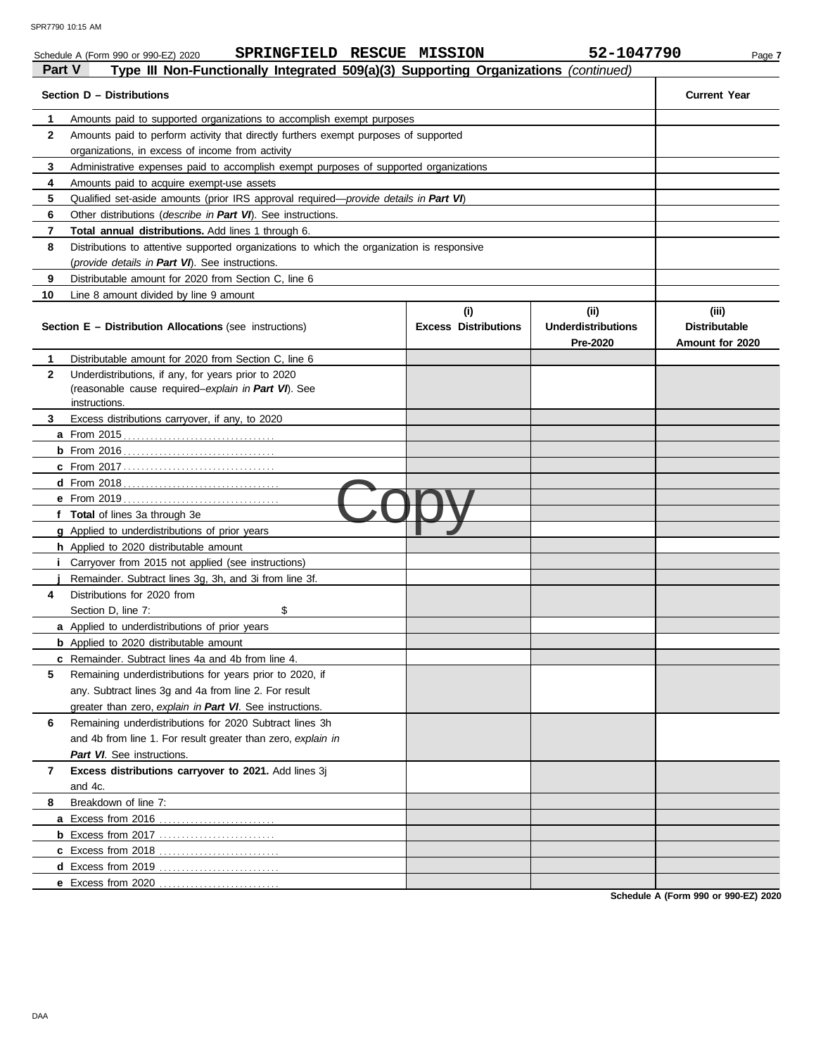Schedule A (Form 990 or 990-EZ) 2020 **SPRINGFIELD RESCUE MISSION** **52-1047790**

## Part V Type III Non-Functionally Integrated 509(a)(3) Supporting Organizations *(continued)*

| | Section D – Distributions | Current Year |
|---|---|---|
| 1 | Amounts paid to supported organizations to accomplish exempt purposes | |
| 2 | Amounts paid to perform activity that directly furthers exempt purposes of supported organizations, in excess of income from activity | |
| 3 | Administrative expenses paid to accomplish exempt purposes of supported organizations | |
| 4 | Amounts paid to acquire exempt-use assets | |
| 5 | Qualified set-aside amounts (prior IRS approval required—*provide details in **Part VI***) | |
| 6 | Other distributions (*describe in **Part VI***). See instructions. | |
| 7 | **Total annual distributions.** Add lines 1 through 6. | |
| 8 | Distributions to attentive supported organizations to which the organization is responsive (*provide details in **Part VI***). See instructions. | |
| 9 | Distributable amount for 2020 from Section C, line 6 | |
| 10 | Line 8 amount divided by line 9 amount | |

| | Section E – Distribution Allocations (see instructions) | (i) Excess Distributions | (ii) Underdistributions Pre-2020 | (iii) Distributable Amount for 2020 |
|---|---|---|---|---|
| 1 | Distributable amount for 2020 from Section C, line 6 | | | |
| 2 | Underdistributions, if any, for years prior to 2020 (reasonable cause required–*explain in **Part VI***). See instructions. | | | |
| 3 | Excess distributions carryover, if any, to 2020 | | | |
| a | From 2015 | | | |
| b | From 2016 | | | |
| c | From 2017 | | | |
| d | From 2018 | | | |
| e | From 2019 | | | |
| f | **Total** of lines 3a through 3e | | | |
| g | Applied to underdistributions of prior years | | | |
| h | Applied to 2020 distributable amount | | | |
| i | Carryover from 2015 not applied (see instructions) | | | |
| j | Remainder. Subtract lines 3g, 3h, and 3i from line 3f. | | | |
| 4 | Distributions for 2020 from Section D, line 7: $ | | | |
| a | Applied to underdistributions of prior years | | | |
| b | Applied to 2020 distributable amount | | | |
| c | Remainder. Subtract lines 4a and 4b from line 4. | | | |
| 5 | Remaining underdistributions for years prior to 2020, if any. Subtract lines 3g and 4a from line 2. For result greater than zero, *explain in **Part VI***. See instructions. | | | |
| 6 | Remaining underdistributions for 2020 Subtract lines 3h and 4b from line 1. For result greater than zero, *explain in **Part VI***. See instructions. | | | |
| 7 | **Excess distributions carryover to 2021.** Add lines 3j and 4c. | | | |
| 8 | Breakdown of line 7: | | | |
| a | Excess from 2016 | | | |
| b | Excess from 2017 | | | |
| c | Excess from 2018 | | | |
| d | Excess from 2019 | | | |
| e | Excess from 2020 | | | |

Copy

**Schedule A (Form 990 or 990-EZ) 2020**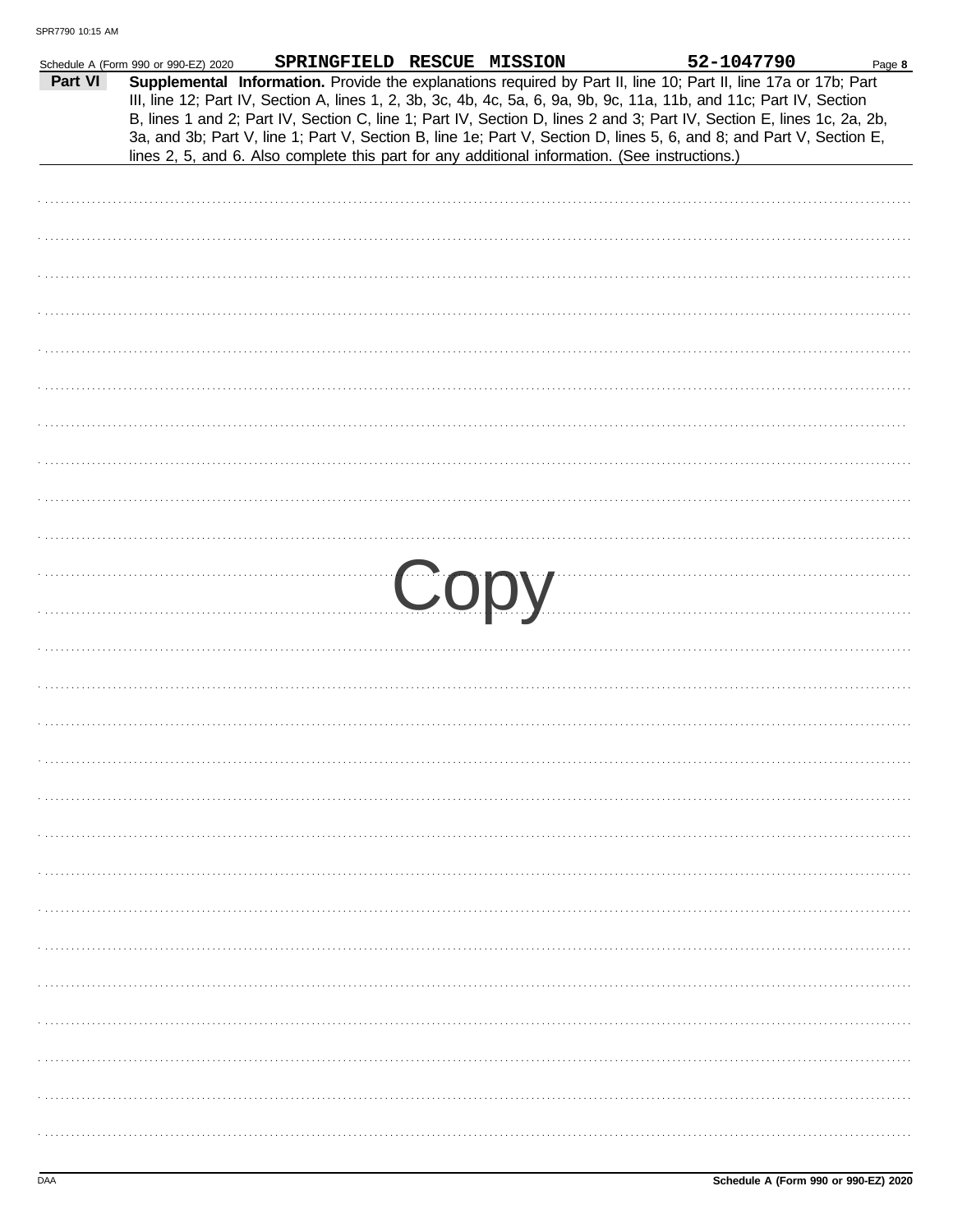Schedule A (Form 990 or 990-EZ) 2020 **SPRINGFIELD RESCUE MISSION** **52-1047790**

**Part VI** **Supplemental Information.** Provide the explanations required by Part II, line 10; Part II, line 17a or 17b; Part III, line 12; Part IV, Section A, lines 1, 2, 3b, 3c, 4b, 4c, 5a, 6, 9a, 9b, 9c, 11a, 11b, and 11c; Part IV, Section B, lines 1 and 2; Part IV, Section C, line 1; Part IV, Section D, lines 2 and 3; Part IV, Section E, lines 1c, 2a, 2b, 3a, and 3b; Part V, line 1; Part V, Section B, line 1e; Part V, Section D, lines 5, 6, and 8; and Part V, Section E, lines 2, 5, and 6. Also complete this part for any additional information. (See instructions.)

Copy

Schedule A (Form 990 or 990-EZ) 2020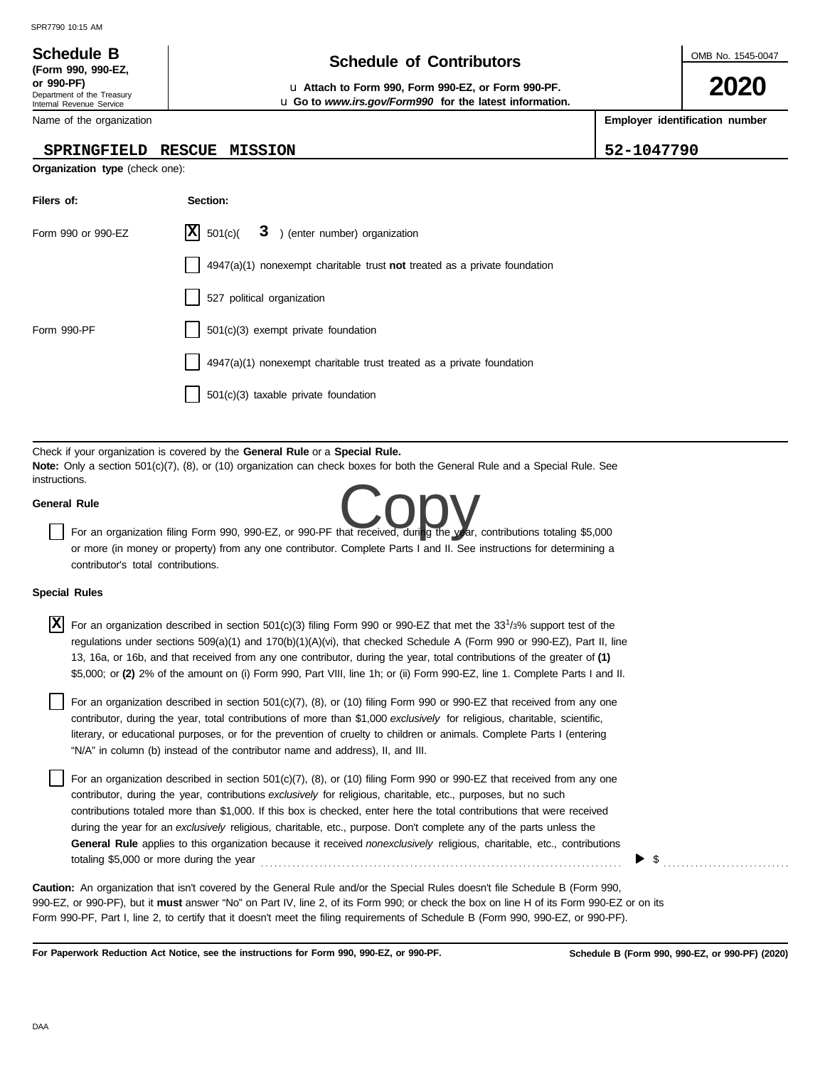SPR7790 10:15 AM

# Schedule B

**(Form 990, 990-EZ, or 990-PF)**
Department of the Treasury
Internal Revenue Service

## Schedule of Contributors

u **Attach to Form 990, Form 990-EZ, or Form 990-PF.**
u **Go to *www.irs.gov/Form990* for the latest information.**

OMB No. 1545-0047

**2020**

| Name of the organization | Employer identification number |
|---|---|
| SPRINGFIELD RESCUE MISSION | 52-1047790 |

**Organization type** (check one):

| Filers of: | Section: |
|---|---|
| Form 990 or 990-EZ | [X] 501(c)( 3 ) (enter number) organization |
| | [ ] 4947(a)(1) nonexempt charitable trust **not** treated as a private foundation |
| | [ ] 527 political organization |
| Form 990-PF | [ ] 501(c)(3) exempt private foundation |
| | [ ] 4947(a)(1) nonexempt charitable trust treated as a private foundation |
| | [ ] 501(c)(3) taxable private foundation |

Check if your organization is covered by the **General Rule** or a **Special Rule.**
**Note:** Only a section 501(c)(7), (8), or (10) organization can check boxes for both the General Rule and a Special Rule. See instructions.

**General Rule**

[ ] For an organization filing Form 990, 990-EZ, or 990-PF that received, during the year, contributions totaling $5,000 or more (in money or property) from any one contributor. Complete Parts I and II. See instructions for determining a contributor's total contributions.

**Special Rules**

[X] For an organization described in section 501(c)(3) filing Form 990 or 990-EZ that met the $33^{1}/_{3}$% support test of the regulations under sections 509(a)(1) and 170(b)(1)(A)(vi), that checked Schedule A (Form 990 or 990-EZ), Part II, line 13, 16a, or 16b, and that received from any one contributor, during the year, total contributions of the greater of **(1)** $5,000; or **(2)** 2% of the amount on (i) Form 990, Part VIII, line 1h; or (ii) Form 990-EZ, line 1. Complete Parts I and II.

[ ] For an organization described in section 501(c)(7), (8), or (10) filing Form 990 or 990-EZ that received from any one contributor, during the year, total contributions of more than $1,000 *exclusively* for religious, charitable, scientific, literary, or educational purposes, or for the prevention of cruelty to children or animals. Complete Parts I (entering "N/A" in column (b) instead of the contributor name and address), II, and III.

[ ] For an organization described in section 501(c)(7), (8), or (10) filing Form 990 or 990-EZ that received from any one contributor, during the year, contributions *exclusively* for religious, charitable, etc., purposes, but no such contributions totaled more than $1,000. If this box is checked, enter here the total contributions that were received during the year for an *exclusively* religious, charitable, etc., purpose. Don't complete any of the parts unless the **General Rule** applies to this organization because it received *nonexclusively* religious, charitable, etc., contributions totaling $5,000 or more during the year ▶ $ ..........

**Caution:** An organization that isn't covered by the General Rule and/or the Special Rules doesn't file Schedule B (Form 990, 990-EZ, or 990-PF), but it **must** answer "No" on Part IV, line 2, of its Form 990; or check the box on line H of its Form 990-EZ or on its Form 990-PF, Part I, line 2, to certify that it doesn't meet the filing requirements of Schedule B (Form 990, 990-EZ, or 990-PF).

**For Paperwork Reduction Act Notice, see the instructions for Form 990, 990-EZ, or 990-PF.** **Schedule B (Form 990, 990-EZ, or 990-PF) (2020)**

DAA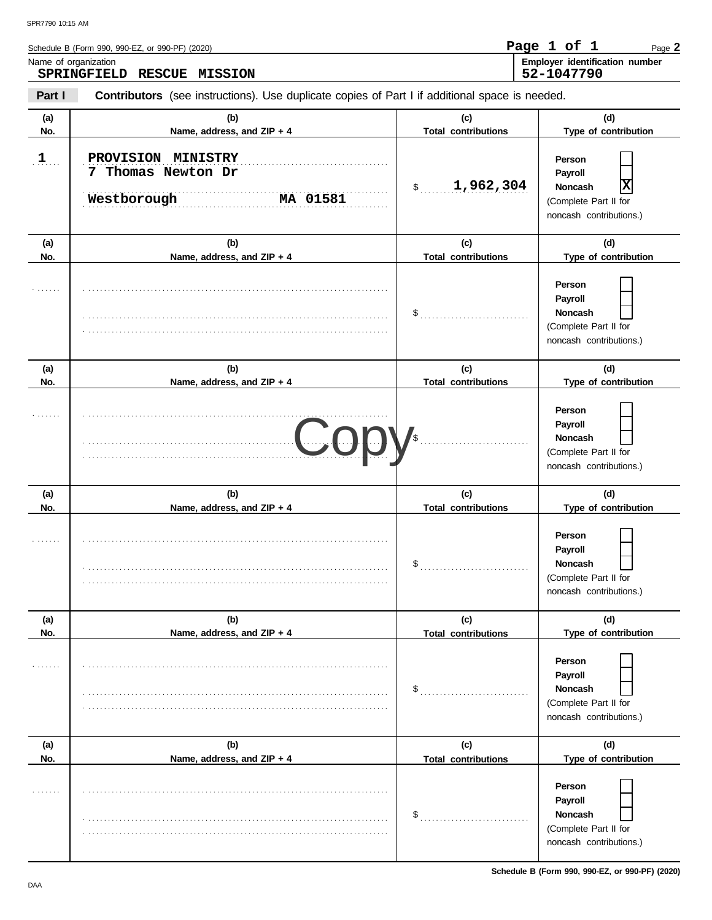Schedule B (Form 990, 990-EZ, or 990-PF) (2020)

**Name of organization**
SPRINGFIELD RESCUE MISSION

**Employer identification number**
52-1047790

**Part I** **Contributors** (see instructions). Use duplicate copies of Part I if additional space is needed.

| (a) No. | (b) Name, address, and ZIP + 4 | (c) Total contributions | (d) Type of contribution |
|---|---|---|---|
| 1 | PROVISION MINISTRY<br>7 Thomas Newton Dr<br>Westborough MA 01581 | $ 1,962,304 | Person ☐<br>Payroll ☐<br>Noncash ☒<br>(Complete Part II for noncash contributions.) |
| | | $ | Person ☐<br>Payroll ☐<br>Noncash ☐<br>(Complete Part II for noncash contributions.) |
| | | $ | Person ☐<br>Payroll ☐<br>Noncash ☐<br>(Complete Part II for noncash contributions.) |
| | | $ | Person ☐<br>Payroll ☐<br>Noncash ☐<br>(Complete Part II for noncash contributions.) |
| | | $ | Person ☐<br>Payroll ☐<br>Noncash ☐<br>(Complete Part II for noncash contributions.) |
| | | $ | Person ☐<br>Payroll ☐<br>Noncash ☐<br>(Complete Part II for noncash contributions.) |

Copy

Schedule B (Form 990, 990-EZ, or 990-PF) (2020)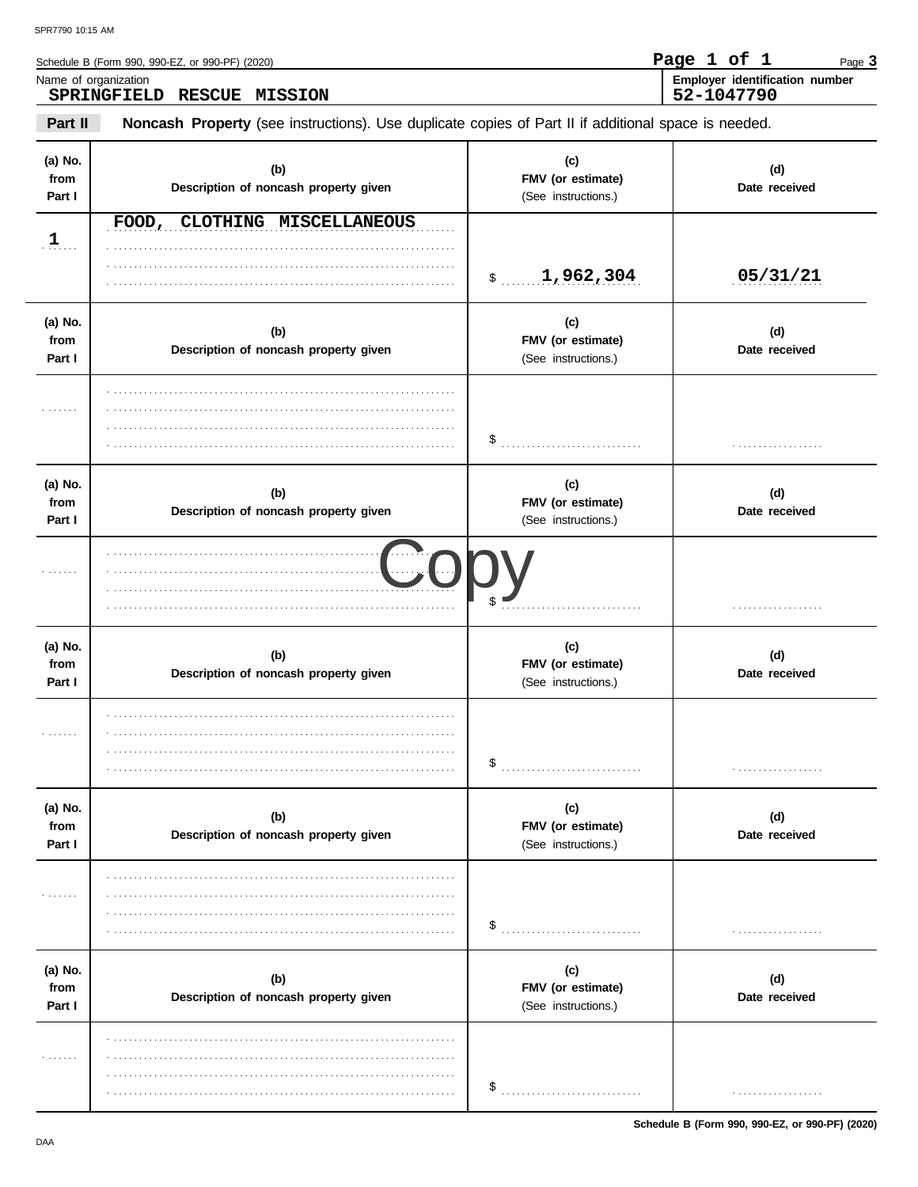Schedule B (Form 990, 990-EZ, or 990-PF) (2020)

Name of organization
**SPRINGFIELD RESCUE MISSION**

**Employer identification number**
**52-1047790**

**Part II** **Noncash Property** (see instructions). Use duplicate copies of Part II if additional space is needed.

| (a) No. from Part I | (b) Description of noncash property given | (c) FMV (or estimate) (See instructions.) | (d) Date received |
|---|---|---|---|
| 1 | FOOD, CLOTHING MISCELLANEOUS | $ 1,962,304 | 05/31/21 |

| (a) No. from Part I | (b) Description of noncash property given | (c) FMV (or estimate) (See instructions.) | (d) Date received |
|---|---|---|---|
| | | $ | |

| (a) No. from Part I | (b) Description of noncash property given | (c) FMV (or estimate) (See instructions.) | (d) Date received |
|---|---|---|---|
| | | $ | |

Copy

| (a) No. from Part I | (b) Description of noncash property given | (c) FMV (or estimate) (See instructions.) | (d) Date received |
|---|---|---|---|
| | | $ | |

| (a) No. from Part I | (b) Description of noncash property given | (c) FMV (or estimate) (See instructions.) | (d) Date received |
|---|---|---|---|
| | | $ | |

| (a) No. from Part I | (b) Description of noncash property given | (c) FMV (or estimate) (See instructions.) | (d) Date received |
|---|---|---|---|
| | | $ | |

Schedule B (Form 990, 990-EZ, or 990-PF) (2020)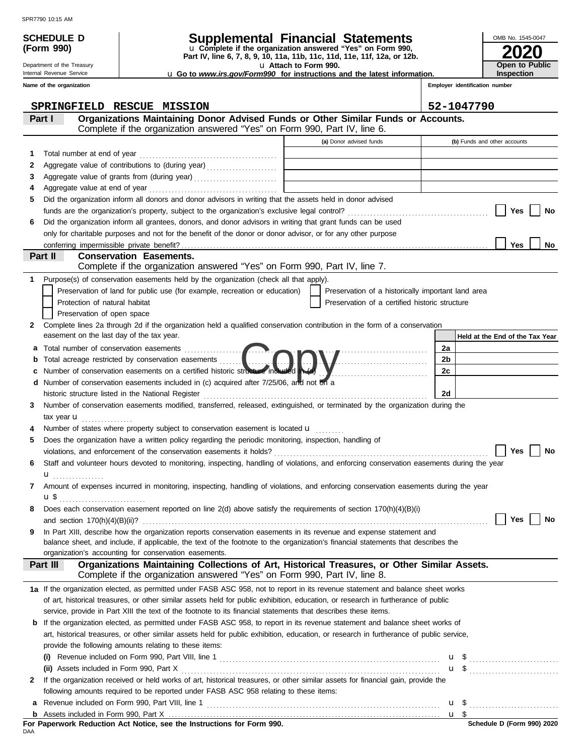SPR7790 10:15 AM

**SCHEDULE D (Form 990)**

Department of the Treasury
Internal Revenue Service

# Supplemental Financial Statements

u Complete if the organization answered "Yes" on Form 990, Part IV, line 6, 7, 8, 9, 10, 11a, 11b, 11c, 11d, 11e, 11f, 12a, or 12b.

u Attach to Form 990.

u Go to *www.irs.gov/Form990* for instructions and the latest information.

OMB No. 1545-0047

**2020**

**Open to Public Inspection**

Name of the organization: SPRINGFIELD RESCUE MISSION

Employer identification number: 52-1047790

## Part I Organizations Maintaining Donor Advised Funds or Other Similar Funds or Accounts.

Complete if the organization answered "Yes" on Form 990, Part IV, line 6.

| | | (a) Donor advised funds | (b) Funds and other accounts |
|---|---|---|---|
| 1 | Total number at end of year | | |
| 2 | Aggregate value of contributions to (during year) | | |
| 3 | Aggregate value of grants from (during year) | | |
| 4 | Aggregate value at end of year | | |

5 Did the organization inform all donors and donor advisors in writing that the assets held in donor advised funds are the organization's property, subject to the organization's exclusive legal control? ☐ Yes ☐ No

6 Did the organization inform all grantees, donors, and donor advisors in writing that grant funds can be used only for charitable purposes and not for the benefit of the donor or donor advisor, or for any other purpose conferring impermissible private benefit? ☐ Yes ☐ No

## Part II Conservation Easements.

Complete if the organization answered "Yes" on Form 990, Part IV, line 7.

1 Purpose(s) of conservation easements held by the organization (check all that apply).

- ☐ Preservation of land for public use (for example, recreation or education)
- ☐ Preservation of a historically important land area
- ☐ Protection of natural habitat
- ☐ Preservation of a certified historic structure
- ☐ Preservation of open space

2 Complete lines 2a through 2d if the organization held a qualified conservation contribution in the form of a conservation easement on the last day of the tax year.

| | | | Held at the End of the Tax Year |
|---|---|---|---|
| a | Total number of conservation easements | 2a | |
| b | Total acreage restricted by conservation easements | 2b | |
| c | Number of conservation easements on a certified historic structure included in (a) | 2c | |
| d | Number of conservation easements included in (c) acquired after 7/25/06, and not on a historic structure listed in the National Register | 2d | |

3 Number of conservation easements modified, transferred, released, extinguished, or terminated by the organization during the tax year u

4 Number of states where property subject to conservation easement is located u

5 Does the organization have a written policy regarding the periodic monitoring, inspection, handling of violations, and enforcement of the conservation easements it holds? ☐ Yes ☐ No

6 Staff and volunteer hours devoted to monitoring, inspecting, handling of violations, and enforcing conservation easements during the year u

7 Amount of expenses incurred in monitoring, inspecting, handling of violations, and enforcing conservation easements during the year u $

8 Does each conservation easement reported on line 2(d) above satisfy the requirements of section 170(h)(4)(B)(i) and section 170(h)(4)(B)(ii)? ☐ Yes ☐ No

9 In Part XIII, describe how the organization reports conservation easements in its revenue and expense statement and balance sheet, and include, if applicable, the text of the footnote to the organization's financial statements that describes the organization's accounting for conservation easements.

## Part III Organizations Maintaining Collections of Art, Historical Treasures, or Other Similar Assets.

Complete if the organization answered "Yes" on Form 990, Part IV, line 8.

1a If the organization elected, as permitted under FASB ASC 958, not to report in its revenue statement and balance sheet works of art, historical treasures, or other similar assets held for public exhibition, education, or research in furtherance of public service, provide in Part XIII the text of the footnote to its financial statements that describes these items.

b If the organization elected, as permitted under FASB ASC 958, to report in its revenue statement and balance sheet works of art, historical treasures, or other similar assets held for public exhibition, education, or research in furtherance of public service, provide the following amounts relating to these items:

(i) Revenue included on Form 990, Part VIII, line 1 u $

(ii) Assets included in Form 990, Part X u $

2 If the organization received or held works of art, historical treasures, or other similar assets for financial gain, provide the following amounts required to be reported under FASB ASC 958 relating to these items:

a Revenue included on Form 990, Part VIII, line 1 u $

b Assets included in Form 990, Part X u $

**For Paperwork Reduction Act Notice, see the Instructions for Form 990.**

DAA

**Schedule D (Form 990) 2020**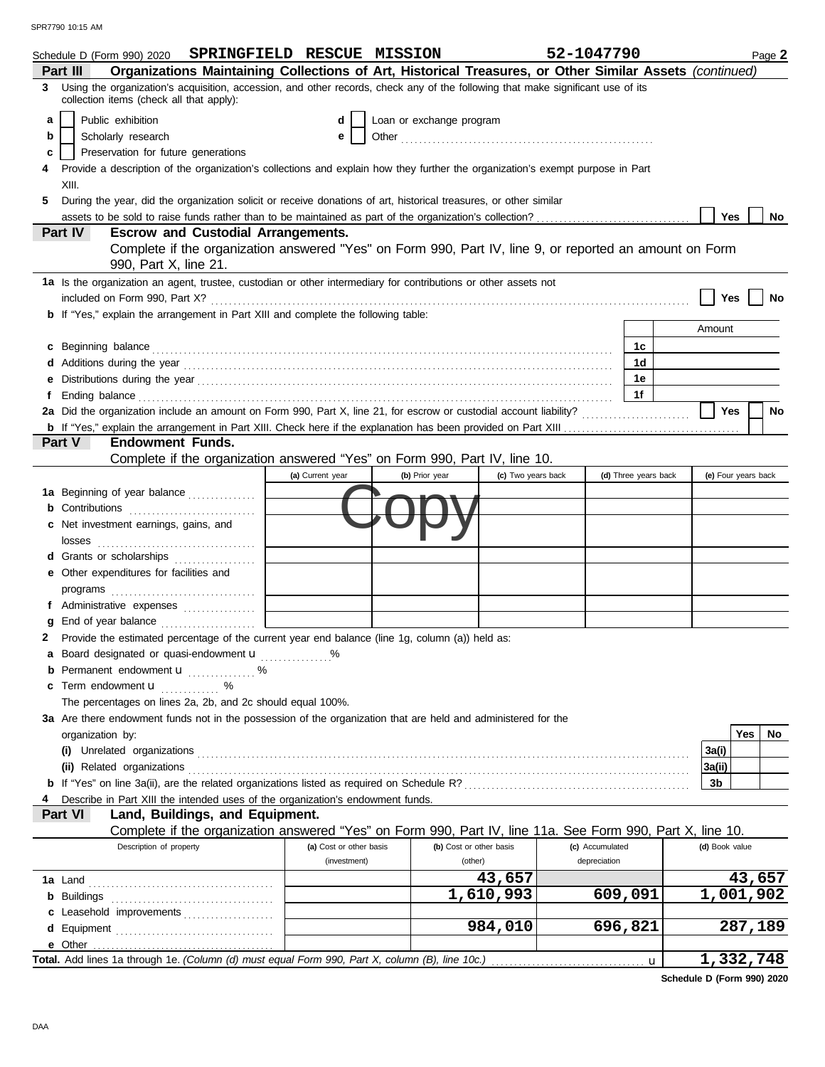Schedule D (Form 990) 2020 **SPRINGFIELD RESCUE MISSION** **52-1047790** Page **2**

**Part III** **Organizations Maintaining Collections of Art, Historical Treasures, or Other Similar Assets** *(continued)*

**3** Using the organization's acquisition, accession, and other records, check any of the following that make significant use of its collection items (check all that apply):

- **a** ☐ Public exhibition
- **b** ☐ Scholarly research
- **c** ☐ Preservation for future generations
- **d** ☐ Loan or exchange program
- **e** ☐ Other

**4** Provide a description of the organization's collections and explain how they further the organization's exempt purpose in Part XIII.

**5** During the year, did the organization solicit or receive donations of art, historical treasures, or other similar assets to be sold to raise funds rather than to be maintained as part of the organization's collection? ☐ Yes ☐ No

**Part IV** **Escrow and Custodial Arrangements.**
Complete if the organization answered "Yes" on Form 990, Part IV, line 9, or reported an amount on Form 990, Part X, line 21.

**1a** Is the organization an agent, trustee, custodian or other intermediary for contributions or other assets not included on Form 990, Part X? ☐ Yes ☐ No

**b** If "Yes," explain the arrangement in Part XIII and complete the following table:

| | | Amount |
|---|---|---|
| **c** Beginning balance | 1c | |
| **d** Additions during the year | 1d | |
| **e** Distributions during the year | 1e | |
| **f** Ending balance | 1f | |

**2a** Did the organization include an amount on Form 990, Part X, line 21, for escrow or custodial account liability? ☐ Yes ☐ No

**b** If "Yes," explain the arrangement in Part XIII. Check here if the explanation has been provided on Part XIII ☐

**Part V** **Endowment Funds.**
Complete if the organization answered "Yes" on Form 990, Part IV, line 10.

| | (a) Current year | (b) Prior year | (c) Two years back | (d) Three years back | (e) Four years back |
|---|---|---|---|---|---|
| **1a** Beginning of year balance | | | | | |
| **b** Contributions | | | | | |
| **c** Net investment earnings, gains, and losses | | | | | |
| **d** Grants or scholarships | | | | | |
| **e** Other expenditures for facilities and programs | | | | | |
| **f** Administrative expenses | | | | | |
| **g** End of year balance | | | | | |

**2** Provide the estimated percentage of the current year end balance (line 1g, column (a)) held as:

- **a** Board designated or quasi-endowment ______ %
- **b** Permanent endowment ______ %
- **c** Term endowment ______ %

The percentages on lines 2a, 2b, and 2c should equal 100%.

**3a** Are there endowment funds not in the possession of the organization that are held and administered for the organization by:

| | | Yes | No |
|---|---|---|---|
| **(i)** Unrelated organizations | 3a(i) | | |
| **(ii)** Related organizations | 3a(ii) | | |
| **b** If "Yes" on line 3a(ii), are the related organizations listed as required on Schedule R? | 3b | | |

**4** Describe in Part XIII the intended uses of the organization's endowment funds.

**Part VI** **Land, Buildings, and Equipment.**
Complete if the organization answered "Yes" on Form 990, Part IV, line 11a. See Form 990, Part X, line 10.

| Description of property | (a) Cost or other basis (investment) | (b) Cost or other basis (other) | (c) Accumulated depreciation | (d) Book value |
|---|---|---|---|---|
| **1a** Land | | 43,657 | | 43,657 |
| **b** Buildings | | 1,610,993 | 609,091 | 1,001,902 |
| **c** Leasehold improvements | | | | |
| **d** Equipment | | 984,010 | 696,821 | 287,189 |
| **e** Other | | | | |
| **Total.** Add lines 1a through 1e. *(Column (d) must equal Form 990, Part X, column (B), line 10c.)* | | | | 1,332,748 |

**Schedule D (Form 990) 2020**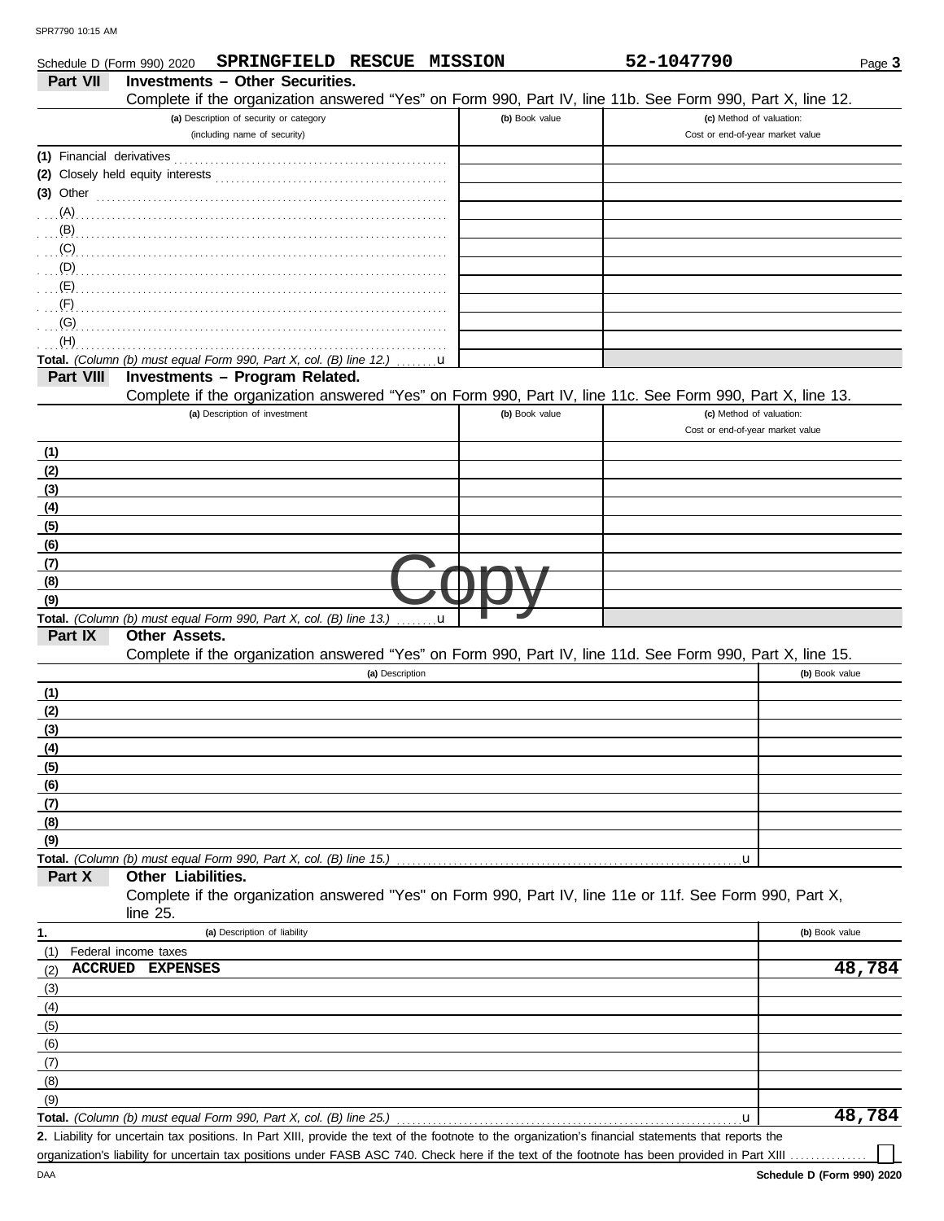Schedule D (Form 990) 2020 **SPRINGFIELD RESCUE MISSION** **52-1047790** Page **3**

## Part VII Investments – Other Securities.

Complete if the organization answered "Yes" on Form 990, Part IV, line 11b. See Form 990, Part X, line 12.

| (a) Description of security or category (including name of security) | (b) Book value | (c) Method of valuation: Cost or end-of-year market value |
|---|---|---|
| (1) Financial derivatives | | |
| (2) Closely held equity interests | | |
| (3) Other | | |
| (A) | | |
| (B) | | |
| (C) | | |
| (D) | | |
| (E) | | |
| (F) | | |
| (G) | | |
| (H) | | |
| **Total.** *(Column (b) must equal Form 990, Part X, col. (B) line 12.)* u | | |

## Part VIII Investments – Program Related.

Complete if the organization answered "Yes" on Form 990, Part IV, line 11c. See Form 990, Part X, line 13.

| (a) Description of investment | (b) Book value | (c) Method of valuation: Cost or end-of-year market value |
|---|---|---|
| (1) | | |
| (2) | | |
| (3) | | |
| (4) | | |
| (5) | | |
| (6) | | |
| (7) | | |
| (8) | | |
| (9) | | |
| **Total.** *(Column (b) must equal Form 990, Part X, col. (B) line 13.)* u | | |

## Part IX Other Assets.

Complete if the organization answered "Yes" on Form 990, Part IV, line 11d. See Form 990, Part X, line 15.

| (a) Description | (b) Book value |
|---|---|
| (1) | |
| (2) | |
| (3) | |
| (4) | |
| (5) | |
| (6) | |
| (7) | |
| (8) | |
| (9) | |
| **Total.** *(Column (b) must equal Form 990, Part X, col. (B) line 15.)* u | |

## Part X Other Liabilities.

Complete if the organization answered "Yes" on Form 990, Part IV, line 11e or 11f. See Form 990, Part X, line 25.

| 1. (a) Description of liability | (b) Book value |
|---|---|
| (1) Federal income taxes | |
| (2) **ACCRUED EXPENSES** | **48,784** |
| (3) | |
| (4) | |
| (5) | |
| (6) | |
| (7) | |
| (8) | |
| (9) | |
| **Total.** *(Column (b) must equal Form 990, Part X, col. (B) line 25.)* u | **48,784** |

**2.** Liability for uncertain tax positions. In Part XIII, provide the text of the footnote to the organization's financial statements that reports the organization's liability for uncertain tax positions under FASB ASC 740. Check here if the text of the footnote has been provided in Part XIII ☐

Schedule D (Form 990) 2020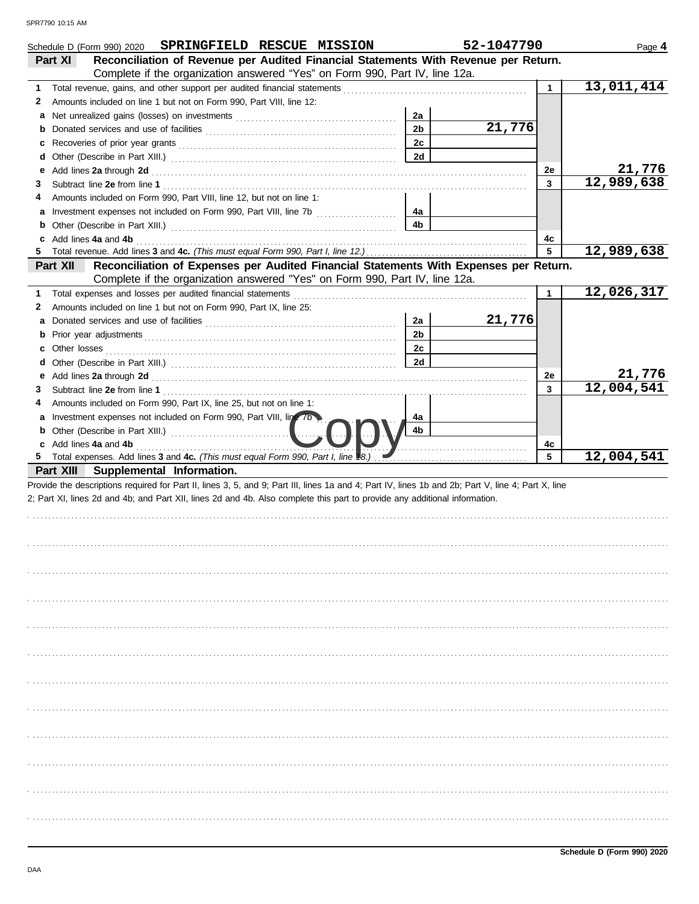Schedule D (Form 990) 2020 **SPRINGFIELD RESCUE MISSION** **52-1047790** Page **4**

**Part XI** **Reconciliation of Revenue per Audited Financial Statements With Revenue per Return.** Complete if the organization answered "Yes" on Form 990, Part IV, line 12a.

| | | | | | |
|---|---|---|---|---|---|
| **1** | Total revenue, gains, and other support per audited financial statements | | | 1 | 13,011,414 |
| **2** | Amounts included on line 1 but not on Form 990, Part VIII, line 12: | | | | |
| **a** | Net unrealized gains (losses) on investments | 2a | | | |
| **b** | Donated services and use of facilities | 2b | 21,776 | | |
| **c** | Recoveries of prior year grants | 2c | | | |
| **d** | Other (Describe in Part XIII.) | 2d | | | |
| **e** | Add lines **2a** through **2d** | | | 2e | 21,776 |
| **3** | Subtract line **2e** from line **1** | | | 3 | 12,989,638 |
| **4** | Amounts included on Form 990, Part VIII, line 12, but not on line 1: | | | | |
| **a** | Investment expenses not included on Form 990, Part VIII, line 7b | 4a | | | |
| **b** | Other (Describe in Part XIII.) | 4b | | | |
| **c** | Add lines **4a** and **4b** | | | 4c | |
| **5** | Total revenue. Add lines **3** and **4c.** *(This must equal Form 990, Part I, line 12.)* | | | 5 | 12,989,638 |

**Part XII** **Reconciliation of Expenses per Audited Financial Statements With Expenses per Return.** Complete if the organization answered "Yes" on Form 990, Part IV, line 12a.

| | | | | | |
|---|---|---|---|---|---|
| **1** | Total expenses and losses per audited financial statements | | | 1 | 12,026,317 |
| **2** | Amounts included on line 1 but not on Form 990, Part IX, line 25: | | | | |
| **a** | Donated services and use of facilities | 2a | 21,776 | | |
| **b** | Prior year adjustments | 2b | | | |
| **c** | Other losses | 2c | | | |
| **d** | Other (Describe in Part XIII.) | 2d | | | |
| **e** | Add lines **2a** through **2d** | | | 2e | 21,776 |
| **3** | Subtract line **2e** from line **1** | | | 3 | 12,004,541 |
| **4** | Amounts included on Form 990, Part IX, line 25, but not on line 1: | | | | |
| **a** | Investment expenses not included on Form 990, Part VIII, line 7b | 4a | | | |
| **b** | Other (Describe in Part XIII.) | 4b | | | |
| **c** | Add lines **4a** and **4b** | | | 4c | |
| **5** | Total expenses. Add lines **3** and **4c.** *(This must equal Form 990, Part I, line 18.)* | | | 5 | 12,004,541 |

**Part XIII** **Supplemental Information.**

Provide the descriptions required for Part II, lines 3, 5, and 9; Part III, lines 1a and 4; Part IV, lines 1b and 2b; Part V, line 4; Part X, line 2; Part XI, lines 2d and 4b; and Part XII, lines 2d and 4b. Also complete this part to provide any additional information.

**Schedule D (Form 990) 2020**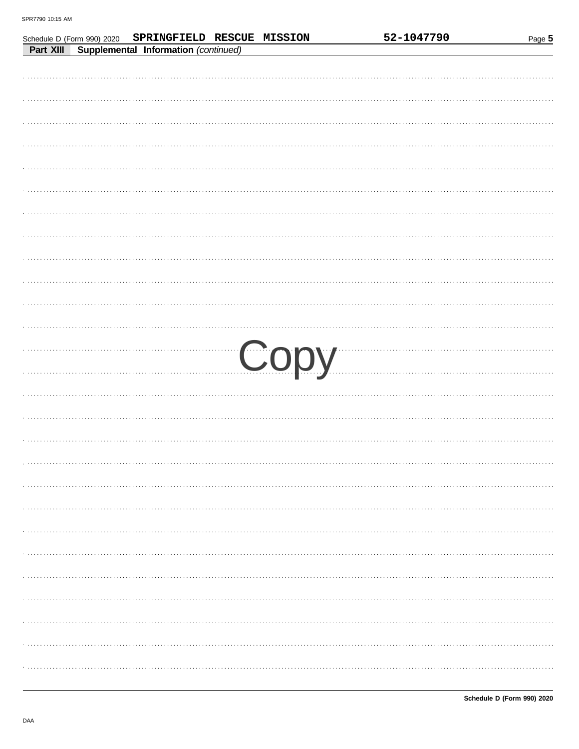Schedule D (Form 990) 2020 **SPRINGFIELD RESCUE MISSION** **52-1047790**

**Part XIII** **Supplemental Information** *(continued)*

Copy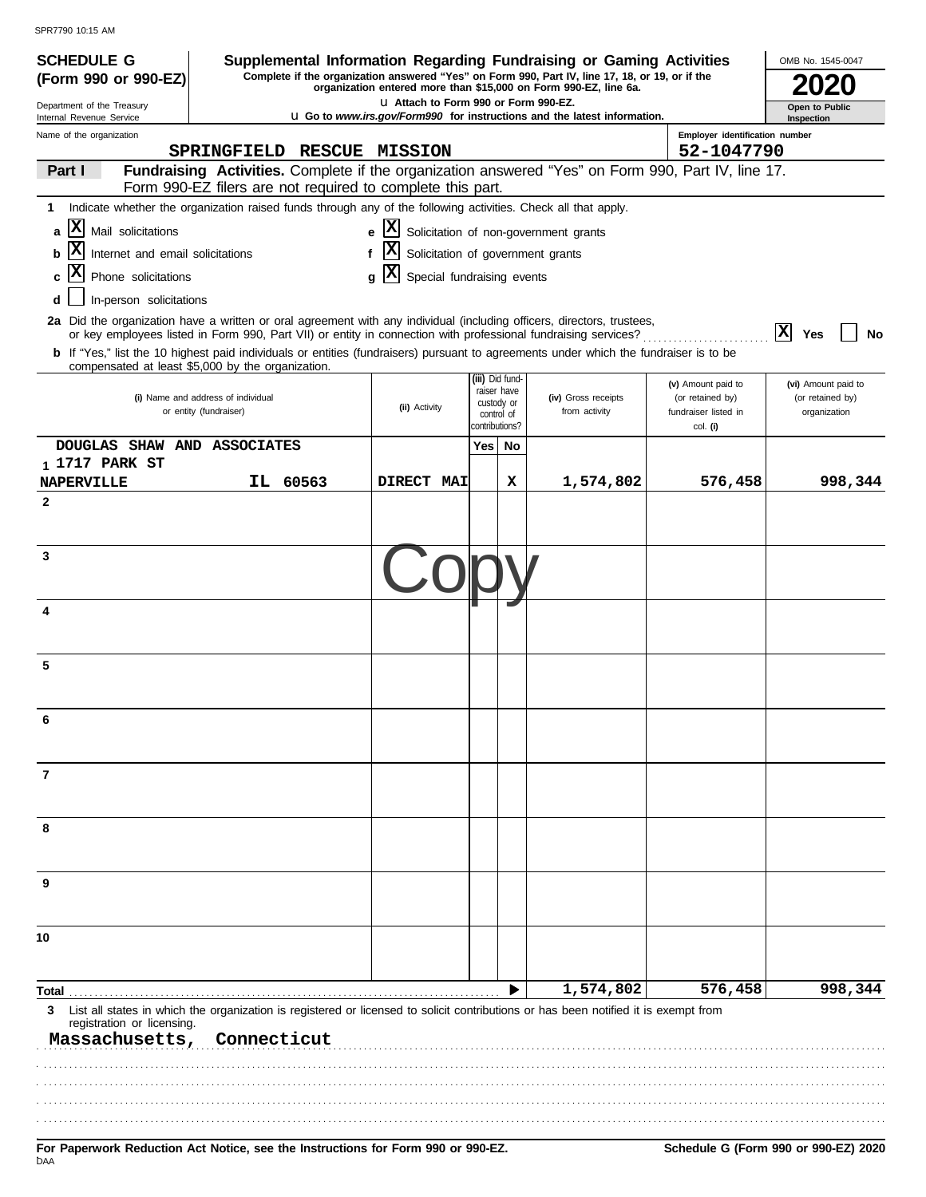SPR7790 10:15 AM

**SCHEDULE G (Form 990 or 990-EZ)**

Department of the Treasury
Internal Revenue Service

# Supplemental Information Regarding Fundraising or Gaming Activities

**Complete if the organization answered "Yes" on Form 990, Part IV, line 17, 18, or 19, or if the organization entered more than $15,000 on Form 990-EZ, line 6a.**

**Attach to Form 990 or Form 990-EZ.**

**Go to** ***www.irs.gov/Form990*** **for instructions and the latest information.**

OMB No. 1545-0047

**2020**

**Open to Public Inspection**

Name of the organization: **SPRINGFIELD RESCUE MISSION**

Employer identification number: **52-1047790**

## Part I Fundraising Activities.

Complete if the organization answered "Yes" on Form 990, Part IV, line 17. Form 990-EZ filers are not required to complete this part.

**1** Indicate whether the organization raised funds through any of the following activities. Check all that apply.

- **a** [X] Mail solicitations
- **b** [X] Internet and email solicitations
- **c** [X] Phone solicitations
- **d** [ ] In-person solicitations
- **e** [X] Solicitation of non-government grants
- **f** [X] Solicitation of government grants
- **g** [X] Special fundraising events

**2a** Did the organization have a written or oral agreement with any individual (including officers, directors, trustees, or key employees listed in Form 990, Part VII) or entity in connection with professional fundraising services? [X] Yes [ ] No

**b** If "Yes," list the 10 highest paid individuals or entities (fundraisers) pursuant to agreements under which the fundraiser is to be compensated at least $5,000 by the organization.

| | (i) Name and address of individual or entity (fundraiser) | (ii) Activity | (iii) Did fund-raiser have custody or control of contributions? Yes | No | (iv) Gross receipts from activity | (v) Amount paid to (or retained by) fundraiser listed in col. (i) | (vi) Amount paid to (or retained by) organization |
|---|---|---|---|---|---|---|---|
| 1 | DOUGLAS SHAW AND ASSOCIATES 1717 PARK ST NAPERVILLE IL 60563 | DIRECT MAI | | X | 1,574,802 | 576,458 | 998,344 |
| 2 | | | | | | | |
| 3 | | | | | | | |
| 4 | | | | | | | |
| 5 | | | | | | | |
| 6 | | | | | | | |
| 7 | | | | | | | |
| 8 | | | | | | | |
| 9 | | | | | | | |
| 10 | | | | | | | |
| **Total** | | | | | 1,574,802 | 576,458 | 998,344 |

**3** List all states in which the organization is registered or licensed to solicit contributions or has been notified it is exempt from registration or licensing.

Massachusetts, Connecticut

**For Paperwork Reduction Act Notice, see the Instructions for Form 990 or 990-EZ.** **Schedule G (Form 990 or 990-EZ) 2020**

DAA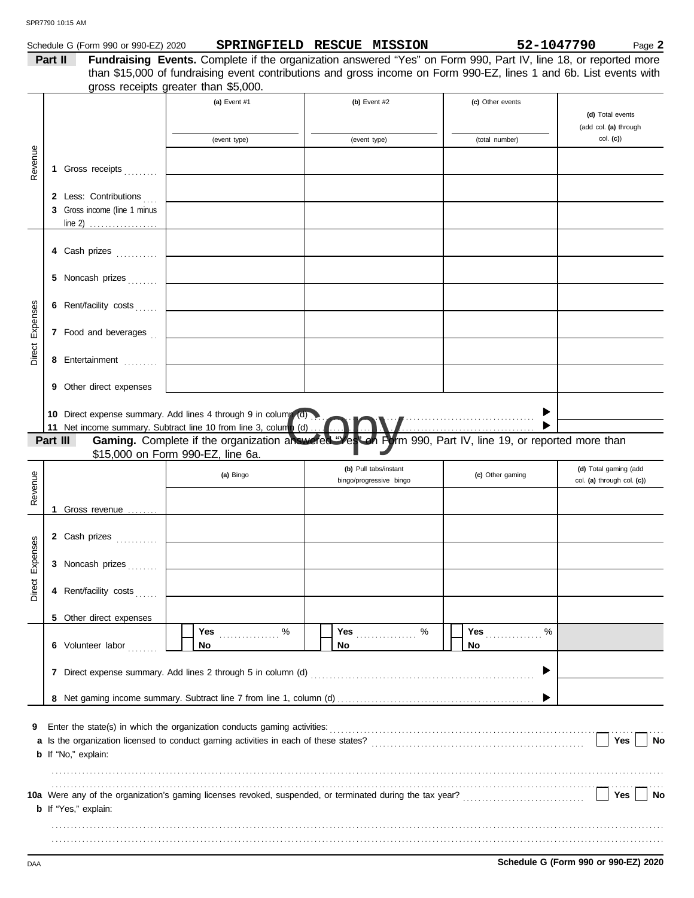Schedule G (Form 990 or 990-EZ) 2020 **SPRINGFIELD RESCUE MISSION** **52-1047790** Page **2**

**Part II** **Fundraising Events.** Complete if the organization answered "Yes" on Form 990, Part IV, line 18, or reported more than $15,000 of fundraising event contributions and gross income on Form 990-EZ, lines 1 and 6b. List events with gross receipts greater than $5,000.

| | | (a) Event #1 (event type) | (b) Event #2 (event type) | (c) Other events (total number) | (d) Total events (add col. (a) through col. (c)) |
|---|---|---|---|---|---|
| Revenue | 1 Gross receipts | | | | |
| | 2 Less: Contributions | | | | |
| | 3 Gross income (line 1 minus line 2) | | | | |
| Direct Expenses | 4 Cash prizes | | | | |
| | 5 Noncash prizes | | | | |
| | 6 Rent/facility costs | | | | |
| | 7 Food and beverages | | | | |
| | 8 Entertainment | | | | |
| | 9 Other direct expenses | | | | |
| | 10 Direct expense summary. Add lines 4 through 9 in column (d) | | | ▶ | |
| | 11 Net income summary. Subtract line 10 from line 3, column (d) | | | ▶ | |

**Part III** **Gaming.** Complete if the organization answered "Yes" on Form 990, Part IV, line 19, or reported more than $15,000 on Form 990-EZ, line 6a.

| | | (a) Bingo | (b) Pull tabs/instant bingo/progressive bingo | (c) Other gaming | (d) Total gaming (add col. (a) through col. (c)) |
|---|---|---|---|---|---|
| Revenue | 1 Gross revenue | | | | |
| Direct Expenses | 2 Cash prizes | | | | |
| | 3 Noncash prizes | | | | |
| | 4 Rent/facility costs | | | | |
| | 5 Other direct expenses | | | | |
| | 6 Volunteer labor | ☐ Yes ..... % ☐ No | ☐ Yes ..... % ☐ No | ☐ Yes ..... % ☐ No | |
| | 7 Direct expense summary. Add lines 2 through 5 in column (d) | | | ▶ | |
| | 8 Net gaming income summary. Subtract line 7 from line 1, column (d) | | | ▶ | |

9 Enter the state(s) in which the organization conducts gaming activities: ..........

a Is the organization licensed to conduct gaming activities in each of these states? ☐ Yes ☐ No

b If "No," explain:

10a Were any of the organization's gaming licenses revoked, suspended, or terminated during the tax year? ☐ Yes ☐ No

b If "Yes," explain:

**Schedule G (Form 990 or 990-EZ) 2020**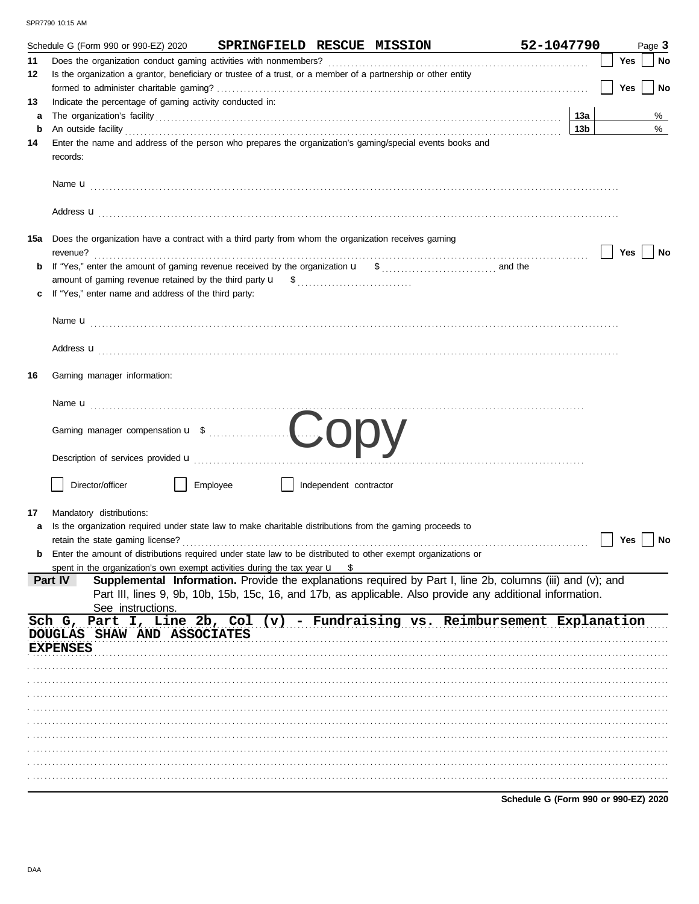Schedule G (Form 990 or 990-EZ) 2020 **SPRINGFIELD RESCUE MISSION** **52-1047790** Page **3**

**11** Does the organization conduct gaming activities with nonmembers? ☐ Yes ☐ No

**12** Is the organization a grantor, beneficiary or trustee of a trust, or a member of a partnership or other entity formed to administer charitable gaming? ☐ Yes ☐ No

**13** Indicate the percentage of gaming activity conducted in:

**a** The organization's facility **13a** %

**b** An outside facility **13b** %

**14** Enter the name and address of the person who prepares the organization's gaming/special events books and records:

Name u

Address u

**15a** Does the organization have a contract with a third party from whom the organization receives gaming revenue? ☐ Yes ☐ No

**b** If "Yes," enter the amount of gaming revenue received by the organization u $ and the amount of gaming revenue retained by the third party u $

**c** If "Yes," enter name and address of the third party:

Name u

Address u

**16** Gaming manager information:

Name u

Gaming manager compensation u $

Description of services provided u

☐ Director/officer ☐ Employee ☐ Independent contractor

**17** Mandatory distributions:

**a** Is the organization required under state law to make charitable distributions from the gaming proceeds to retain the state gaming license? ☐ Yes ☐ No

**b** Enter the amount of distributions required under state law to be distributed to other exempt organizations or spent in the organization's own exempt activities during the tax year u $

**Part IV** **Supplemental Information.** Provide the explanations required by Part I, line 2b, columns (iii) and (v); and Part III, lines 9, 9b, 10b, 15b, 15c, 16, and 17b, as applicable. Also provide any additional information. See instructions.

**Sch G, Part I, Line 2b, Col (v) - Fundraising vs. Reimbursement Explanation**

**DOUGLAS SHAW AND ASSOCIATES**

**EXPENSES**

Schedule G (Form 990 or 990-EZ) 2020

Copy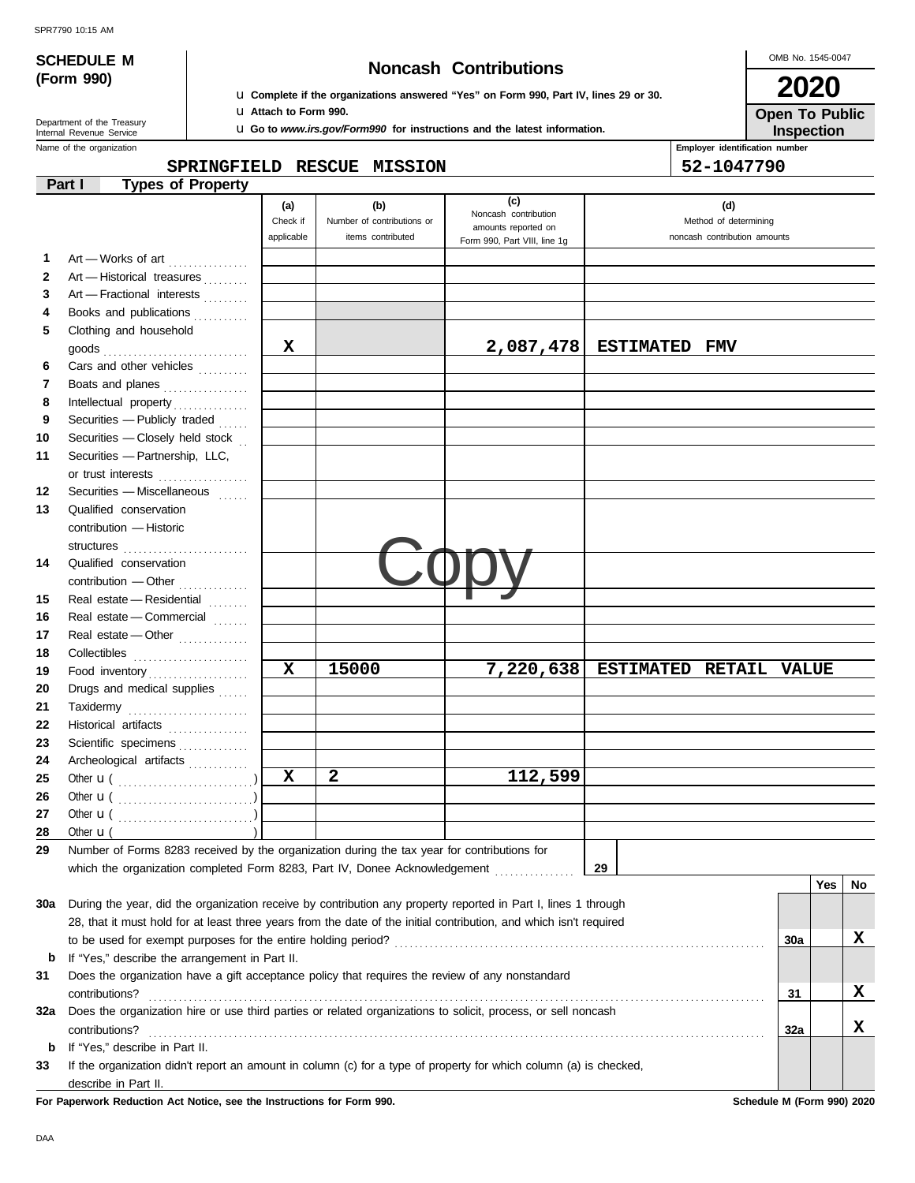SPR7790 10:15 AM

**SCHEDULE M (Form 990)**

Department of the Treasury
Internal Revenue Service

# Noncash Contributions

u Complete if the organizations answered "Yes" on Form 990, Part IV, lines 29 or 30.
u Attach to Form 990.
u Go to *www.irs.gov/Form990* for instructions and the latest information.

OMB No. 1545-0047

**2020**

**Open To Public Inspection**

Name of the organization: **SPRINGFIELD RESCUE MISSION**

Employer identification number: **52-1047790**

## Part I — Types of Property

| | | (a) Check if applicable | (b) Number of contributions or items contributed | (c) Noncash contribution amounts reported on Form 990, Part VIII, line 1g | (d) Method of determining noncash contribution amounts |
|---|---|---|---|---|---|
| 1 | Art — Works of art | | | | |
| 2 | Art — Historical treasures | | | | |
| 3 | Art — Fractional interests | | | | |
| 4 | Books and publications | | | | |
| 5 | Clothing and household goods | X | | 2,087,478 | ESTIMATED FMV |
| 6 | Cars and other vehicles | | | | |
| 7 | Boats and planes | | | | |
| 8 | Intellectual property | | | | |
| 9 | Securities — Publicly traded | | | | |
| 10 | Securities — Closely held stock | | | | |
| 11 | Securities — Partnership, LLC, or trust interests | | | | |
| 12 | Securities — Miscellaneous | | | | |
| 13 | Qualified conservation contribution — Historic structures | | | | |
| 14 | Qualified conservation contribution — Other | | | | |
| 15 | Real estate — Residential | | | | |
| 16 | Real estate — Commercial | | | | |
| 17 | Real estate — Other | | | | |
| 18 | Collectibles | | | | |
| 19 | Food inventory | X | 15000 | 7,220,638 | ESTIMATED RETAIL VALUE |
| 20 | Drugs and medical supplies | | | | |
| 21 | Taxidermy | | | | |
| 22 | Historical artifacts | | | | |
| 23 | Scientific specimens | | | | |
| 24 | Archeological artifacts | | | | |
| 25 | Other u ( ) | X | 2 | 112,599 | |
| 26 | Other u ( ) | | | | |
| 27 | Other u ( ) | | | | |
| 28 | Other u ( ) | | | | |

29 Number of Forms 8283 received by the organization during the tax year for contributions for which the organization completed Form 8283, Part IV, Donee Acknowledgement ..... **29**

| | | | Yes | No |
|---|---|---|---|---|
| 30a | During the year, did the organization receive by contribution any property reported in Part I, lines 1 through 28, that it must hold for at least three years from the date of the initial contribution, and which isn't required to be used for exempt purposes for the entire holding period? | 30a | | X |
| b | If "Yes," describe the arrangement in Part II. | | | |
| 31 | Does the organization have a gift acceptance policy that requires the review of any nonstandard contributions? | 31 | | X |
| 32a | Does the organization hire or use third parties or related organizations to solicit, process, or sell noncash contributions? | 32a | | X |
| b | If "Yes," describe in Part II. | | | |
| 33 | If the organization didn't report an amount in column (c) for a type of property for which column (a) is checked, describe in Part II. | | | |

**For Paperwork Reduction Act Notice, see the Instructions for Form 990.** **Schedule M (Form 990) 2020**

DAA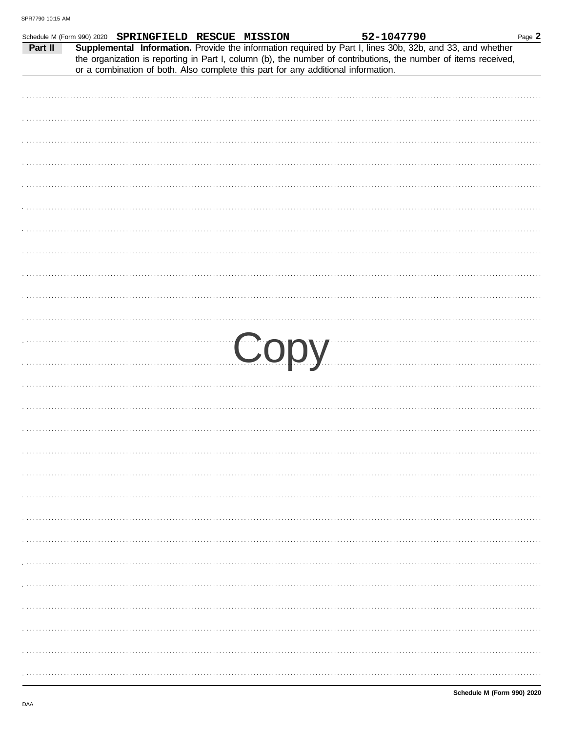Schedule M (Form 990) 2020 **SPRINGFIELD RESCUE MISSION** **52-1047790**

**Part II** **Supplemental Information.** Provide the information required by Part I, lines 30b, 32b, and 33, and whether the organization is reporting in Part I, column (b), the number of contributions, the number of items received, or a combination of both. Also complete this part for any additional information.

Copy

**Schedule M (Form 990) 2020**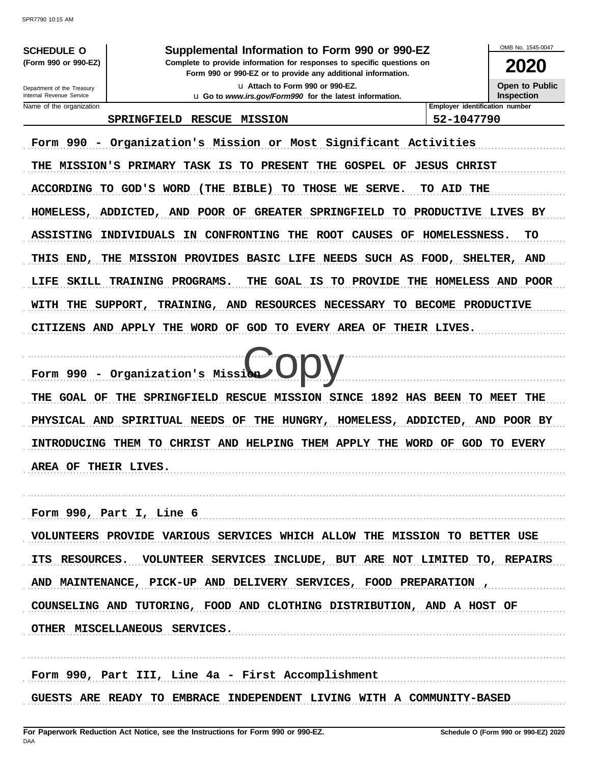**SCHEDULE O**
**(Form 990 or 990-EZ)**

Department of the Treasury
Internal Revenue Service

# Supplemental Information to Form 990 or 990-EZ

**Complete to provide information for responses to specific questions on Form 990 or 990-EZ or to provide any additional information.**

u Attach to Form 990 or 990-EZ.

u Go to *www.irs.gov/Form990* for the latest information.

OMB No. 1545-0047

**2020**

**Open to Public Inspection**

| Name of the organization | Employer identification number |
|---|---|
| SPRINGFIELD RESCUE MISSION | 52-1047790 |

Form 990 - Organization's Mission or Most Significant Activities

THE MISSION'S PRIMARY TASK IS TO PRESENT THE GOSPEL OF JESUS CHRIST ACCORDING TO GOD'S WORD (THE BIBLE) TO THOSE WE SERVE. TO AID THE HOMELESS, ADDICTED, AND POOR OF GREATER SPRINGFIELD TO PRODUCTIVE LIVES BY ASSISTING INDIVIDUALS IN CONFRONTING THE ROOT CAUSES OF HOMELESSNESS. TO THIS END, THE MISSION PROVIDES BASIC LIFE NEEDS SUCH AS FOOD, SHELTER, AND LIFE SKILL TRAINING PROGRAMS. THE GOAL IS TO PROVIDE THE HOMELESS AND POOR WITH THE SUPPORT, TRAINING, AND RESOURCES NECESSARY TO BECOME PRODUCTIVE CITIZENS AND APPLY THE WORD OF GOD TO EVERY AREA OF THEIR LIVES.

Form 990 - Organization's Mission

THE GOAL OF THE SPRINGFIELD RESCUE MISSION SINCE 1892 HAS BEEN TO MEET THE PHYSICAL AND SPIRITUAL NEEDS OF THE HUNGRY, HOMELESS, ADDICTED, AND POOR BY INTRODUCING THEM TO CHRIST AND HELPING THEM APPLY THE WORD OF GOD TO EVERY AREA OF THEIR LIVES.

Form 990, Part I, Line 6

VOLUNTEERS PROVIDE VARIOUS SERVICES WHICH ALLOW THE MISSION TO BETTER USE ITS RESOURCES. VOLUNTEER SERVICES INCLUDE, BUT ARE NOT LIMITED TO, REPAIRS AND MAINTENANCE, PICK-UP AND DELIVERY SERVICES, FOOD PREPARATION , COUNSELING AND TUTORING, FOOD AND CLOTHING DISTRIBUTION, AND A HOST OF OTHER MISCELLANEOUS SERVICES.

Form 990, Part III, Line 4a - First Accomplishment

GUESTS ARE READY TO EMBRACE INDEPENDENT LIVING WITH A COMMUNITY-BASED

**For Paperwork Reduction Act Notice, see the Instructions for Form 990 or 990-EZ.** **Schedule O (Form 990 or 990-EZ) 2020**
DAA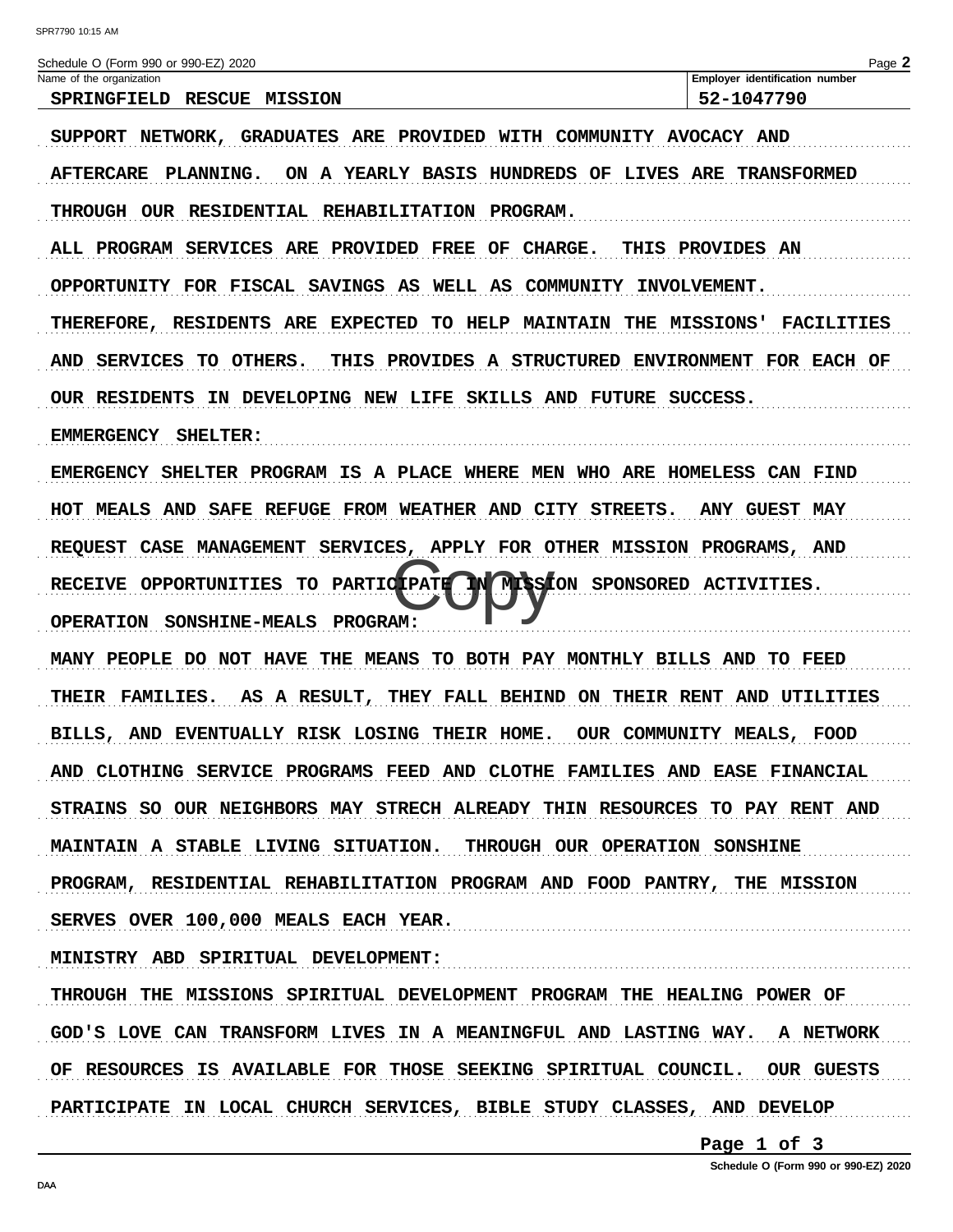Schedule O (Form 990 or 990-EZ) 2020

| Name of the organization | Employer identification number |
|---|---|
| SPRINGFIELD RESCUE MISSION | 52-1047790 |

SUPPORT NETWORK, GRADUATES ARE PROVIDED WITH COMMUNITY AVOCACY AND AFTERCARE PLANNING. ON A YEARLY BASIS HUNDREDS OF LIVES ARE TRANSFORMED THROUGH OUR RESIDENTIAL REHABILITATION PROGRAM.

ALL PROGRAM SERVICES ARE PROVIDED FREE OF CHARGE. THIS PROVIDES AN OPPORTUNITY FOR FISCAL SAVINGS AS WELL AS COMMUNITY INVOLVEMENT. THEREFORE, RESIDENTS ARE EXPECTED TO HELP MAINTAIN THE MISSIONS' FACILITIES AND SERVICES TO OTHERS. THIS PROVIDES A STRUCTURED ENVIRONMENT FOR EACH OF OUR RESIDENTS IN DEVELOPING NEW LIFE SKILLS AND FUTURE SUCCESS.

EMMERGENCY SHELTER:

EMERGENCY SHELTER PROGRAM IS A PLACE WHERE MEN WHO ARE HOMELESS CAN FIND HOT MEALS AND SAFE REFUGE FROM WEATHER AND CITY STREETS. ANY GUEST MAY REQUEST CASE MANAGEMENT SERVICES, APPLY FOR OTHER MISSION PROGRAMS, AND RECEIVE OPPORTUNITIES TO PARTICIPATE IN MISSION SPONSORED ACTIVITIES.

OPERATION SONSHINE-MEALS PROGRAM:

MANY PEOPLE DO NOT HAVE THE MEANS TO BOTH PAY MONTHLY BILLS AND TO FEED THEIR FAMILIES. AS A RESULT, THEY FALL BEHIND ON THEIR RENT AND UTILITIES BILLS, AND EVENTUALLY RISK LOSING THEIR HOME. OUR COMMUNITY MEALS, FOOD AND CLOTHING SERVICE PROGRAMS FEED AND CLOTHE FAMILIES AND EASE FINANCIAL STRAINS SO OUR NEIGHBORS MAY STRECH ALREADY THIN RESOURCES TO PAY RENT AND MAINTAIN A STABLE LIVING SITUATION. THROUGH OUR OPERATION SONSHINE PROGRAM, RESIDENTIAL REHABILITATION PROGRAM AND FOOD PANTRY, THE MISSION SERVES OVER 100,000 MEALS EACH YEAR.

MINISTRY ABD SPIRITUAL DEVELOPMENT:

THROUGH THE MISSIONS SPIRITUAL DEVELOPMENT PROGRAM THE HEALING POWER OF GOD'S LOVE CAN TRANSFORM LIVES IN A MEANINGFUL AND LASTING WAY. A NETWORK OF RESOURCES IS AVAILABLE FOR THOSE SEEKING SPIRITUAL COUNCIL. OUR GUESTS PARTICIPATE IN LOCAL CHURCH SERVICES, BIBLE STUDY CLASSES, AND DEVELOP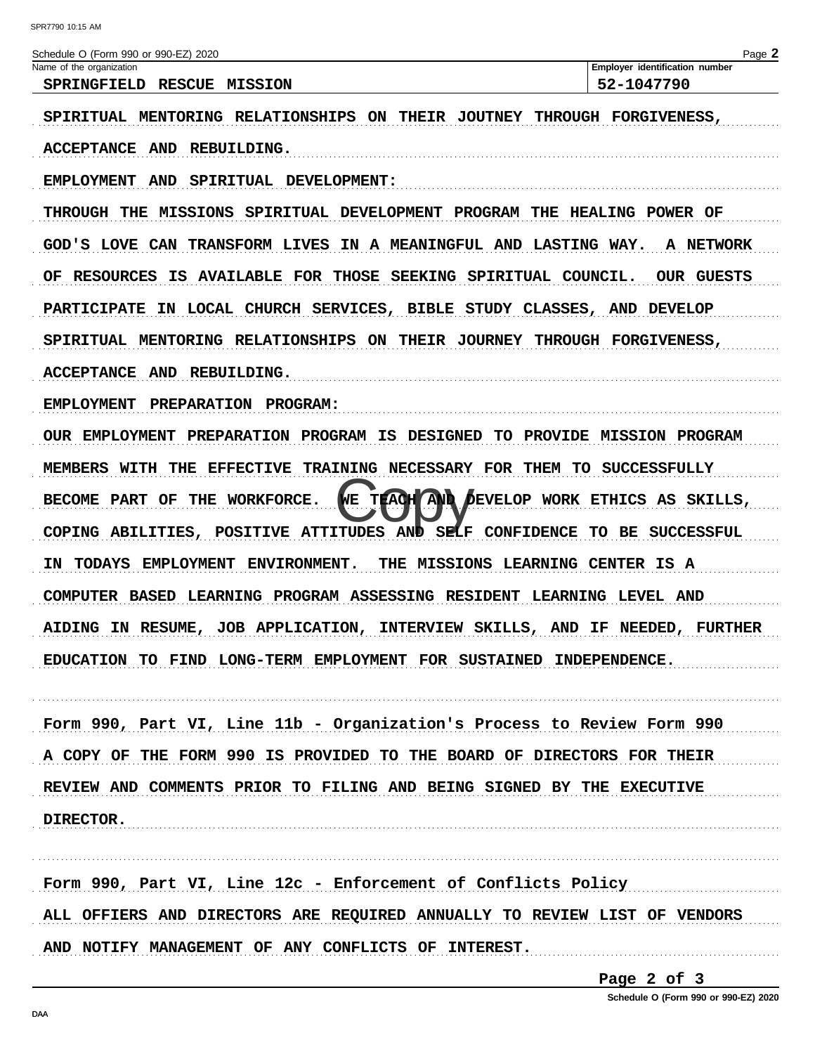Schedule O (Form 990 or 990-EZ) 2020

| Name of the organization | Employer identification number |
| --- | --- |
| SPRINGFIELD RESCUE MISSION | 52-1047790 |

SPIRITUAL MENTORING RELATIONSHIPS ON THEIR JOUTNEY THROUGH FORGIVENESS, ACCEPTANCE AND REBUILDING.

EMPLOYMENT AND SPIRITUAL DEVELOPMENT:

THROUGH THE MISSIONS SPIRITUAL DEVELOPMENT PROGRAM THE HEALING POWER OF GOD'S LOVE CAN TRANSFORM LIVES IN A MEANINGFUL AND LASTING WAY. A NETWORK OF RESOURCES IS AVAILABLE FOR THOSE SEEKING SPIRITUAL COUNCIL. OUR GUESTS PARTICIPATE IN LOCAL CHURCH SERVICES, BIBLE STUDY CLASSES, AND DEVELOP SPIRITUAL MENTORING RELATIONSHIPS ON THEIR JOURNEY THROUGH FORGIVENESS, ACCEPTANCE AND REBUILDING.

EMPLOYMENT PREPARATION PROGRAM:

OUR EMPLOYMENT PREPARATION PROGRAM IS DESIGNED TO PROVIDE MISSION PROGRAM MEMBERS WITH THE EFFECTIVE TRAINING NECESSARY FOR THEM TO SUCCESSFULLY BECOME PART OF THE WORKFORCE. WE TEACH AND DEVELOP WORK ETHICS AS SKILLS, COPING ABILITIES, POSITIVE ATTITUDES AND SELF CONFIDENCE TO BE SUCCESSFUL IN TODAYS EMPLOYMENT ENVIRONMENT. THE MISSIONS LEARNING CENTER IS A COMPUTER BASED LEARNING PROGRAM ASSESSING RESIDENT LEARNING LEVEL AND AIDING IN RESUME, JOB APPLICATION, INTERVIEW SKILLS, AND IF NEEDED, FURTHER EDUCATION TO FIND LONG-TERM EMPLOYMENT FOR SUSTAINED INDEPENDENCE.

Form 990, Part VI, Line 11b - Organization's Process to Review Form 990

A COPY OF THE FORM 990 IS PROVIDED TO THE BOARD OF DIRECTORS FOR THEIR REVIEW AND COMMENTS PRIOR TO FILING AND BEING SIGNED BY THE EXECUTIVE DIRECTOR.

Form 990, Part VI, Line 12c - Enforcement of Conflicts Policy

ALL OFFIERS AND DIRECTORS ARE REQUIRED ANNUALLY TO REVIEW LIST OF VENDORS AND NOTIFY MANAGEMENT OF ANY CONFLICTS OF INTEREST.

Schedule O (Form 990 or 990-EZ) 2020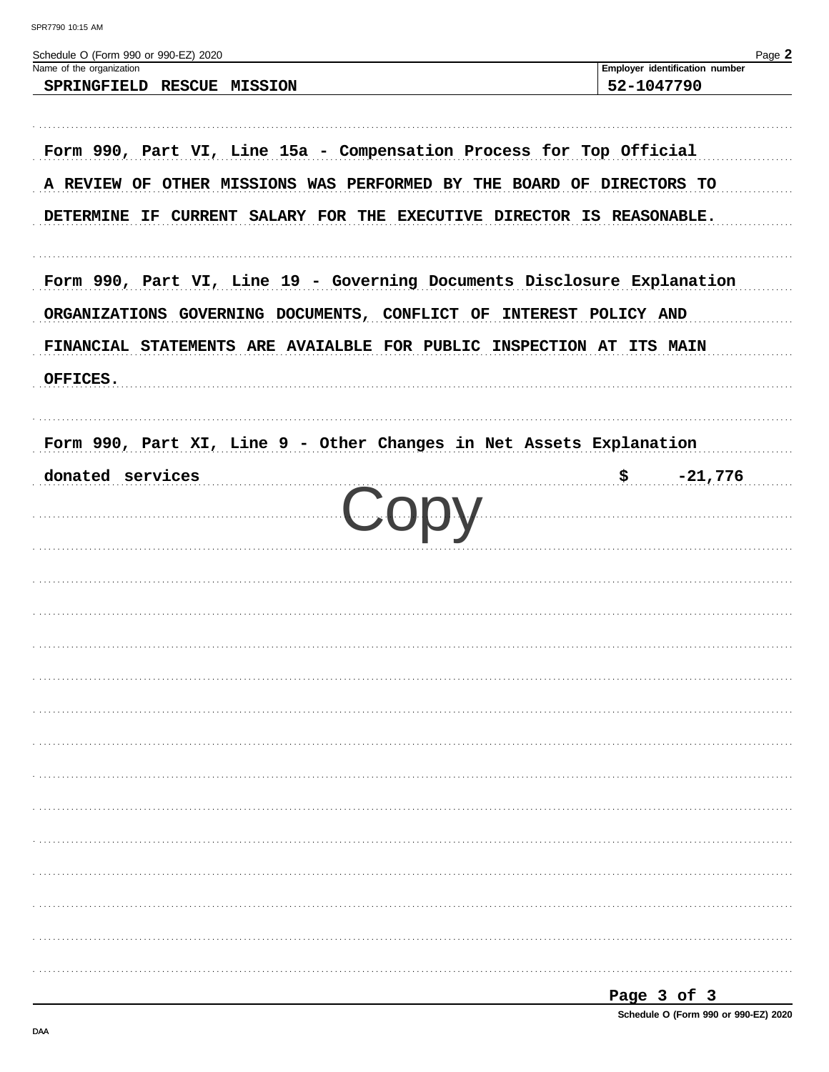Schedule O (Form 990 or 990-EZ) 2020

| Name of the organization | Employer identification number |
| --- | --- |
| SPRINGFIELD RESCUE MISSION | 52-1047790 |

Form 990, Part VI, Line 15a - Compensation Process for Top Official

A REVIEW OF OTHER MISSIONS WAS PERFORMED BY THE BOARD OF DIRECTORS TO DETERMINE IF CURRENT SALARY FOR THE EXECUTIVE DIRECTOR IS REASONABLE.

Form 990, Part VI, Line 19 - Governing Documents Disclosure Explanation

ORGANIZATIONS GOVERNING DOCUMENTS, CONFLICT OF INTEREST POLICY AND FINANCIAL STATEMENTS ARE AVAIALBLE FOR PUBLIC INSPECTION AT ITS MAIN OFFICES.

Form 990, Part XI, Line 9 - Other Changes in Net Assets Explanation

| | |
| --- | --- |
| donated services | $ -21,776 |

Copy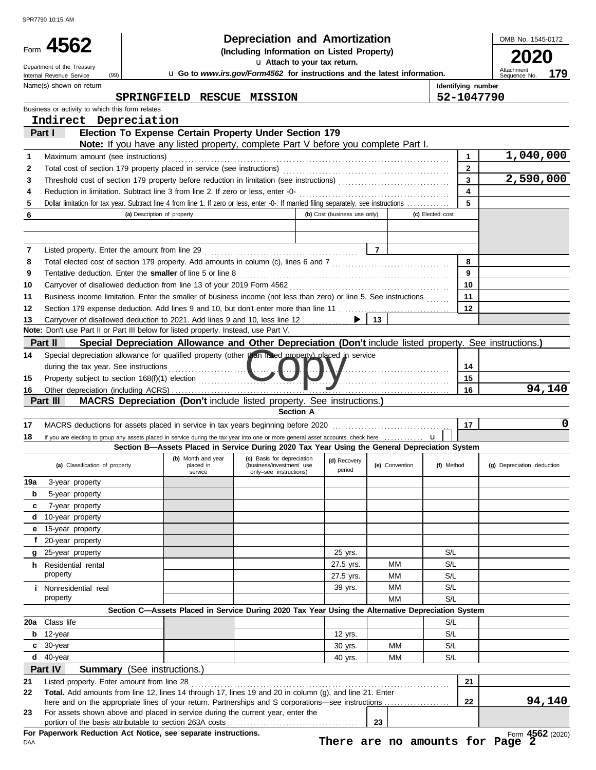SPR7790 10:15 AM

# Form 4562 — Depreciation and Amortization (Including Information on Listed Property) — 2020

Department of the Treasury, Internal Revenue Service (99)

u Attach to your tax return.

u Go to *www.irs.gov/Form4562* for instructions and the latest information.

OMB No. 1545-0172 — Attachment Sequence No. 179

Name(s) shown on return: **SPRINGFIELD RESCUE MISSION**

Identifying number: **52-1047790**

Business or activity to which this form relates: **Indirect Depreciation**

## Part I — Election To Expense Certain Property Under Section 179

**Note:** If you have any listed property, complete Part V before you complete Part I.

| Line | Description | Box | Amount |
|---|---|---|---|
| 1 | Maximum amount (see instructions) | 1 | 1,040,000 |
| 2 | Total cost of section 179 property placed in service (see instructions) | 2 | |
| 3 | Threshold cost of section 179 property before reduction in limitation (see instructions) | 3 | 2,590,000 |
| 4 | Reduction in limitation. Subtract line 3 from line 2. If zero or less, enter -0- | 4 | |
| 5 | Dollar limitation for tax year. Subtract line 4 from line 1. If zero or less, enter -0-. If married filing separately, see instructions | 5 | |

| 6 | (a) Description of property | (b) Cost (business use only) | (c) Elected cost |
|---|---|---|---|
| | | | |
| | | | |

| Line | Description | Box | Amount |
|---|---|---|---|
| 7 | Listed property. Enter the amount from line 29 | 7 | |
| 8 | Total elected cost of section 179 property. Add amounts in column (c), lines 6 and 7 | 8 | |
| 9 | Tentative deduction. Enter the **smaller** of line 5 or line 8 | 9 | |
| 10 | Carryover of disallowed deduction from line 13 of your 2019 Form 4562 | 10 | |
| 11 | Business income limitation. Enter the smaller of business income (not less than zero) or line 5. See instructions | 11 | |
| 12 | Section 179 expense deduction. Add lines 9 and 10, but don't enter more than line 11 | 12 | |
| 13 | Carryover of disallowed deduction to 2021. Add lines 9 and 10, less line 12 ▶ | 13 | |

**Note:** Don't use Part II or Part III below for listed property. Instead, use Part V.

## Part II — Special Depreciation Allowance and Other Depreciation (Don't include listed property. See instructions.)

| Line | Description | Box | Amount |
|---|---|---|---|
| 14 | Special depreciation allowance for qualified property (other than listed property) placed in service during the tax year. See instructions | 14 | |
| 15 | Property subject to section 168(f)(1) election | 15 | |
| 16 | Other depreciation (including ACRS) | 16 | 94,140 |

Copy

## Part III — MACRS Depreciation (Don't include listed property. See instructions.)

### Section A

| Line | Description | Box | Amount |
|---|---|---|---|
| 17 | MACRS deductions for assets placed in service in tax years beginning before 2020 | 17 | 0 |
| 18 | If you are electing to group any assets placed in service during the tax year into one or more general asset accounts, check here u | | |

### Section B—Assets Placed in Service During 2020 Tax Year Using the General Depreciation System

| (a) Classification of property | (b) Month and year placed in service | (c) Basis for depreciation (business/investment use only–see instructions) | (d) Recovery period | (e) Convention | (f) Method | (g) Depreciation deduction |
|---|---|---|---|---|---|---|
| 19a 3-year property | | | | | | |
| b 5-year property | | | | | | |
| c 7-year property | | | | | | |
| d 10-year property | | | | | | |
| e 15-year property | | | | | | |
| f 20-year property | | | | | | |
| g 25-year property | | | 25 yrs. | | S/L | |
| h Residential rental property | | | 27.5 yrs. | MM | S/L | |
| | | | 27.5 yrs. | MM | S/L | |
| i Nonresidential real property | | | 39 yrs. | MM | S/L | |
| | | | | MM | S/L | |

### Section C—Assets Placed in Service During 2020 Tax Year Using the Alternative Depreciation System

| (a) Classification of property | (b) Month and year placed in service | (c) Basis for depreciation | (d) Recovery period | (e) Convention | (f) Method | (g) Depreciation deduction |
|---|---|---|---|---|---|---|
| 20a Class life | | | | | S/L | |
| b 12-year | | | 12 yrs. | | S/L | |
| c 30-year | | | 30 yrs. | MM | S/L | |
| d 40-year | | | 40 yrs. | MM | S/L | |

## Part IV — Summary (See instructions.)

| Line | Description | Box | Amount |
|---|---|---|---|
| 21 | Listed property. Enter amount from line 28 | 21 | |
| 22 | **Total.** Add amounts from line 12, lines 14 through 17, lines 19 and 20 in column (g), and line 21. Enter here and on the appropriate lines of your return. Partnerships and S corporations—see instructions | 22 | 94,140 |
| 23 | For assets shown above and placed in service during the current year, enter the portion of the basis attributable to section 263A costs | 23 | |

**For Paperwork Reduction Act Notice, see separate instructions.**

DAA

**There are no amounts for Page 2**

Form 4562 (2020)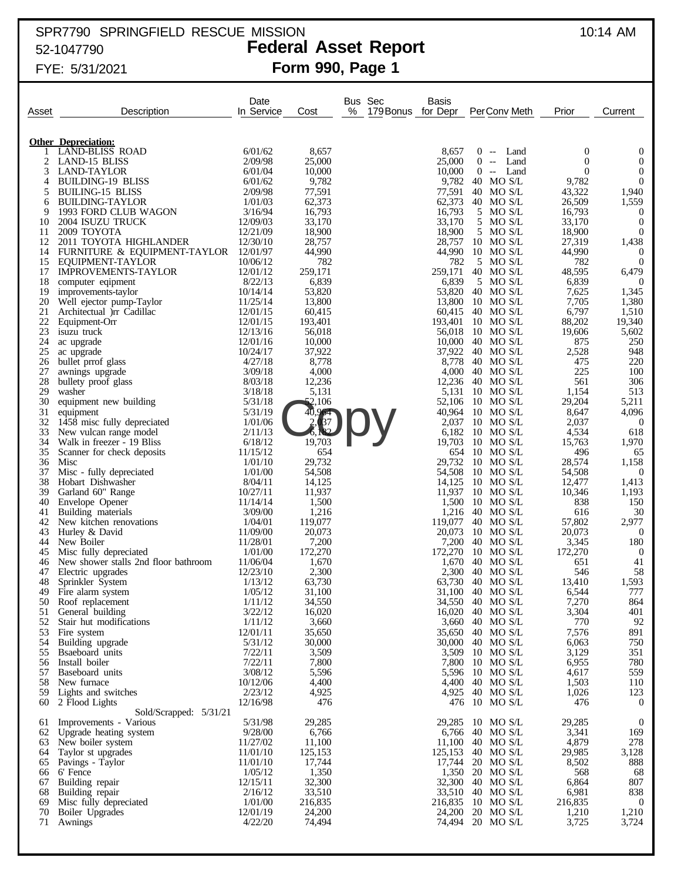SPR7790 SPRINGFIELD RESCUE MISSION 10:14 AM
52-1047790

# Federal Asset Report

## Form 990, Page 1

FYE: 5/31/2021

| Asset | Description | Date In Service | Cost | Bus % | Sec 179 | Bonus | Basis for Depr | Per | Conv | Meth | Prior | Current |
|---|---|---|---|---|---|---|---|---|---|---|---|---|
| | **Other Depreciation:** | | | | | | | | | | | |
| 1 | LAND-BLISS ROAD | 6/01/62 | 8,657 | | | | 8,657 | 0 | -- | Land | 0 | 0 |
| 2 | LAND-15 BLISS | 2/09/98 | 25,000 | | | | 25,000 | 0 | -- | Land | 0 | 0 |
| 3 | LAND-TAYLOR | 6/01/04 | 10,000 | | | | 10,000 | 0 | -- | Land | 0 | 0 |
| 4 | BUILDING-19 BLISS | 6/01/62 | 9,782 | | | | 9,782 | 40 | MO | S/L | 9,782 | 0 |
| 5 | BUILING-15 BLISS | 2/09/98 | 77,591 | | | | 77,591 | 40 | MO | S/L | 43,322 | 1,940 |
| 6 | BUILDING-TAYLOR | 1/01/03 | 62,373 | | | | 62,373 | 40 | MO | S/L | 26,509 | 1,559 |
| 9 | 1993 FORD CLUB WAGON | 3/16/94 | 16,793 | | | | 16,793 | 5 | MO | S/L | 16,793 | 0 |
| 10 | 2004 ISUZU TRUCK | 12/09/03 | 33,170 | | | | 33,170 | 5 | MO | S/L | 33,170 | 0 |
| 11 | 2009 TOYOTA | 12/21/09 | 18,900 | | | | 18,900 | 5 | MO | S/L | 18,900 | 0 |
| 12 | 2011 TOYOTA HIGHLANDER | 12/30/10 | 28,757 | | | | 28,757 | 10 | MO | S/L | 27,319 | 1,438 |
| 14 | FURNITURE & EQUIPMENT-TAYLOR | 12/01/97 | 44,990 | | | | 44,990 | 10 | MO | S/L | 44,990 | 0 |
| 15 | EQUIPMENT-TAYLOR | 10/06/12 | 782 | | | | 782 | 5 | MO | S/L | 782 | 0 |
| 17 | IMPROVEMENTS-TAYLOR | 12/01/12 | 259,171 | | | | 259,171 | 40 | MO | S/L | 48,595 | 6,479 |
| 18 | computer eqipment | 8/22/13 | 6,839 | | | | 6,839 | 5 | MO | S/L | 6,839 | 0 |
| 19 | improvements-taylor | 10/14/14 | 53,820 | | | | 53,820 | 40 | MO | S/L | 7,625 | 1,345 |
| 20 | Well ejector pump-Taylor | 11/25/14 | 13,800 | | | | 13,800 | 10 | MO | S/L | 7,705 | 1,380 |
| 21 | Architectual )rr Cadillac | 12/01/15 | 60,415 | | | | 60,415 | 40 | MO | S/L | 6,797 | 1,510 |
| 22 | Equipment-Orr | 12/01/15 | 193,401 | | | | 193,401 | 10 | MO | S/L | 88,202 | 19,340 |
| 23 | isuzu truck | 12/13/16 | 56,018 | | | | 56,018 | 10 | MO | S/L | 19,606 | 5,602 |
| 24 | ac upgrade | 12/01/16 | 10,000 | | | | 10,000 | 40 | MO | S/L | 875 | 250 |
| 25 | ac upgrade | 10/24/17 | 37,922 | | | | 37,922 | 40 | MO | S/L | 2,528 | 948 |
| 26 | bullet prrof glass | 4/27/18 | 8,778 | | | | 8,778 | 40 | MO | S/L | 475 | 220 |
| 27 | awnings upgrade | 3/09/18 | 4,000 | | | | 4,000 | 40 | MO | S/L | 225 | 100 |
| 28 | bullety proof glass | 8/03/18 | 12,236 | | | | 12,236 | 40 | MO | S/L | 561 | 306 |
| 29 | washer | 3/18/18 | 5,131 | | | | 5,131 | 10 | MO | S/L | 1,154 | 513 |
| 30 | equipment new building | 5/31/18 | 52,106 | | | | 52,106 | 10 | MO | S/L | 29,204 | 5,211 |
| 31 | equipment | 5/31/19 | 40,964 | | | | 40,964 | 10 | MO | S/L | 8,647 | 4,096 |
| 32 | 1458 misc fully depreciated | 1/01/06 | 2,037 | | | | 2,037 | 10 | MO | S/L | 2,037 | 0 |
| 33 | New vulcan range model | 2/11/13 | 6,182 | | | | 6,182 | 10 | MO | S/L | 4,534 | 618 |
| 34 | Walk in freezer - 19 Bliss | 6/18/12 | 19,703 | | | | 19,703 | 10 | MO | S/L | 15,763 | 1,970 |
| 35 | Scanner for check deposits | 11/15/12 | 654 | | | | 654 | 10 | MO | S/L | 496 | 65 |
| 36 | Misc | 1/01/10 | 29,732 | | | | 29,732 | 10 | MO | S/L | 28,574 | 1,158 |
| 37 | Misc - fully depreciated | 1/01/00 | 54,508 | | | | 54,508 | 10 | MO | S/L | 54,508 | 0 |
| 38 | Hobart Dishwasher | 8/04/11 | 14,125 | | | | 14,125 | 10 | MO | S/L | 12,477 | 1,413 |
| 39 | Garland 60" Range | 10/27/11 | 11,937 | | | | 11,937 | 10 | MO | S/L | 10,346 | 1,193 |
| 40 | Envelope Opener | 11/14/14 | 1,500 | | | | 1,500 | 10 | MO | S/L | 838 | 150 |
| 41 | Building materials | 3/09/00 | 1,216 | | | | 1,216 | 40 | MO | S/L | 616 | 30 |
| 42 | New kitchen renovations | 1/04/01 | 119,077 | | | | 119,077 | 40 | MO | S/L | 57,802 | 2,977 |
| 43 | Hurley & David | 11/09/00 | 20,073 | | | | 20,073 | 10 | MO | S/L | 20,073 | 0 |
| 44 | New Boiler | 11/28/01 | 7,200 | | | | 7,200 | 40 | MO | S/L | 3,345 | 180 |
| 45 | Misc fully depreciated | 1/01/00 | 172,270 | | | | 172,270 | 10 | MO | S/L | 172,270 | 0 |
| 46 | New shower stalls 2nd floor bathroom | 11/06/04 | 1,670 | | | | 1,670 | 40 | MO | S/L | 651 | 41 |
| 47 | Electric upgrades | 12/23/10 | 2,300 | | | | 2,300 | 40 | MO | S/L | 546 | 58 |
| 48 | Sprinkler System | 1/13/12 | 63,730 | | | | 63,730 | 40 | MO | S/L | 13,410 | 1,593 |
| 49 | Fire alarm system | 1/05/12 | 31,100 | | | | 31,100 | 40 | MO | S/L | 6,544 | 777 |
| 50 | Roof replacement | 1/11/12 | 34,550 | | | | 34,550 | 40 | MO | S/L | 7,270 | 864 |
| 51 | General building | 3/22/12 | 16,020 | | | | 16,020 | 40 | MO | S/L | 3,304 | 401 |
| 52 | Stair hut modifications | 1/11/12 | 3,660 | | | | 3,660 | 40 | MO | S/L | 770 | 92 |
| 53 | Fire system | 12/01/11 | 35,650 | | | | 35,650 | 40 | MO | S/L | 7,576 | 891 |
| 54 | Building upgrade | 5/31/12 | 30,000 | | | | 30,000 | 40 | MO | S/L | 6,063 | 750 |
| 55 | Bsaeboard units | 7/22/11 | 3,509 | | | | 3,509 | 10 | MO | S/L | 3,129 | 351 |
| 56 | Install boiler | 7/22/11 | 7,800 | | | | 7,800 | 10 | MO | S/L | 6,955 | 780 |
| 57 | Baseboard units | 3/08/12 | 5,596 | | | | 5,596 | 10 | MO | S/L | 4,617 | 559 |
| 58 | New furnace | 10/12/06 | 4,400 | | | | 4,400 | 40 | MO | S/L | 1,503 | 110 |
| 59 | Lights and switches | 2/23/12 | 4,925 | | | | 4,925 | 40 | MO | S/L | 1,026 | 123 |
| 60 | 2 Flood Lights | 12/16/98 | 476 | | | | 476 | 10 | MO | S/L | 476 | 0 |
| | Sold/Scrapped: 5/31/21 | | | | | | | | | | | |
| 61 | Improvements - Various | 5/31/98 | 29,285 | | | | 29,285 | 10 | MO | S/L | 29,285 | 0 |
| 62 | Upgrade heating system | 9/28/00 | 6,766 | | | | 6,766 | 40 | MO | S/L | 3,341 | 169 |
| 63 | New boiler system | 11/27/02 | 11,100 | | | | 11,100 | 40 | MO | S/L | 4,879 | 278 |
| 64 | Taylor st upgrades | 11/01/10 | 125,153 | | | | 125,153 | 40 | MO | S/L | 29,985 | 3,128 |
| 65 | Pavings - Taylor | 11/01/10 | 17,744 | | | | 17,744 | 20 | MO | S/L | 8,502 | 888 |
| 66 | 6' Fence | 1/05/12 | 1,350 | | | | 1,350 | 20 | MO | S/L | 568 | 68 |
| 67 | Building repair | 12/15/11 | 32,300 | | | | 32,300 | 40 | MO | S/L | 6,864 | 807 |
| 68 | Building repair | 2/16/12 | 33,510 | | | | 33,510 | 40 | MO | S/L | 6,981 | 838 |
| 69 | Misc fully depreciated | 1/01/00 | 216,835 | | | | 216,835 | 10 | MO | S/L | 216,835 | 0 |
| 70 | Boiler Upgrades | 12/01/19 | 24,200 | | | | 24,200 | 20 | MO | S/L | 1,210 | 1,210 |
| 71 | Awnings | 4/22/20 | 74,494 | | | | 74,494 | 20 | MO | S/L | 3,725 | 3,724 |

Copy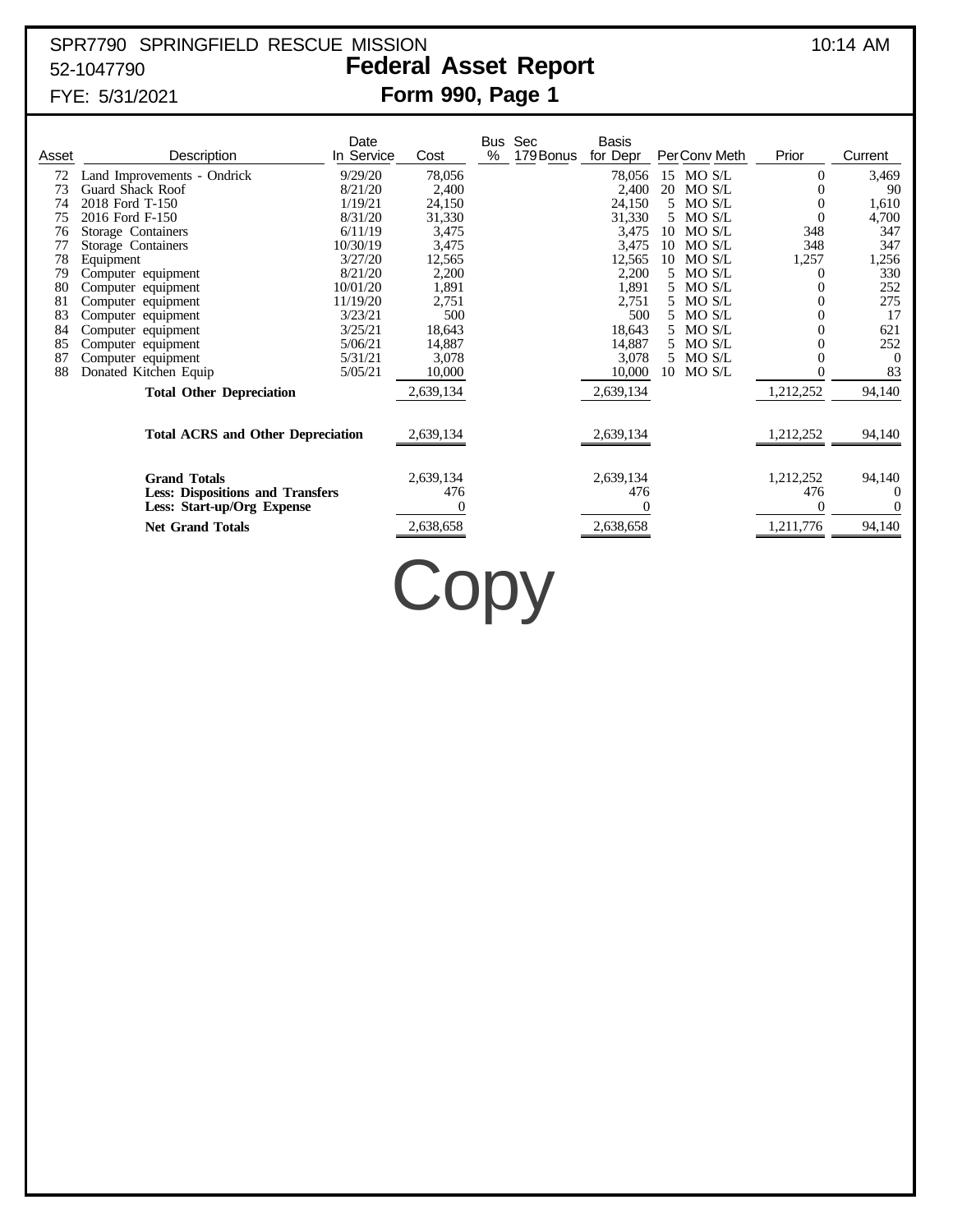SPR7790 SPRINGFIELD RESCUE MISSION 10:14 AM
52-1047790

# Federal Asset Report

## Form 990, Page 1

FYE: 5/31/2021

| Asset | Description | Date In Service | Cost | Bus % | Sec 179 | Bonus | Basis for Depr | Per | Conv | Meth | Prior | Current |
|---|---|---|---|---|---|---|---|---|---|---|---|---|
| 72 | Land Improvements - Ondrick | 9/29/20 | 78,056 | | | | 78,056 | 15 | MO | S/L | 0 | 3,469 |
| 73 | Guard Shack Roof | 8/21/20 | 2,400 | | | | 2,400 | 20 | MO | S/L | 0 | 90 |
| 74 | 2018 Ford T-150 | 1/19/21 | 24,150 | | | | 24,150 | 5 | MO | S/L | 0 | 1,610 |
| 75 | 2016 Ford F-150 | 8/31/20 | 31,330 | | | | 31,330 | 5 | MO | S/L | 0 | 4,700 |
| 76 | Storage Containers | 6/11/19 | 3,475 | | | | 3,475 | 10 | MO | S/L | 348 | 347 |
| 77 | Storage Containers | 10/30/19 | 3,475 | | | | 3,475 | 10 | MO | S/L | 348 | 347 |
| 78 | Equipment | 3/27/20 | 12,565 | | | | 12,565 | 10 | MO | S/L | 1,257 | 1,256 |
| 79 | Computer equipment | 8/21/20 | 2,200 | | | | 2,200 | 5 | MO | S/L | 0 | 330 |
| 80 | Computer equipment | 10/01/20 | 1,891 | | | | 1,891 | 5 | MO | S/L | 0 | 252 |
| 81 | Computer equipment | 11/19/20 | 2,751 | | | | 2,751 | 5 | MO | S/L | 0 | 275 |
| 83 | Computer equipment | 3/23/21 | 500 | | | | 500 | 5 | MO | S/L | 0 | 17 |
| 84 | Computer equipment | 3/25/21 | 18,643 | | | | 18,643 | 5 | MO | S/L | 0 | 621 |
| 85 | Computer equipment | 5/06/21 | 14,887 | | | | 14,887 | 5 | MO | S/L | 0 | 252 |
| 87 | Computer equipment | 5/31/21 | 3,078 | | | | 3,078 | 5 | MO | S/L | 0 | 0 |
| 88 | Donated Kitchen Equip | 5/05/21 | 10,000 | | | | 10,000 | 10 | MO | S/L | 0 | 83 |
| | **Total Other Depreciation** | | 2,639,134 | | | | 2,639,134 | | | | 1,212,252 | 94,140 |
| | **Total ACRS and Other Depreciation** | | 2,639,134 | | | | 2,639,134 | | | | 1,212,252 | 94,140 |
| | **Grand Totals** | | 2,639,134 | | | | 2,639,134 | | | | 1,212,252 | 94,140 |
| | **Less: Dispositions and Transfers** | | 476 | | | | 476 | | | | 476 | 0 |
| | **Less: Start-up/Org Expense** | | 0 | | | | 0 | | | | 0 | 0 |
| | **Net Grand Totals** | | 2,638,658 | | | | 2,638,658 | | | | 1,211,776 | 94,140 |

Copy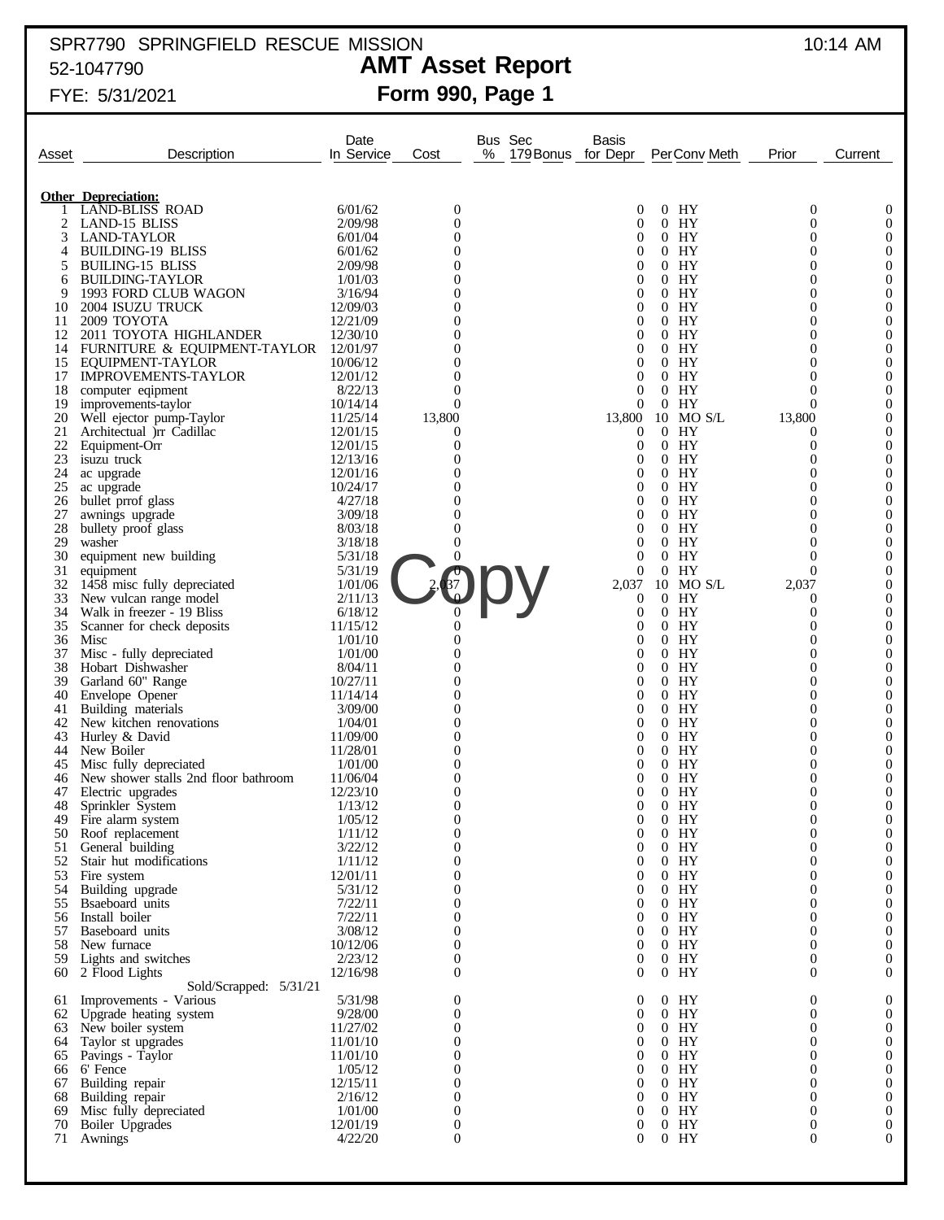SPR7790 SPRINGFIELD RESCUE MISSION

52-1047790

FYE: 5/31/2021

10:14 AM

# AMT Asset Report

## Form 990, Page 1

| Asset | Description | Date In Service | Cost | Bus % | Sec 179 Bonus | Basis for Depr | Per | Conv | Meth | Prior | Current |
|---|---|---|---|---|---|---|---|---|---|---|---|
| | **Other Depreciation:** | | | | | | | | | | |
| 1 | LAND-BLISS ROAD | 6/01/62 | 0 | | | 0 | 0 | HY | | 0 | 0 |
| 2 | LAND-15 BLISS | 2/09/98 | 0 | | | 0 | 0 | HY | | 0 | 0 |
| 3 | LAND-TAYLOR | 6/01/04 | 0 | | | 0 | 0 | HY | | 0 | 0 |
| 4 | BUILDING-19 BLISS | 6/01/62 | 0 | | | 0 | 0 | HY | | 0 | 0 |
| 5 | BUILING-15 BLISS | 2/09/98 | 0 | | | 0 | 0 | HY | | 0 | 0 |
| 6 | BUILDING-TAYLOR | 1/01/03 | 0 | | | 0 | 0 | HY | | 0 | 0 |
| 9 | 1993 FORD CLUB WAGON | 3/16/94 | 0 | | | 0 | 0 | HY | | 0 | 0 |
| 10 | 2004 ISUZU TRUCK | 12/09/03 | 0 | | | 0 | 0 | HY | | 0 | 0 |
| 11 | 2009 TOYOTA | 12/21/09 | 0 | | | 0 | 0 | HY | | 0 | 0 |
| 12 | 2011 TOYOTA HIGHLANDER | 12/30/10 | 0 | | | 0 | 0 | HY | | 0 | 0 |
| 14 | FURNITURE & EQUIPMENT-TAYLOR | 12/01/97 | 0 | | | 0 | 0 | HY | | 0 | 0 |
| 15 | EQUIPMENT-TAYLOR | 10/06/12 | 0 | | | 0 | 0 | HY | | 0 | 0 |
| 17 | IMPROVEMENTS-TAYLOR | 12/01/12 | 0 | | | 0 | 0 | HY | | 0 | 0 |
| 18 | computer eqipment | 8/22/13 | 0 | | | 0 | 0 | HY | | 0 | 0 |
| 19 | improvements-taylor | 10/14/14 | 0 | | | 0 | 0 | HY | | 0 | 0 |
| 20 | Well ejector pump-Taylor | 11/25/14 | 13,800 | | | 13,800 | 10 | MO | S/L | 13,800 | 0 |
| 21 | Architectual )rr Cadillac | 12/01/15 | 0 | | | 0 | 0 | HY | | 0 | 0 |
| 22 | Equipment-Orr | 12/01/15 | 0 | | | 0 | 0 | HY | | 0 | 0 |
| 23 | isuzu truck | 12/13/16 | 0 | | | 0 | 0 | HY | | 0 | 0 |
| 24 | ac upgrade | 12/01/16 | 0 | | | 0 | 0 | HY | | 0 | 0 |
| 25 | ac upgrade | 10/24/17 | 0 | | | 0 | 0 | HY | | 0 | 0 |
| 26 | bullet prrof glass | 4/27/18 | 0 | | | 0 | 0 | HY | | 0 | 0 |
| 27 | awnings upgrade | 3/09/18 | 0 | | | 0 | 0 | HY | | 0 | 0 |
| 28 | bullety proof glass | 8/03/18 | 0 | | | 0 | 0 | HY | | 0 | 0 |
| 29 | washer | 3/18/18 | 0 | | | 0 | 0 | HY | | 0 | 0 |
| 30 | equipment new building | 5/31/18 | 0 | | | 0 | 0 | HY | | 0 | 0 |
| 31 | equipment | 5/31/19 | 0 | | | 0 | 0 | HY | | 0 | 0 |
| 32 | 1458 misc fully depreciated | 1/01/06 | 2,037 | | | 2,037 | 10 | MO | S/L | 2,037 | 0 |
| 33 | New vulcan range model | 2/11/13 | 0 | | | 0 | 0 | HY | | 0 | 0 |
| 34 | Walk in freezer - 19 Bliss | 6/18/12 | 0 | | | 0 | 0 | HY | | 0 | 0 |
| 35 | Scanner for check deposits | 11/15/12 | 0 | | | 0 | 0 | HY | | 0 | 0 |
| 36 | Misc | 1/01/10 | 0 | | | 0 | 0 | HY | | 0 | 0 |
| 37 | Misc - fully depreciated | 1/01/00 | 0 | | | 0 | 0 | HY | | 0 | 0 |
| 38 | Hobart Dishwasher | 8/04/11 | 0 | | | 0 | 0 | HY | | 0 | 0 |
| 39 | Garland 60" Range | 10/27/11 | 0 | | | 0 | 0 | HY | | 0 | 0 |
| 40 | Envelope Opener | 11/14/14 | 0 | | | 0 | 0 | HY | | 0 | 0 |
| 41 | Building materials | 3/09/00 | 0 | | | 0 | 0 | HY | | 0 | 0 |
| 42 | New kitchen renovations | 1/04/01 | 0 | | | 0 | 0 | HY | | 0 | 0 |
| 43 | Hurley & David | 11/09/00 | 0 | | | 0 | 0 | HY | | 0 | 0 |
| 44 | New Boiler | 11/28/01 | 0 | | | 0 | 0 | HY | | 0 | 0 |
| 45 | Misc fully depreciated | 1/01/00 | 0 | | | 0 | 0 | HY | | 0 | 0 |
| 46 | New shower stalls 2nd floor bathroom | 11/06/04 | 0 | | | 0 | 0 | HY | | 0 | 0 |
| 47 | Electric upgrades | 12/23/10 | 0 | | | 0 | 0 | HY | | 0 | 0 |
| 48 | Sprinkler System | 1/13/12 | 0 | | | 0 | 0 | HY | | 0 | 0 |
| 49 | Fire alarm system | 1/05/12 | 0 | | | 0 | 0 | HY | | 0 | 0 |
| 50 | Roof replacement | 1/11/12 | 0 | | | 0 | 0 | HY | | 0 | 0 |
| 51 | General building | 3/22/12 | 0 | | | 0 | 0 | HY | | 0 | 0 |
| 52 | Stair hut modifications | 1/11/12 | 0 | | | 0 | 0 | HY | | 0 | 0 |
| 53 | Fire system | 12/01/11 | 0 | | | 0 | 0 | HY | | 0 | 0 |
| 54 | Building upgrade | 5/31/12 | 0 | | | 0 | 0 | HY | | 0 | 0 |
| 55 | Bsaeboard units | 7/22/11 | 0 | | | 0 | 0 | HY | | 0 | 0 |
| 56 | Install boiler | 7/22/11 | 0 | | | 0 | 0 | HY | | 0 | 0 |
| 57 | Baseboard units | 3/08/12 | 0 | | | 0 | 0 | HY | | 0 | 0 |
| 58 | New furnace | 10/12/06 | 0 | | | 0 | 0 | HY | | 0 | 0 |
| 59 | Lights and switches | 2/23/12 | 0 | | | 0 | 0 | HY | | 0 | 0 |
| 60 | 2 Flood Lights | 12/16/98 | 0 | | | 0 | 0 | HY | | 0 | 0 |
| | Sold/Scrapped: 5/31/21 | | | | | | | | | | |
| 61 | Improvements - Various | 5/31/98 | 0 | | | 0 | 0 | HY | | 0 | 0 |
| 62 | Upgrade heating system | 9/28/00 | 0 | | | 0 | 0 | HY | | 0 | 0 |
| 63 | New boiler system | 11/27/02 | 0 | | | 0 | 0 | HY | | 0 | 0 |
| 64 | Taylor st upgrades | 11/01/10 | 0 | | | 0 | 0 | HY | | 0 | 0 |
| 65 | Pavings - Taylor | 11/01/10 | 0 | | | 0 | 0 | HY | | 0 | 0 |
| 66 | 6' Fence | 1/05/12 | 0 | | | 0 | 0 | HY | | 0 | 0 |
| 67 | Building repair | 12/15/11 | 0 | | | 0 | 0 | HY | | 0 | 0 |
| 68 | Building repair | 2/16/12 | 0 | | | 0 | 0 | HY | | 0 | 0 |
| 69 | Misc fully depreciated | 1/01/00 | 0 | | | 0 | 0 | HY | | 0 | 0 |
| 70 | Boiler Upgrades | 12/01/19 | 0 | | | 0 | 0 | HY | | 0 | 0 |
| 71 | Awnings | 4/22/20 | 0 | | | 0 | 0 | HY | | 0 | 0 |

Copy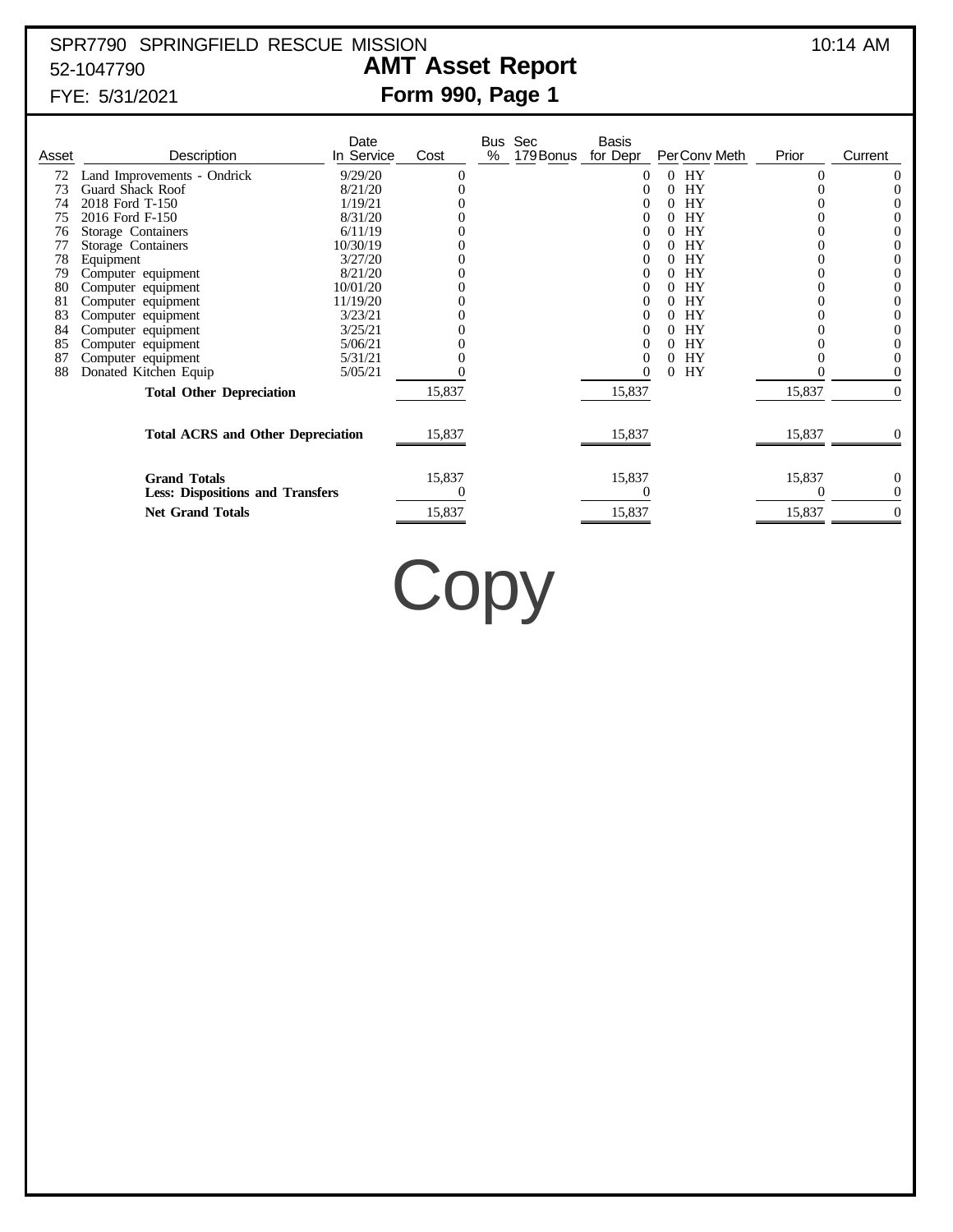SPR7790 SPRINGFIELD RESCUE MISSION 10:14 AM
52-1047790

# AMT Asset Report

FYE: 5/31/2021

## Form 990, Page 1

| Asset | Description | Date In Service | Cost | Bus % | Sec 179 Bonus | Basis for Depr | Per | Conv | Meth | Prior | Current |
|---|---|---|---|---|---|---|---|---|---|---|---|
| 72 | Land Improvements - Ondrick | 9/29/20 | 0 | | | 0 | 0 | HY | | 0 | 0 |
| 73 | Guard Shack Roof | 8/21/20 | 0 | | | 0 | 0 | HY | | 0 | 0 |
| 74 | 2018 Ford T-150 | 1/19/21 | 0 | | | 0 | 0 | HY | | 0 | 0 |
| 75 | 2016 Ford F-150 | 8/31/20 | 0 | | | 0 | 0 | HY | | 0 | 0 |
| 76 | Storage Containers | 6/11/19 | 0 | | | 0 | 0 | HY | | 0 | 0 |
| 77 | Storage Containers | 10/30/19 | 0 | | | 0 | 0 | HY | | 0 | 0 |
| 78 | Equipment | 3/27/20 | 0 | | | 0 | 0 | HY | | 0 | 0 |
| 79 | Computer equipment | 8/21/20 | 0 | | | 0 | 0 | HY | | 0 | 0 |
| 80 | Computer equipment | 10/01/20 | 0 | | | 0 | 0 | HY | | 0 | 0 |
| 81 | Computer equipment | 11/19/20 | 0 | | | 0 | 0 | HY | | 0 | 0 |
| 83 | Computer equipment | 3/23/21 | 0 | | | 0 | 0 | HY | | 0 | 0 |
| 84 | Computer equipment | 3/25/21 | 0 | | | 0 | 0 | HY | | 0 | 0 |
| 85 | Computer equipment | 5/06/21 | 0 | | | 0 | 0 | HY | | 0 | 0 |
| 87 | Computer equipment | 5/31/21 | 0 | | | 0 | 0 | HY | | 0 | 0 |
| 88 | Donated Kitchen Equip | 5/05/21 | 0 | | | 0 | 0 | HY | | 0 | 0 |
| | **Total Other Depreciation** | | 15,837 | | | 15,837 | | | | 15,837 | 0 |
| | **Total ACRS and Other Depreciation** | | 15,837 | | | 15,837 | | | | 15,837 | 0 |
| | **Grand Totals** | | 15,837 | | | 15,837 | | | | 15,837 | 0 |
| | **Less: Dispositions and Transfers** | | 0 | | | 0 | | | | 0 | 0 |
| | **Net Grand Totals** | | 15,837 | | | 15,837 | | | | 15,837 | 0 |

Copy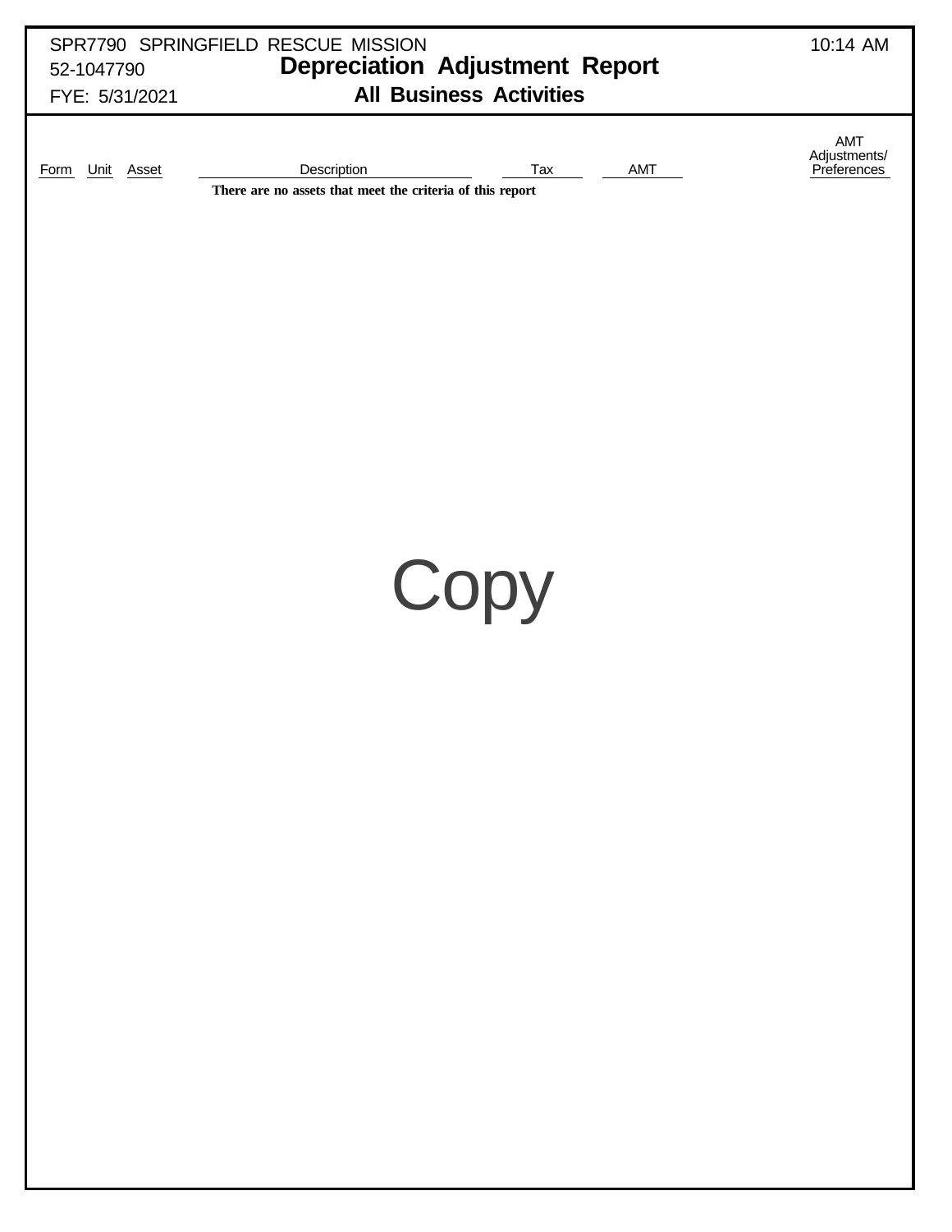SPR7790 SPRINGFIELD RESCUE MISSION 10:14 AM
52-1047790

# Depreciation Adjustment Report

## All Business Activities

FYE: 5/31/2021

| Form | Unit | Asset | Description | Tax | AMT | AMT Adjustments/ Preferences |
|---|---|---|---|---|---|---|
| | | | **There are no assets that meet the criteria of this report** | | | |

Copy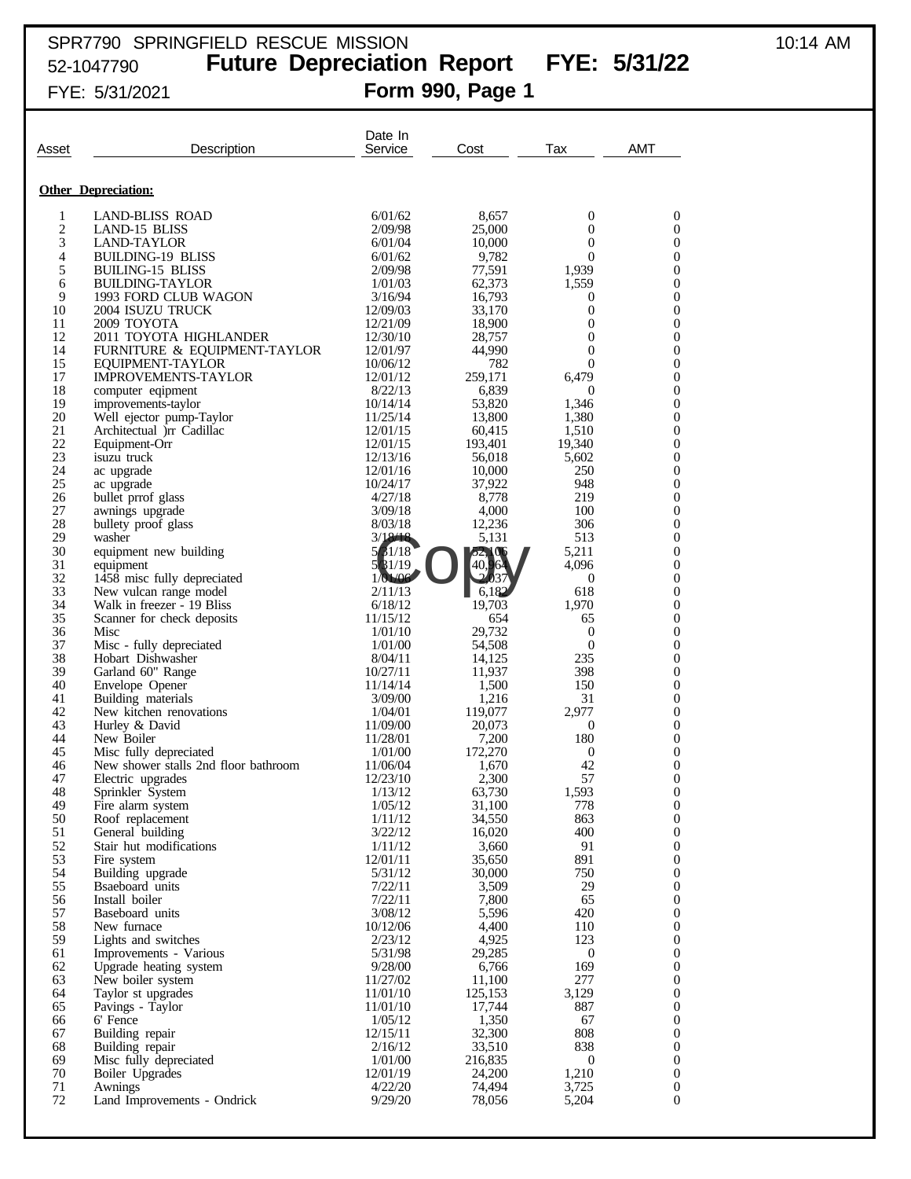SPR7790 SPRINGFIELD RESCUE MISSION 10:14 AM

52-1047790

# Future Depreciation Report FYE: 5/31/22

FYE: 5/31/2021

## Form 990, Page 1

**Other Depreciation:**

| Asset | Description | Date In Service | Cost | Tax | AMT |
|---|---|---|---|---|---|
| 1 | LAND-BLISS ROAD | 6/01/62 | 8,657 | 0 | 0 |
| 2 | LAND-15 BLISS | 2/09/98 | 25,000 | 0 | 0 |
| 3 | LAND-TAYLOR | 6/01/04 | 10,000 | 0 | 0 |
| 4 | BUILDING-19 BLISS | 6/01/62 | 9,782 | 0 | 0 |
| 5 | BUILING-15 BLISS | 2/09/98 | 77,591 | 1,939 | 0 |
| 6 | BUILDING-TAYLOR | 1/01/03 | 62,373 | 1,559 | 0 |
| 9 | 1993 FORD CLUB WAGON | 3/16/94 | 16,793 | 0 | 0 |
| 10 | 2004 ISUZU TRUCK | 12/09/03 | 33,170 | 0 | 0 |
| 11 | 2009 TOYOTA | 12/21/09 | 18,900 | 0 | 0 |
| 12 | 2011 TOYOTA HIGHLANDER | 12/30/10 | 28,757 | 0 | 0 |
| 14 | FURNITURE & EQUIPMENT-TAYLOR | 12/01/97 | 44,990 | 0 | 0 |
| 15 | EQUIPMENT-TAYLOR | 10/06/12 | 782 | 0 | 0 |
| 17 | IMPROVEMENTS-TAYLOR | 12/01/12 | 259,171 | 6,479 | 0 |
| 18 | computer eqipment | 8/22/13 | 6,839 | 0 | 0 |
| 19 | improvements-taylor | 10/14/14 | 53,820 | 1,346 | 0 |
| 20 | Well ejector pump-Taylor | 11/25/14 | 13,800 | 1,380 | 0 |
| 21 | Architectual )rr Cadillac | 12/01/15 | 60,415 | 1,510 | 0 |
| 22 | Equipment-Orr | 12/01/15 | 193,401 | 19,340 | 0 |
| 23 | isuzu truck | 12/13/16 | 56,018 | 5,602 | 0 |
| 24 | ac upgrade | 12/01/16 | 10,000 | 250 | 0 |
| 25 | ac upgrade | 10/24/17 | 37,922 | 948 | 0 |
| 26 | bullet prrof glass | 4/27/18 | 8,778 | 219 | 0 |
| 27 | awnings upgrade | 3/09/18 | 4,000 | 100 | 0 |
| 28 | bullety proof glass | 8/03/18 | 12,236 | 306 | 0 |
| 29 | washer | 3/19/18 | 5,131 | 513 | 0 |
| 30 | equipment new building | 5/31/18 | 52,106 | 5,211 | 0 |
| 31 | equipment | 5/31/19 | 40,964 | 4,096 | 0 |
| 32 | 1458 misc fully depreciated | 1/01/06 | 2,037 | 0 | 0 |
| 33 | New vulcan range model | 2/11/13 | 6,182 | 618 | 0 |
| 34 | Walk in freezer - 19 Bliss | 6/18/12 | 19,703 | 1,970 | 0 |
| 35 | Scanner for check deposits | 11/15/12 | 654 | 65 | 0 |
| 36 | Misc | 1/01/10 | 29,732 | 0 | 0 |
| 37 | Misc - fully depreciated | 1/01/00 | 54,508 | 0 | 0 |
| 38 | Hobart Dishwasher | 8/04/11 | 14,125 | 235 | 0 |
| 39 | Garland 60" Range | 10/27/11 | 11,937 | 398 | 0 |
| 40 | Envelope Opener | 11/14/14 | 1,500 | 150 | 0 |
| 41 | Building materials | 3/09/00 | 1,216 | 31 | 0 |
| 42 | New kitchen renovations | 1/04/01 | 119,077 | 2,977 | 0 |
| 43 | Hurley & David | 11/09/00 | 20,073 | 0 | 0 |
| 44 | New Boiler | 11/28/01 | 7,200 | 180 | 0 |
| 45 | Misc fully depreciated | 1/01/00 | 172,270 | 0 | 0 |
| 46 | New shower stalls 2nd floor bathroom | 11/06/04 | 1,670 | 42 | 0 |
| 47 | Electric upgrades | 12/23/10 | 2,300 | 57 | 0 |
| 48 | Sprinkler System | 1/13/12 | 63,730 | 1,593 | 0 |
| 49 | Fire alarm system | 1/05/12 | 31,100 | 778 | 0 |
| 50 | Roof replacement | 1/11/12 | 34,550 | 863 | 0 |
| 51 | General building | 3/22/12 | 16,020 | 400 | 0 |
| 52 | Stair hut modifications | 1/11/12 | 3,660 | 91 | 0 |
| 53 | Fire system | 12/01/11 | 35,650 | 891 | 0 |
| 54 | Building upgrade | 5/31/12 | 30,000 | 750 | 0 |
| 55 | Bsaeboard units | 7/22/11 | 3,509 | 29 | 0 |
| 56 | Install boiler | 7/22/11 | 7,800 | 65 | 0 |
| 57 | Baseboard units | 3/08/12 | 5,596 | 420 | 0 |
| 58 | New furnace | 10/12/06 | 4,400 | 110 | 0 |
| 59 | Lights and switches | 2/23/12 | 4,925 | 123 | 0 |
| 61 | Improvements - Various | 5/31/98 | 29,285 | 0 | 0 |
| 62 | Upgrade heating system | 9/28/00 | 6,766 | 169 | 0 |
| 63 | New boiler system | 11/27/02 | 11,100 | 277 | 0 |
| 64 | Taylor st upgrades | 11/01/10 | 125,153 | 3,129 | 0 |
| 65 | Pavings - Taylor | 11/01/10 | 17,744 | 887 | 0 |
| 66 | 6' Fence | 1/05/12 | 1,350 | 67 | 0 |
| 67 | Building repair | 12/15/11 | 32,300 | 808 | 0 |
| 68 | Building repair | 2/16/12 | 33,510 | 838 | 0 |
| 69 | Misc fully depreciated | 1/01/00 | 216,835 | 0 | 0 |
| 70 | Boiler Upgrades | 12/01/19 | 24,200 | 1,210 | 0 |
| 71 | Awnings | 4/22/20 | 74,494 | 3,725 | 0 |
| 72 | Land Improvements - Ondrick | 9/29/20 | 78,056 | 5,204 | 0 |

Copy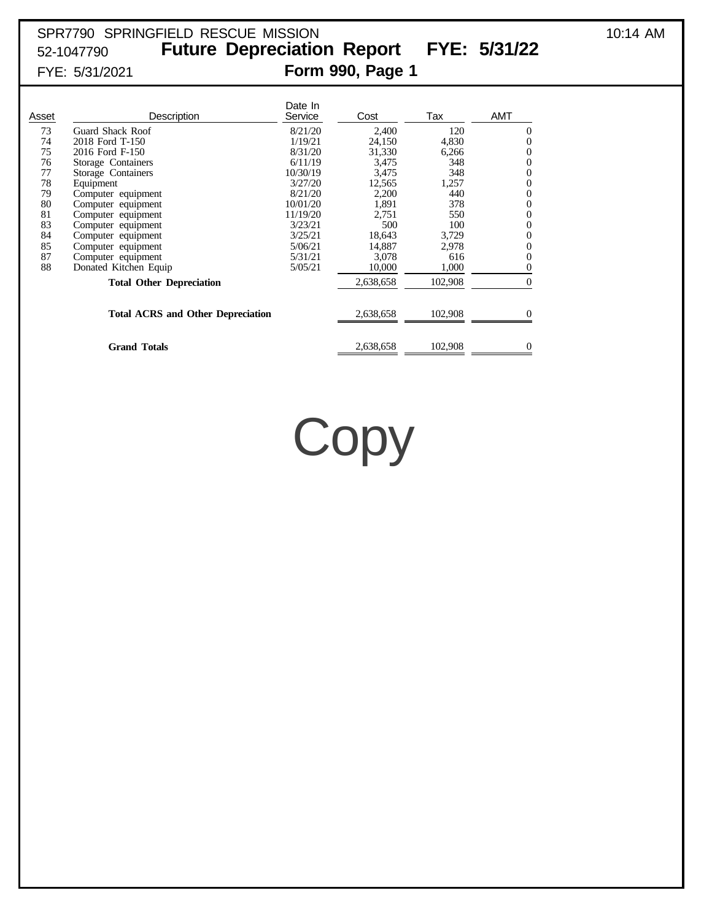SPR7790 SPRINGFIELD RESCUE MISSION 10:14 AM

52-1047790

# Future Depreciation Report FYE: 5/31/22

FYE: 5/31/2021

## Form 990, Page 1

| Asset | Description | Date In Service | Cost | Tax | AMT |
|---|---|---|---|---|---|
| 73 | Guard Shack Roof | 8/21/20 | 2,400 | 120 | 0 |
| 74 | 2018 Ford T-150 | 1/19/21 | 24,150 | 4,830 | 0 |
| 75 | 2016 Ford F-150 | 8/31/20 | 31,330 | 6,266 | 0 |
| 76 | Storage Containers | 6/11/19 | 3,475 | 348 | 0 |
| 77 | Storage Containers | 10/30/19 | 3,475 | 348 | 0 |
| 78 | Equipment | 3/27/20 | 12,565 | 1,257 | 0 |
| 79 | Computer equipment | 8/21/20 | 2,200 | 440 | 0 |
| 80 | Computer equipment | 10/01/20 | 1,891 | 378 | 0 |
| 81 | Computer equipment | 11/19/20 | 2,751 | 550 | 0 |
| 83 | Computer equipment | 3/23/21 | 500 | 100 | 0 |
| 84 | Computer equipment | 3/25/21 | 18,643 | 3,729 | 0 |
| 85 | Computer equipment | 5/06/21 | 14,887 | 2,978 | 0 |
| 87 | Computer equipment | 5/31/21 | 3,078 | 616 | 0 |
| 88 | Donated Kitchen Equip | 5/05/21 | 10,000 | 1,000 | 0 |
| | **Total Other Depreciation** | | 2,638,658 | 102,908 | 0 |
| | **Total ACRS and Other Depreciation** | | 2,638,658 | 102,908 | 0 |
| | **Grand Totals** | | 2,638,658 | 102,908 | 0 |

Copy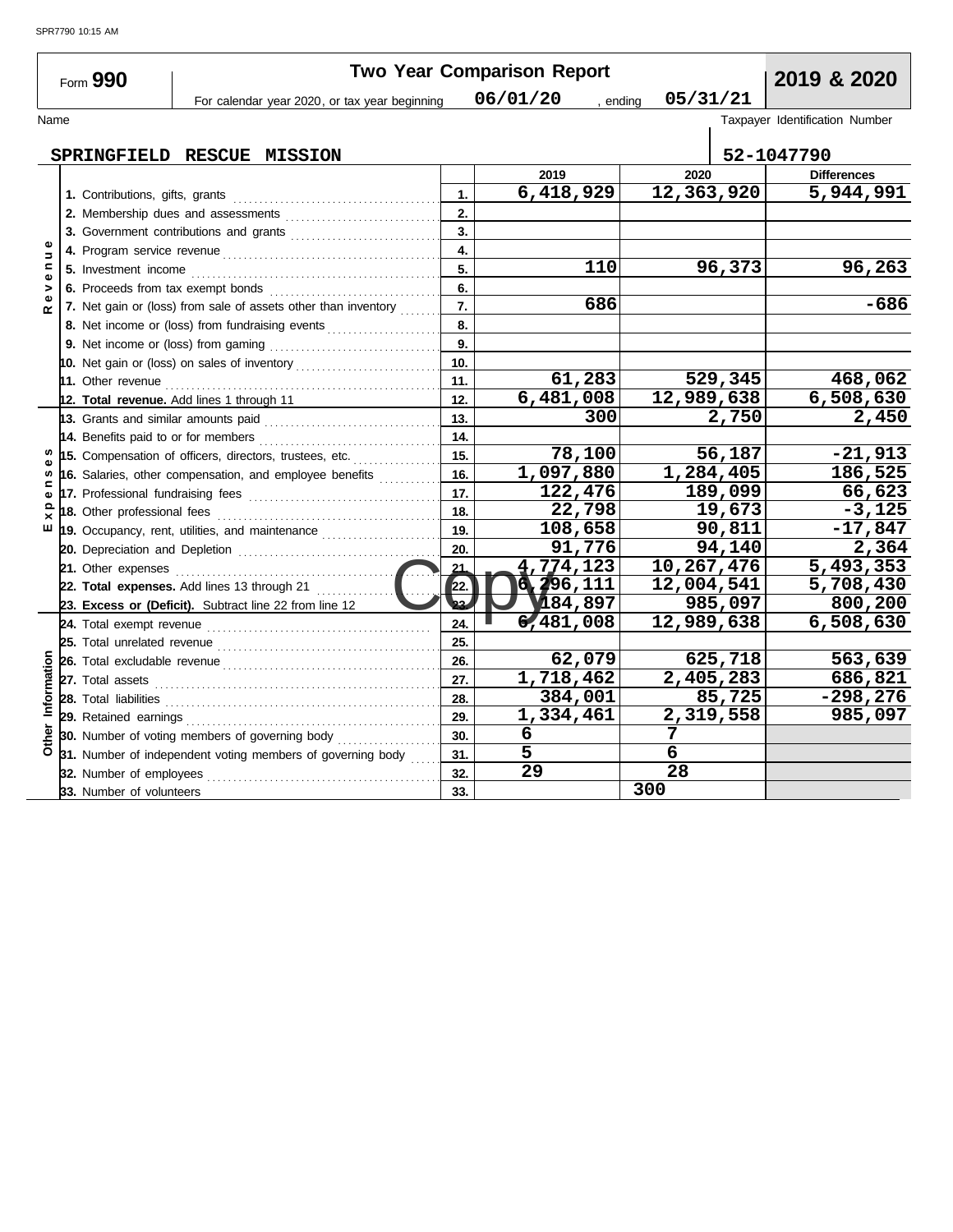SPR7790 10:15 AM

# Form 990 — Two Year Comparison Report — 2019 & 2020

For calendar year 2020, or tax year beginning 06/01/20, ending 05/31/21

| Name | Taxpayer Identification Number |
|---|---|
| SPRINGFIELD RESCUE MISSION | 52-1047790 |

| Section | Line | | 2019 | 2020 | Differences |
|---|---|---|---|---|---|
| Revenue | 1. Contributions, gifts, grants | 1. | 6,418,929 | 12,363,920 | 5,944,991 |
| | 2. Membership dues and assessments | 2. | | | |
| | 3. Government contributions and grants | 3. | | | |
| | 4. Program service revenue | 4. | | | |
| | 5. Investment income | 5. | 110 | 96,373 | 96,263 |
| | 6. Proceeds from tax exempt bonds | 6. | | | |
| | 7. Net gain or (loss) from sale of assets other than inventory | 7. | 686 | | -686 |
| | 8. Net income or (loss) from fundraising events | 8. | | | |
| | 9. Net income or (loss) from gaming | 9. | | | |
| | 10. Net gain or (loss) on sales of inventory | 10. | | | |
| | 11. Other revenue | 11. | 61,283 | 529,345 | 468,062 |
| | 12. **Total revenue.** Add lines 1 through 11 | 12. | 6,481,008 | 12,989,638 | 6,508,630 |
| Expenses | 13. Grants and similar amounts paid | 13. | 300 | 2,750 | 2,450 |
| | 14. Benefits paid to or for members | 14. | | | |
| | 15. Compensation of officers, directors, trustees, etc. | 15. | 78,100 | 56,187 | -21,913 |
| | 16. Salaries, other compensation, and employee benefits | 16. | 1,097,880 | 1,284,405 | 186,525 |
| | 17. Professional fundraising fees | 17. | 122,476 | 189,099 | 66,623 |
| | 18. Other professional fees | 18. | 22,798 | 19,673 | -3,125 |
| | 19. Occupancy, rent, utilities, and maintenance | 19. | 108,658 | 90,811 | -17,847 |
| | 20. Depreciation and Depletion | 20. | 91,776 | 94,140 | 2,364 |
| | 21. Other expenses | 21. | 4,774,123 | 10,267,476 | 5,493,353 |
| | 22. **Total expenses.** Add lines 13 through 21 | 22. | 6,296,111 | 12,004,541 | 5,708,430 |
| | 23. **Excess or (Deficit).** Subtract line 22 from line 12 | 23. | 184,897 | 985,097 | 800,200 |
| Other Information | 24. Total exempt revenue | 24. | 6,481,008 | 12,989,638 | 6,508,630 |
| | 25. Total unrelated revenue | 25. | | | |
| | 26. Total excludable revenue | 26. | 62,079 | 625,718 | 563,639 |
| | 27. Total assets | 27. | 1,718,462 | 2,405,283 | 686,821 |
| | 28. Total liabilities | 28. | 384,001 | 85,725 | -298,276 |
| | 29. Retained earnings | 29. | 1,334,461 | 2,319,558 | 985,097 |
| | 30. Number of voting members of governing body | 30. | 6 | 7 | |
| | 31. Number of independent voting members of governing body | 31. | 5 | 6 | |
| | 32. Number of employees | 32. | 29 | 28 | |
| | 33. Number of volunteers | 33. | | 300 | |

Copy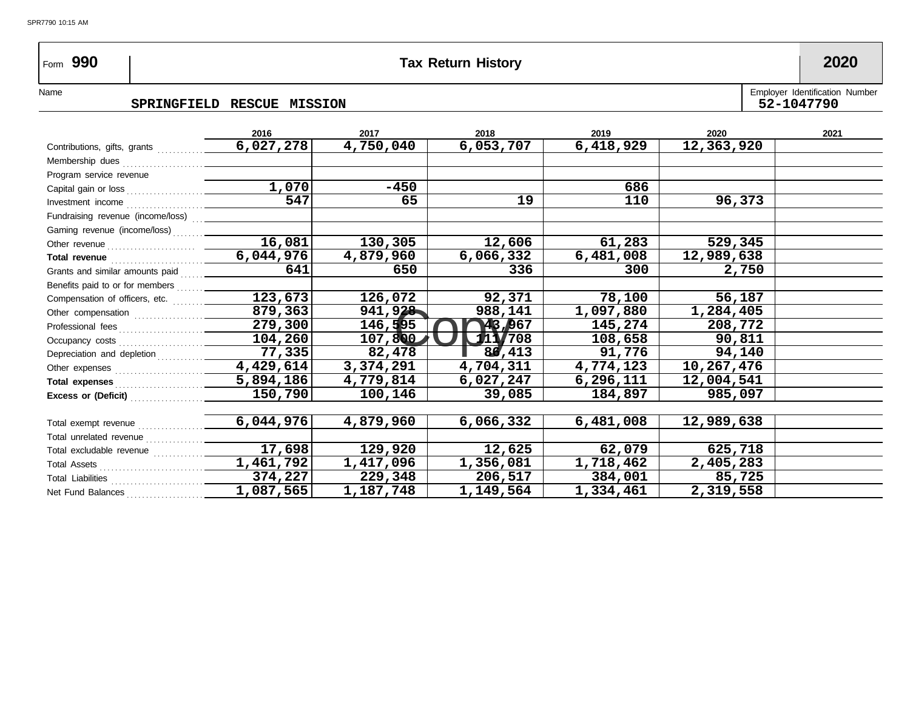# Form 990 — Tax Return History — 2020

**Name:** SPRINGFIELD RESCUE MISSION

**Employer Identification Number:** 52-1047790

| | 2016 | 2017 | 2018 | 2019 | 2020 | 2021 |
|---|---|---|---|---|---|---|
| Contributions, gifts, grants | 6,027,278 | 4,750,040 | 6,053,707 | 6,418,929 | 12,363,920 | |
| Membership dues | | | | | | |
| Program service revenue | | | | | | |
| Capital gain or loss | 1,070 | -450 | | 686 | | |
| Investment income | 547 | 65 | 19 | 110 | 96,373 | |
| Fundraising revenue (income/loss) | | | | | | |
| Gaming revenue (income/loss) | | | | | | |
| Other revenue | 16,081 | 130,305 | 12,606 | 61,283 | 529,345 | |
| **Total revenue** | 6,044,976 | 4,879,960 | 6,066,332 | 6,481,008 | 12,989,638 | |
| Grants and similar amounts paid | 641 | 650 | 336 | 300 | 2,750 | |
| Benefits paid to or for members | | | | | | |
| Compensation of officers, etc. | 123,673 | 126,072 | 92,371 | 78,100 | 56,187 | |
| Other compensation | 879,363 | 941,928 | 988,141 | 1,097,880 | 1,284,405 | |
| Professional fees | 279,300 | 146,595 | 143,967 | 145,274 | 208,772 | |
| Occupancy costs | 104,260 | 107,800 | 111,708 | 108,658 | 90,811 | |
| Depreciation and depletion | 77,335 | 82,478 | 86,413 | 91,776 | 94,140 | |
| Other expenses | 4,429,614 | 3,374,291 | 4,704,311 | 4,774,123 | 10,267,476 | |
| **Total expenses** | 5,894,186 | 4,779,814 | 6,027,247 | 6,296,111 | 12,004,541 | |
| **Excess or (Deficit)** | 150,790 | 100,146 | 39,085 | 184,897 | 985,097 | |
| | | | | | | |
| Total exempt revenue | 6,044,976 | 4,879,960 | 6,066,332 | 6,481,008 | 12,989,638 | |
| Total unrelated revenue | | | | | | |
| Total excludable revenue | 17,698 | 129,920 | 12,625 | 62,079 | 625,718 | |
| Total Assets | 1,461,792 | 1,417,096 | 1,356,081 | 1,718,462 | 2,405,283 | |
| Total Liabilities | 374,227 | 229,348 | 206,517 | 384,001 | 85,725 | |
| Net Fund Balances | 1,087,565 | 1,187,748 | 1,149,564 | 1,334,461 | 2,319,558 | |

Copy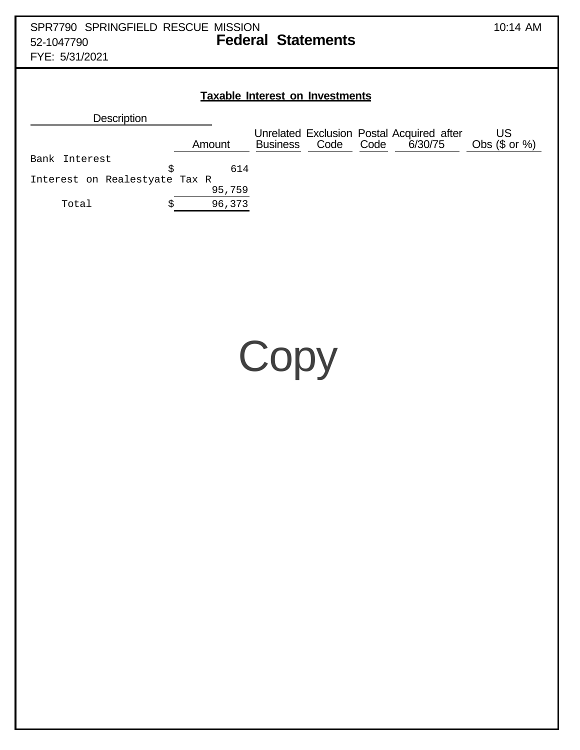SPR7790 SPRINGFIELD RESCUE MISSION
52-1047790
FYE: 5/31/2021

# Federal Statements

## Taxable Interest on Investments

| Description | Amount | Unrelated Business | Exclusion Code | Postal Code | Acquired after 6/30/75 | US Obs ($ or %) |
|---|---|---|---|---|---|---|
| Bank Interest | $ 614 | | | | | |
| Interest on Realestyate Tax R | 95,759 | | | | | |
| Total | $ 96,373 | | | | | |

Copy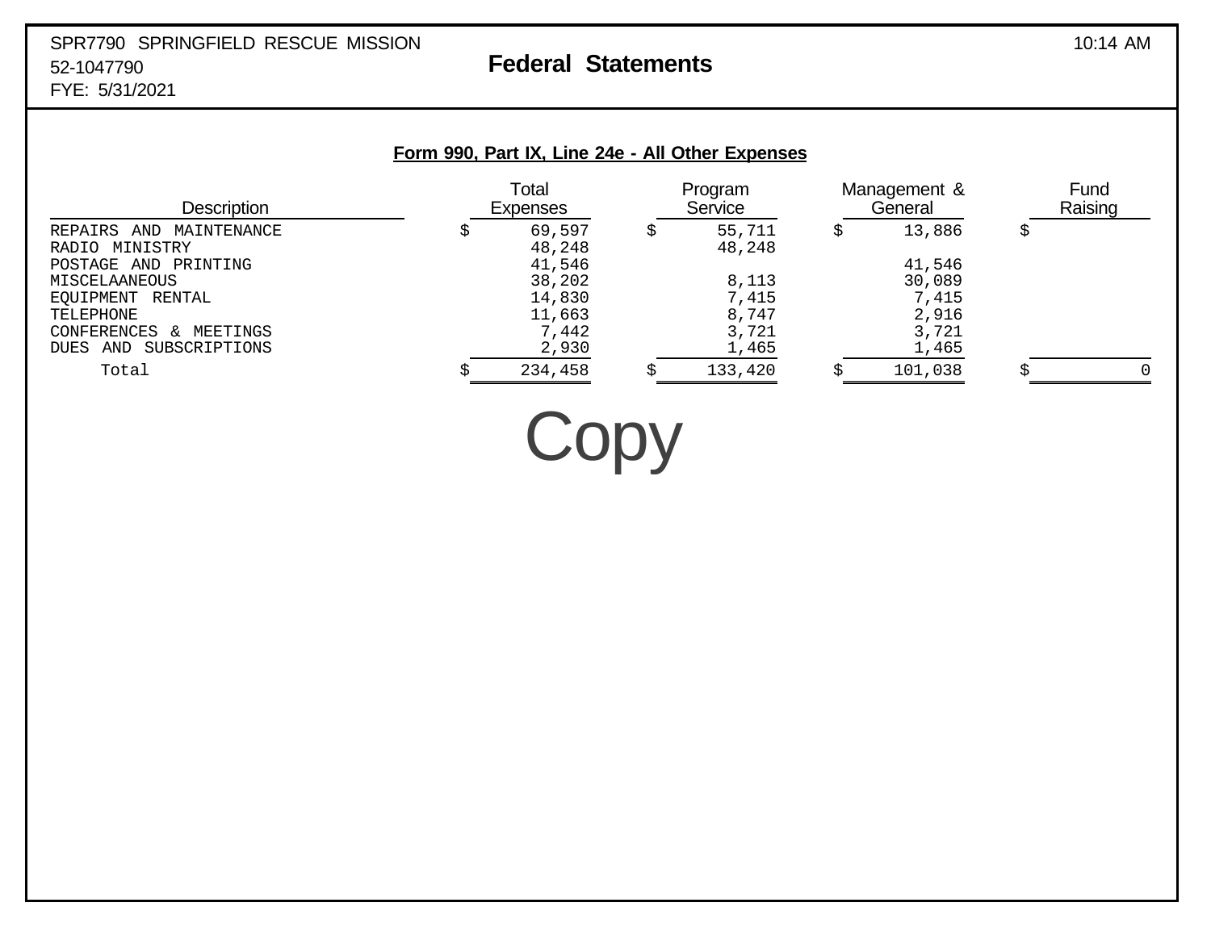SPR7790 SPRINGFIELD RESCUE MISSION
52-1047790
FYE: 5/31/2021

# Federal Statements

## Form 990, Part IX, Line 24e - All Other Expenses

| Description | Total Expenses | Program Service | Management & General | Fund Raising |
|---|---|---|---|---|
| REPAIRS AND MAINTENANCE | $ 69,597 | $ 55,711 | $ 13,886 | $ |
| RADIO MINISTRY | 48,248 | 48,248 | | |
| POSTAGE AND PRINTING | 41,546 | | 41,546 | |
| MISCELAANEOUS | 38,202 | 8,113 | 30,089 | |
| EQUIPMENT RENTAL | 14,830 | 7,415 | 7,415 | |
| TELEPHONE | 11,663 | 8,747 | 2,916 | |
| CONFERENCES & MEETINGS | 7,442 | 3,721 | 3,721 | |
| DUES AND SUBSCRIPTIONS | 2,930 | 1,465 | 1,465 | |
| Total | $ 234,458 | $ 133,420 | $ 101,038 | $ 0 |

Copy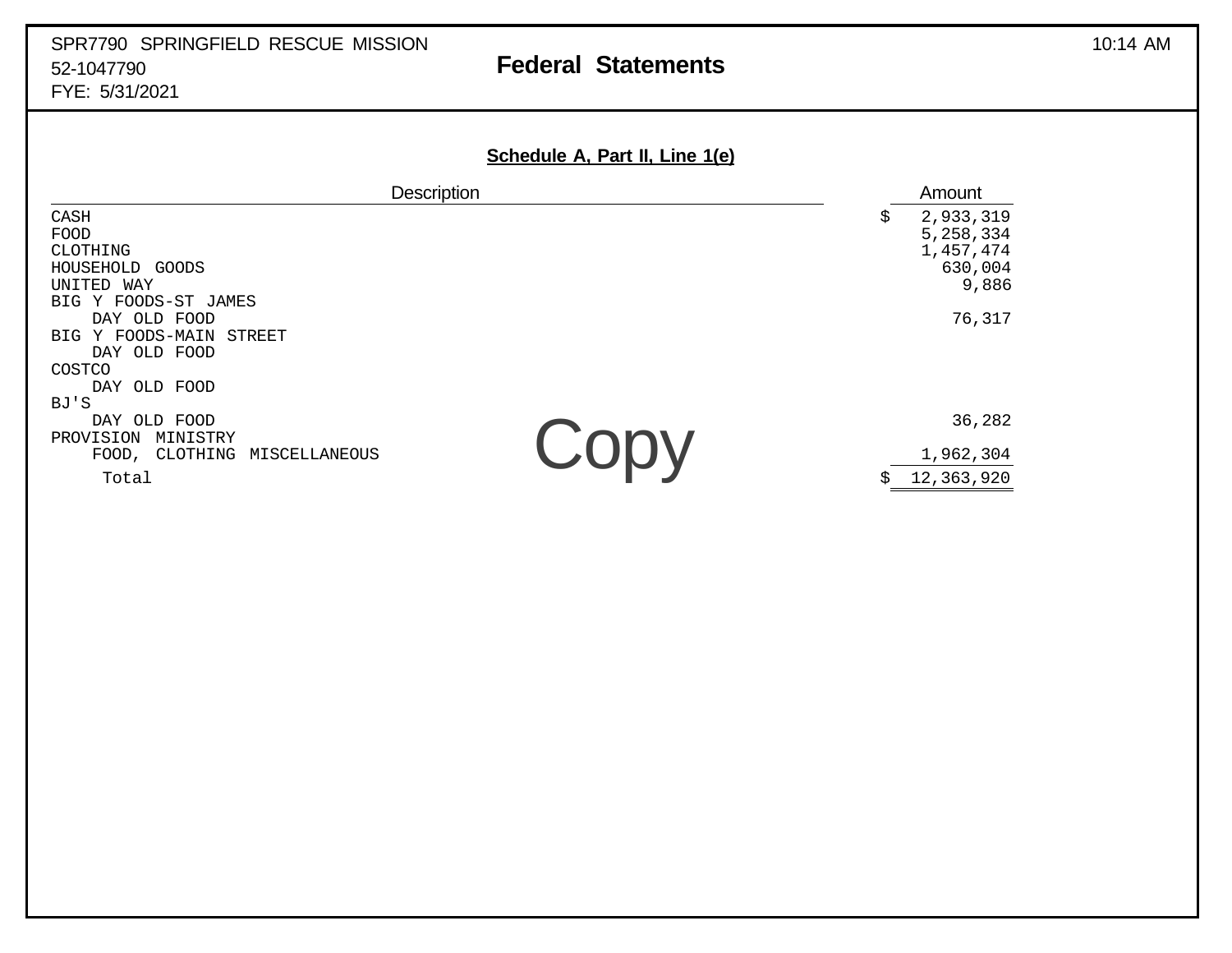SPR7790 SPRINGFIELD RESCUE MISSION
52-1047790
FYE: 5/31/2021

# Federal Statements

## Schedule A, Part II, Line 1(e)

| Description | Amount |
|---|---|
| CASH | $ 2,933,319 |
| FOOD | 5,258,334 |
| CLOTHING | 1,457,474 |
| HOUSEHOLD GOODS | 630,004 |
| UNITED WAY | 9,886 |
| BIG Y FOODS-ST JAMES DAY OLD FOOD | 76,317 |
| BIG Y FOODS-MAIN STREET DAY OLD FOOD | |
| COSTCO DAY OLD FOOD | |
| BJ'S DAY OLD FOOD | 36,282 |
| PROVISION MINISTRY FOOD, CLOTHING MISCELLANEOUS | 1,962,304 |
| Total | $ 12,363,920 |

Copy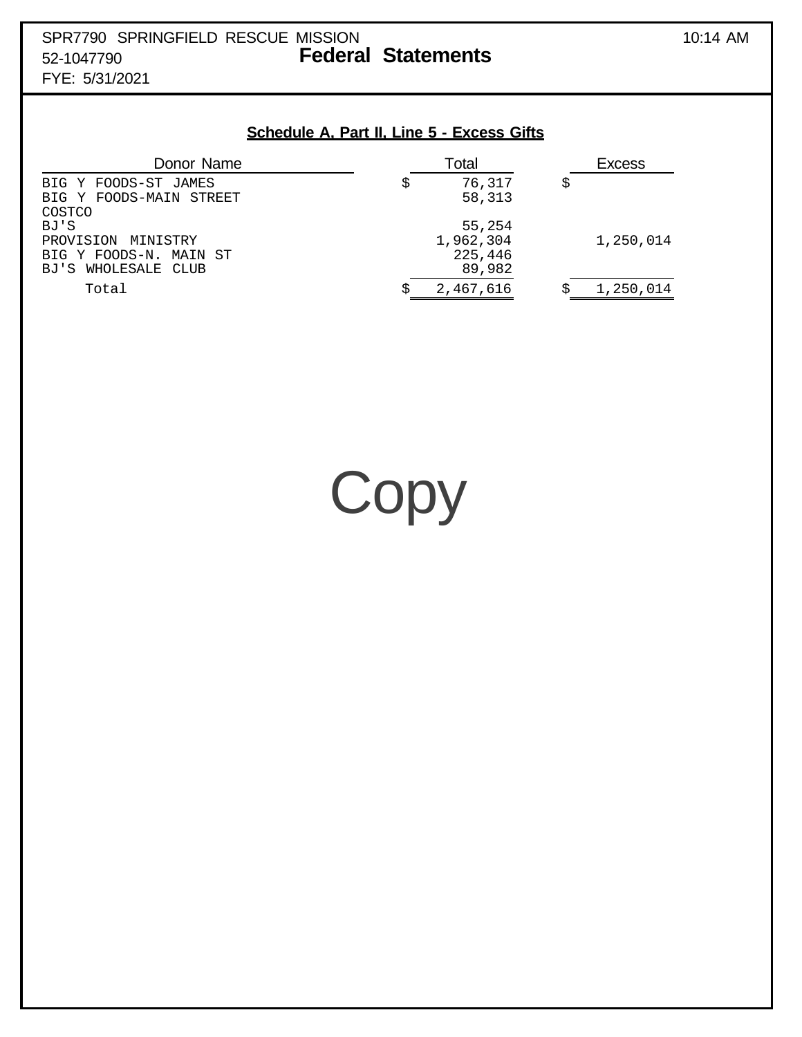SPR7790 SPRINGFIELD RESCUE MISSION
52-1047790
FYE: 5/31/2021

# Federal Statements

## Schedule A, Part II, Line 5 - Excess Gifts

| Donor Name | Total | Excess |
|---|---|---|
| BIG Y FOODS-ST JAMES | $ 76,317 | $ |
| BIG Y FOODS-MAIN STREET | 58,313 | |
| COSTCO | | |
| BJ'S | 55,254 | |
| PROVISION MINISTRY | 1,962,304 | 1,250,014 |
| BIG Y FOODS-N. MAIN ST | 225,446 | |
| BJ'S WHOLESALE CLUB | 89,982 | |
| Total | $ 2,467,616 | $ 1,250,014 |

Copy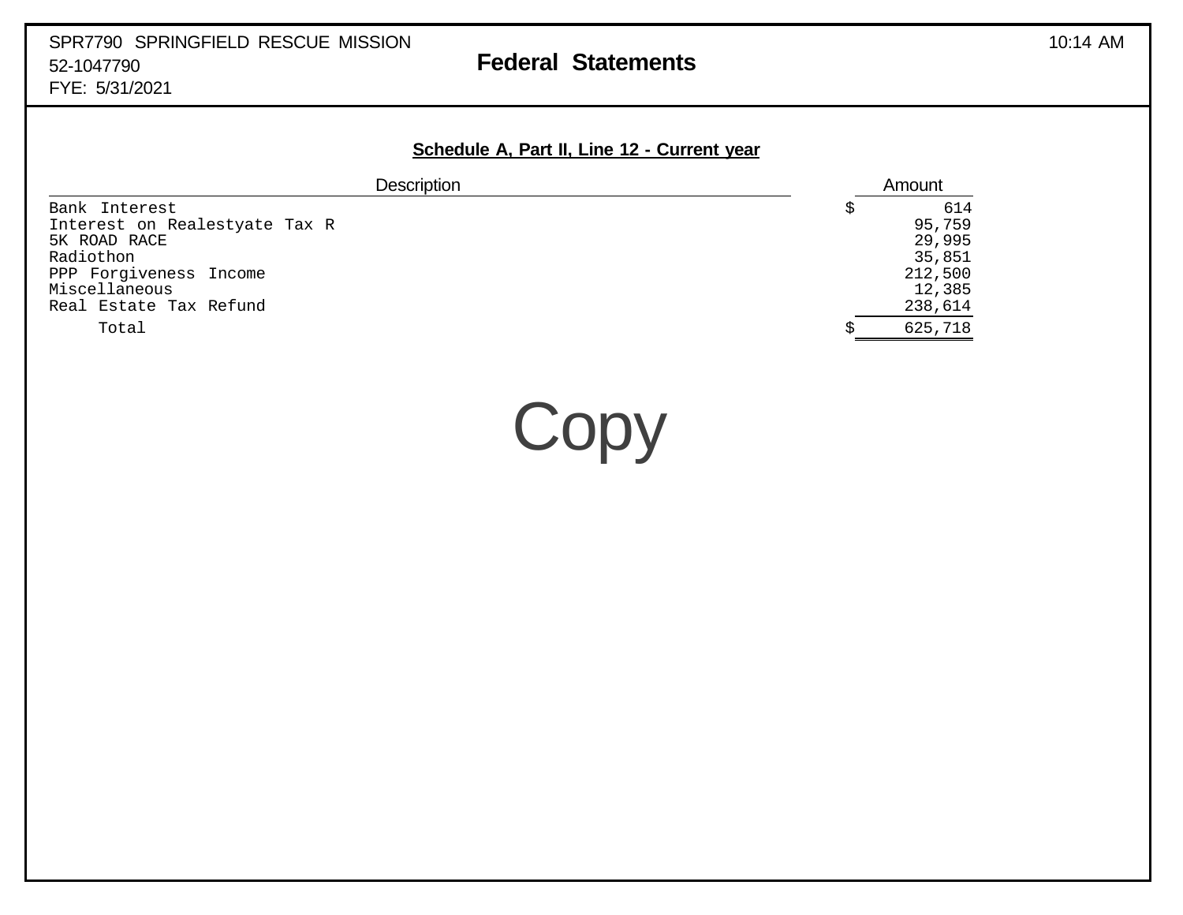SPR7790 SPRINGFIELD RESCUE MISSION
52-1047790
FYE: 5/31/2021

# Federal Statements

## Schedule A, Part II, Line 12 - Current year

| Description | Amount |
|---|---|
| Bank Interest | $ 614 |
| Interest on Realestyate Tax R | 95,759 |
| 5K ROAD RACE | 29,995 |
| Radiothon | 35,851 |
| PPP Forgiveness Income | 212,500 |
| Miscellaneous | 12,385 |
| Real Estate Tax Refund | 238,614 |
| Total | $ 625,718 |

Copy